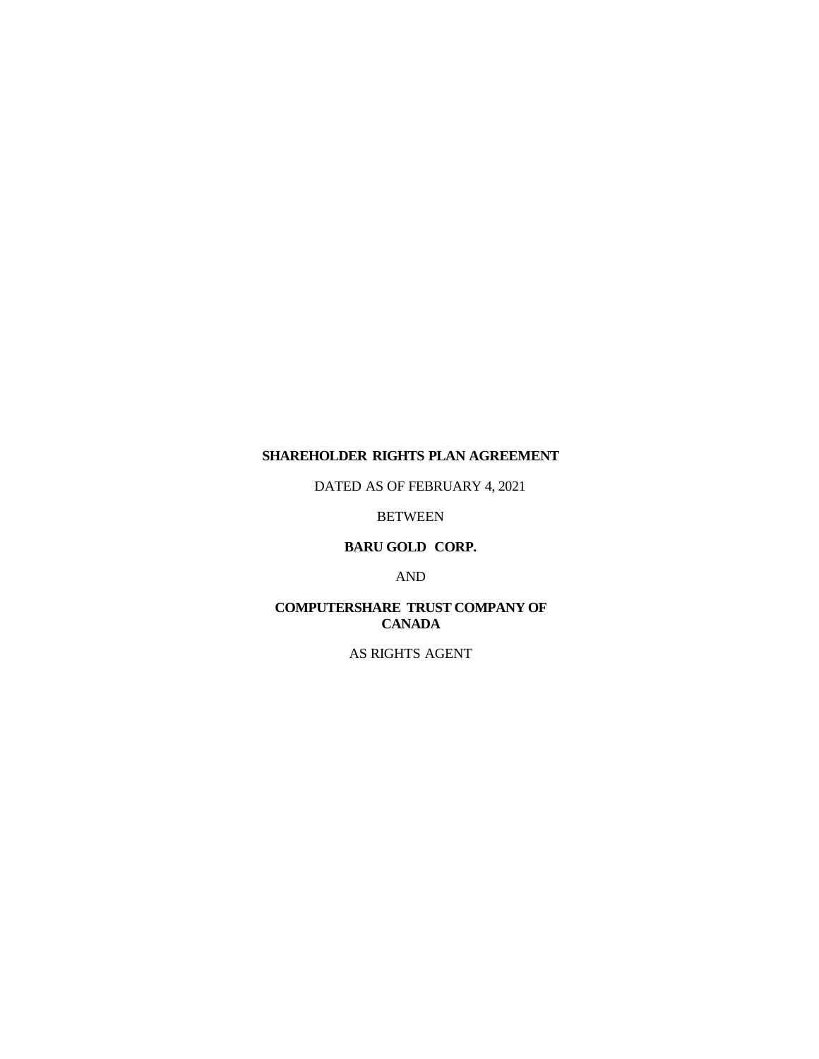# SHAREHOLDER RIGHTS PLAN AGREEMENT

DATED AS OF FEBRUARY 4, 2021

BETWEEN

**BARU GOLD CORP.**

AND

**COMPUTERSHARE TRUST COMPANY OF CANADA**

AS RIGHTS AGENT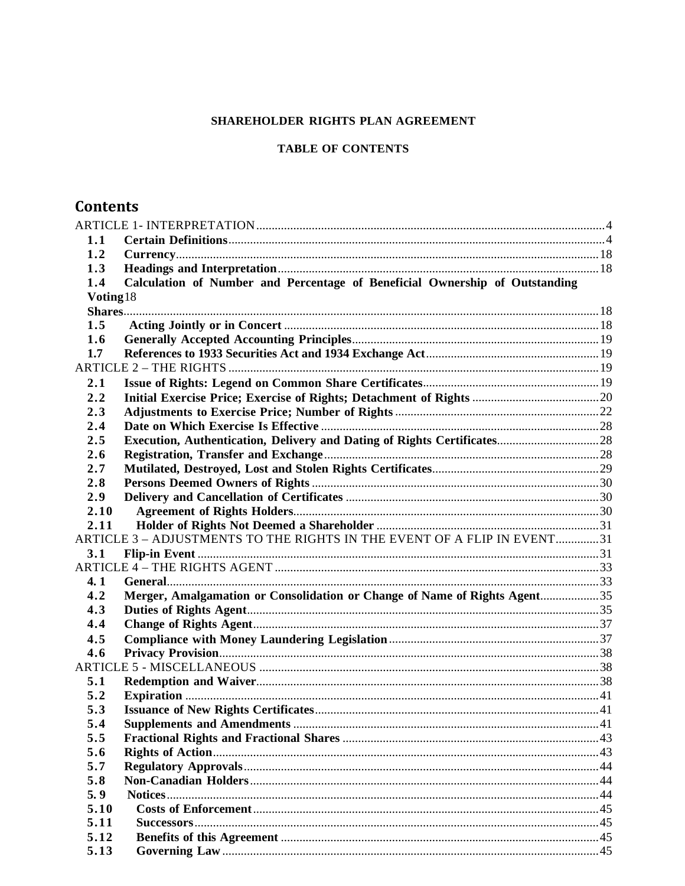**SHAREHOLDER RIGHTS PLAN AGREEMENT**

**TABLE OF CONTENTS**

# Contents

ARTICLE 1- INTERPRETATION ..... 4

- **1.1 Certain Definitions** ..... 4
- **1.2 Currency** ..... 18
- **1.3 Headings and Interpretation** ..... 18
- **1.4 Calculation of Number and Percentage of Beneficial Ownership of Outstanding Voting Shares** ..... 18
- **1.5 Acting Jointly or in Concert** ..... 18
- **1.6 Generally Accepted Accounting Principles** ..... 19
- **1.7 References to 1933 Securities Act and 1934 Exchange Act** ..... 19

ARTICLE 2 – THE RIGHTS ..... 19

- **2.1 Issue of Rights: Legend on Common Share Certificates** ..... 19
- **2.2 Initial Exercise Price; Exercise of Rights; Detachment of Rights** ..... 20
- **2.3 Adjustments to Exercise Price; Number of Rights** ..... 22
- **2.4 Date on Which Exercise Is Effective** ..... 28
- **2.5 Execution, Authentication, Delivery and Dating of Rights Certificates** ..... 28
- **2.6 Registration, Transfer and Exchange** ..... 28
- **2.7 Mutilated, Destroyed, Lost and Stolen Rights Certificates** ..... 29
- **2.8 Persons Deemed Owners of Rights** ..... 30
- **2.9 Delivery and Cancellation of Certificates** ..... 30
- **2.10 Agreement of Rights Holders** ..... 30
- **2.11 Holder of Rights Not Deemed a Shareholder** ..... 31

ARTICLE 3 – ADJUSTMENTS TO THE RIGHTS IN THE EVENT OF A FLIP IN EVENT ..... 31

- **3.1 Flip-in Event** ..... 31

ARTICLE 4 – THE RIGHTS AGENT ..... 33

- **4.1 General** ..... 33
- **4.2 Merger, Amalgamation or Consolidation or Change of Name of Rights Agent** ..... 35
- **4.3 Duties of Rights Agent** ..... 35
- **4.4 Change of Rights Agent** ..... 37
- **4.5 Compliance with Money Laundering Legislation** ..... 37
- **4.6 Privacy Provision** ..... 38

ARTICLE 5 - MISCELLANEOUS ..... 38

- **5.1 Redemption and Waiver** ..... 38
- **5.2 Expiration** ..... 41
- **5.3 Issuance of New Rights Certificates** ..... 41
- **5.4 Supplements and Amendments** ..... 41
- **5.5 Fractional Rights and Fractional Shares** ..... 43
- **5.6 Rights of Action** ..... 43
- **5.7 Regulatory Approvals** ..... 44
- **5.8 Non-Canadian Holders** ..... 44
- **5.9 Notices** ..... 44
- **5.10 Costs of Enforcement** ..... 45
- **5.11 Successors** ..... 45
- **5.12 Benefits of this Agreement** ..... 45
- **5.13 Governing Law** ..... 45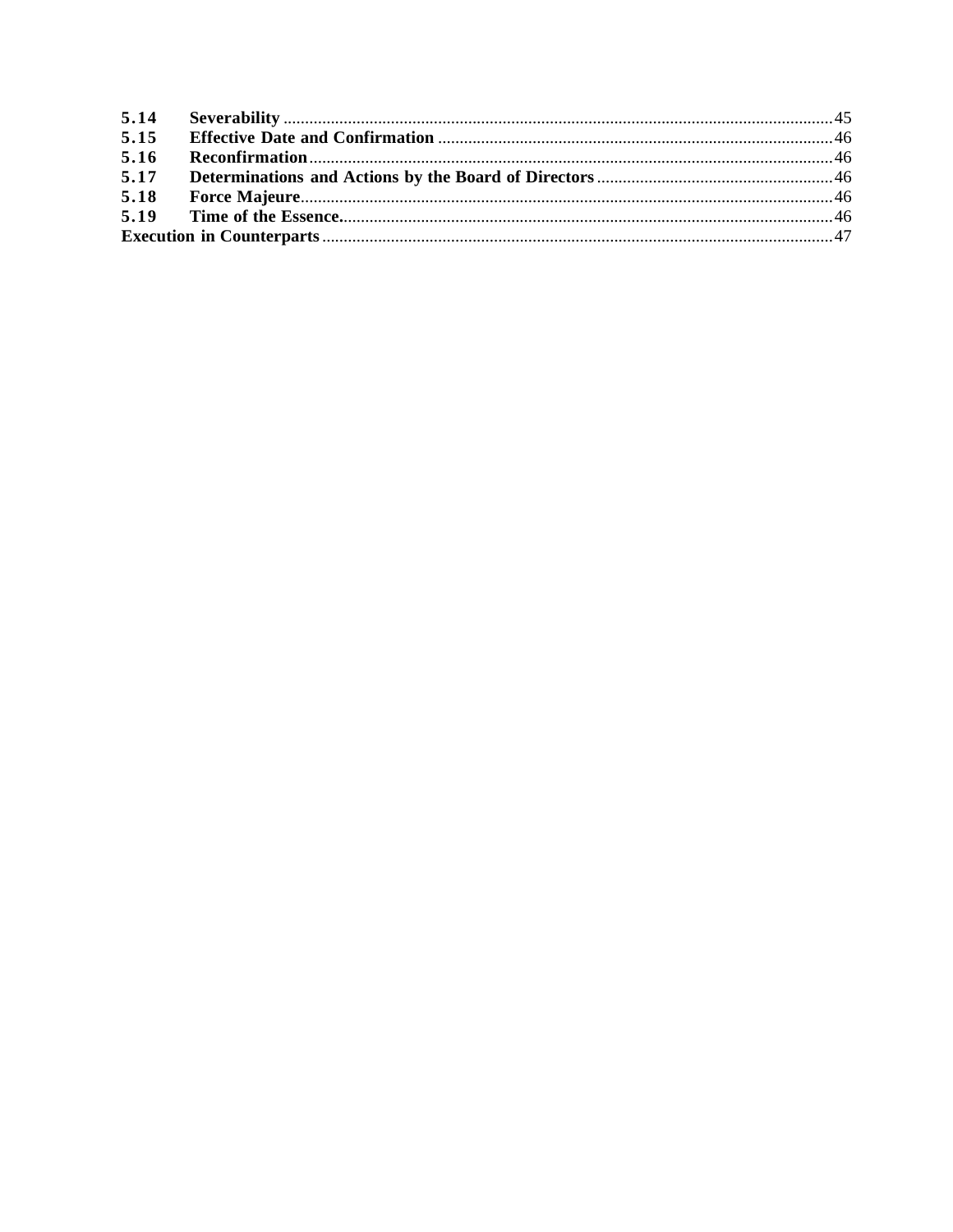| | | |
|---|---|---|
| **5.14** | **Severability** | 45 |
| **5.15** | **Effective Date and Confirmation** | 46 |
| **5.16** | **Reconfirmation** | 46 |
| **5.17** | **Determinations and Actions by the Board of Directors** | 46 |
| **5.18** | **Force Majeure** | 46 |
| **5.19** | **Time of the Essence** | 46 |
| **Execution in Counterparts** | | 47 |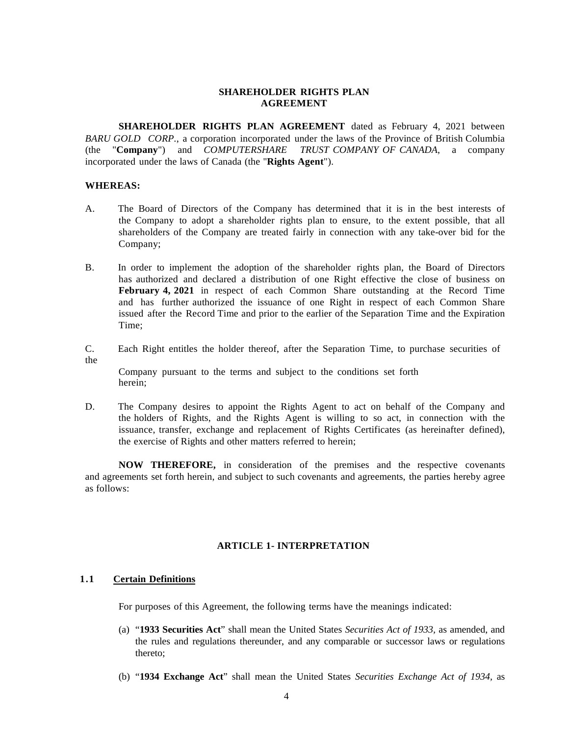# SHAREHOLDER RIGHTS PLAN AGREEMENT

**SHAREHOLDER RIGHTS PLAN AGREEMENT** dated as February 4, 2021 between *BARU GOLD CORP.*, a corporation incorporated under the laws of the Province of British Columbia (the "**Company**") and *COMPUTERSHARE TRUST COMPANY OF CANADA*, a company incorporated under the laws of Canada (the "**Rights Agent**").

**WHEREAS:**

A. The Board of Directors of the Company has determined that it is in the best interests of the Company to adopt a shareholder rights plan to ensure, to the extent possible, that all shareholders of the Company are treated fairly in connection with any take-over bid for the Company;

B. In order to implement the adoption of the shareholder rights plan, the Board of Directors has authorized and declared a distribution of one Right effective the close of business on **February 4, 2021** in respect of each Common Share outstanding at the Record Time and has further authorized the issuance of one Right in respect of each Common Share issued after the Record Time and prior to the earlier of the Separation Time and the Expiration Time;

C. Each Right entitles the holder thereof, after the Separation Time, to purchase securities of the Company pursuant to the terms and subject to the conditions set forth herein;

D. The Company desires to appoint the Rights Agent to act on behalf of the Company and the holders of Rights, and the Rights Agent is willing to so act, in connection with the issuance, transfer, exchange and replacement of Rights Certificates (as hereinafter defined), the exercise of Rights and other matters referred to herein;

**NOW THEREFORE,** in consideration of the premises and the respective covenants and agreements set forth herein, and subject to such covenants and agreements, the parties hereby agree as follows:

## ARTICLE 1- INTERPRETATION

### 1.1 Certain Definitions

For purposes of this Agreement, the following terms have the meanings indicated:

(a) "**1933 Securities Act**" shall mean the United States *Securities Act of 1933,* as amended, and the rules and regulations thereunder, and any comparable or successor laws or regulations thereto;

(b) "**1934 Exchange Act**" shall mean the United States *Securities Exchange Act of 1934,* as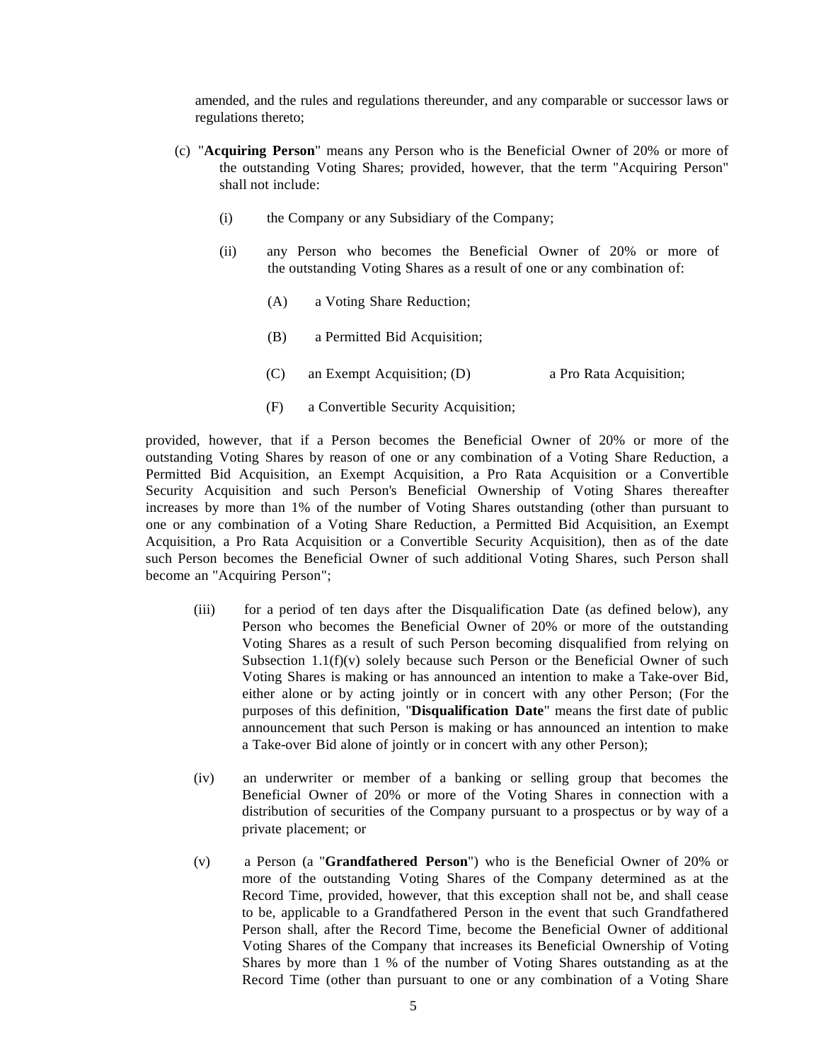amended, and the rules and regulations thereunder, and any comparable or successor laws or regulations thereto;

(c) "**Acquiring Person**" means any Person who is the Beneficial Owner of 20% or more of the outstanding Voting Shares; provided, however, that the term "Acquiring Person" shall not include:

(i) the Company or any Subsidiary of the Company;

(ii) any Person who becomes the Beneficial Owner of 20% or more of the outstanding Voting Shares as a result of one or any combination of:

(A) a Voting Share Reduction;

(B) a Permitted Bid Acquisition;

(C) an Exempt Acquisition; (D) a Pro Rata Acquisition;

(F) a Convertible Security Acquisition;

provided, however, that if a Person becomes the Beneficial Owner of 20% or more of the outstanding Voting Shares by reason of one or any combination of a Voting Share Reduction, a Permitted Bid Acquisition, an Exempt Acquisition, a Pro Rata Acquisition or a Convertible Security Acquisition and such Person's Beneficial Ownership of Voting Shares thereafter increases by more than 1% of the number of Voting Shares outstanding (other than pursuant to one or any combination of a Voting Share Reduction, a Permitted Bid Acquisition, an Exempt Acquisition, a Pro Rata Acquisition or a Convertible Security Acquisition), then as of the date such Person becomes the Beneficial Owner of such additional Voting Shares, such Person shall become an "Acquiring Person";

(iii) for a period of ten days after the Disqualification Date (as defined below), any Person who becomes the Beneficial Owner of 20% or more of the outstanding Voting Shares as a result of such Person becoming disqualified from relying on Subsection 1.1(f)(v) solely because such Person or the Beneficial Owner of such Voting Shares is making or has announced an intention to make a Take-over Bid, either alone or by acting jointly or in concert with any other Person; (For the purposes of this definition, "**Disqualification Date**" means the first date of public announcement that such Person is making or has announced an intention to make a Take-over Bid alone of jointly or in concert with any other Person);

(iv) an underwriter or member of a banking or selling group that becomes the Beneficial Owner of 20% or more of the Voting Shares in connection with a distribution of securities of the Company pursuant to a prospectus or by way of a private placement; or

(v) a Person (a "**Grandfathered Person**") who is the Beneficial Owner of 20% or more of the outstanding Voting Shares of the Company determined as at the Record Time, provided, however, that this exception shall not be, and shall cease to be, applicable to a Grandfathered Person in the event that such Grandfathered Person shall, after the Record Time, become the Beneficial Owner of additional Voting Shares of the Company that increases its Beneficial Ownership of Voting Shares by more than 1 % of the number of Voting Shares outstanding as at the Record Time (other than pursuant to one or any combination of a Voting Share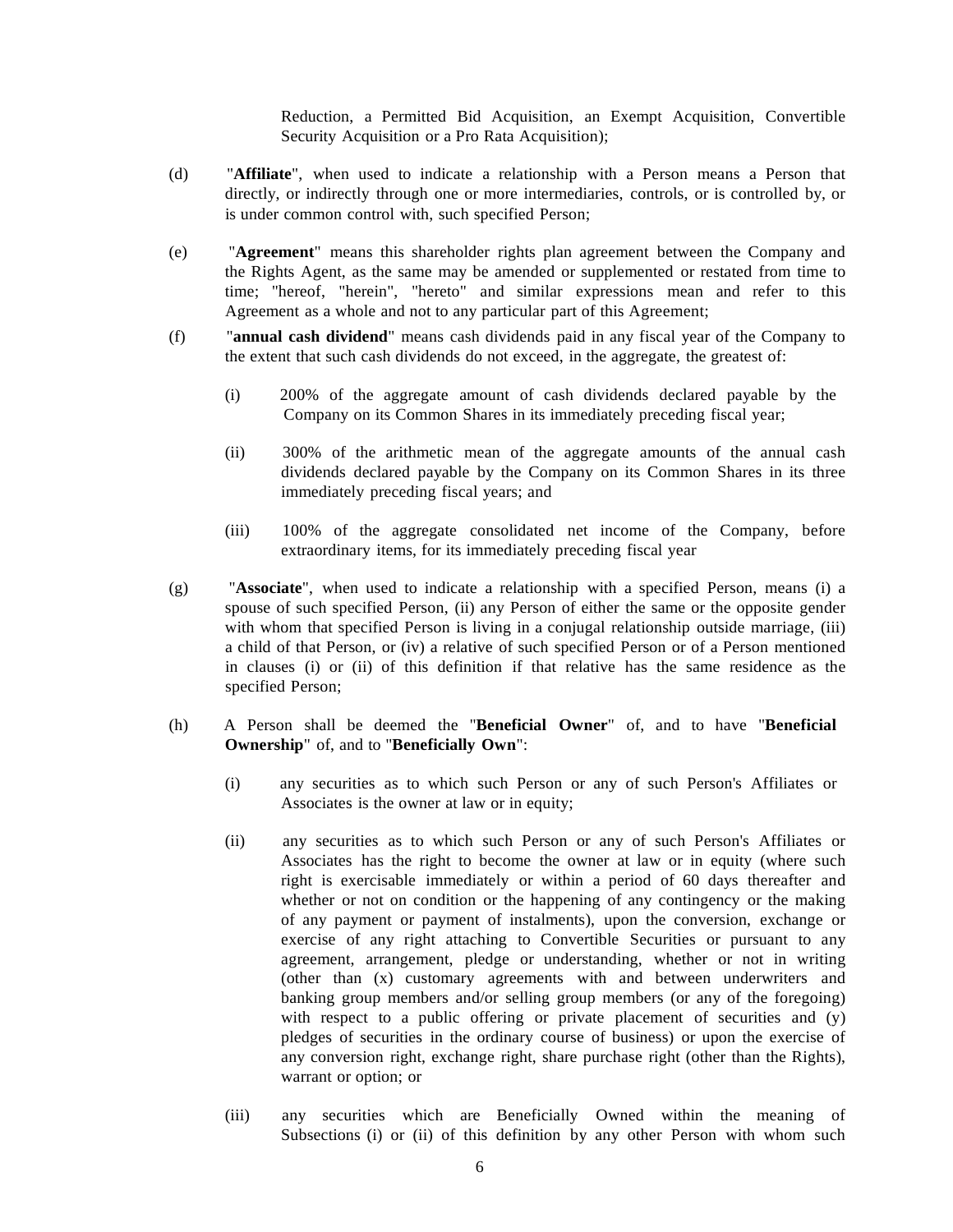Reduction, a Permitted Bid Acquisition, an Exempt Acquisition, Convertible Security Acquisition or a Pro Rata Acquisition);

(d) "**Affiliate**", when used to indicate a relationship with a Person means a Person that directly, or indirectly through one or more intermediaries, controls, or is controlled by, or is under common control with, such specified Person;

(e) "**Agreement**" means this shareholder rights plan agreement between the Company and the Rights Agent, as the same may be amended or supplemented or restated from time to time; "hereof, "herein", "hereto" and similar expressions mean and refer to this Agreement as a whole and not to any particular part of this Agreement;

(f) "**annual cash dividend**" means cash dividends paid in any fiscal year of the Company to the extent that such cash dividends do not exceed, in the aggregate, the greatest of:

(i) 200% of the aggregate amount of cash dividends declared payable by the Company on its Common Shares in its immediately preceding fiscal year;

(ii) 300% of the arithmetic mean of the aggregate amounts of the annual cash dividends declared payable by the Company on its Common Shares in its three immediately preceding fiscal years; and

(iii) 100% of the aggregate consolidated net income of the Company, before extraordinary items, for its immediately preceding fiscal year

(g) "**Associate**", when used to indicate a relationship with a specified Person, means (i) a spouse of such specified Person, (ii) any Person of either the same or the opposite gender with whom that specified Person is living in a conjugal relationship outside marriage, (iii) a child of that Person, or (iv) a relative of such specified Person or of a Person mentioned in clauses (i) or (ii) of this definition if that relative has the same residence as the specified Person;

(h) A Person shall be deemed the "**Beneficial Owner**" of, and to have "**Beneficial Ownership**" of, and to "**Beneficially Own**":

(i) any securities as to which such Person or any of such Person's Affiliates or Associates is the owner at law or in equity;

(ii) any securities as to which such Person or any of such Person's Affiliates or Associates has the right to become the owner at law or in equity (where such right is exercisable immediately or within a period of 60 days thereafter and whether or not on condition or the happening of any contingency or the making of any payment or payment of instalments), upon the conversion, exchange or exercise of any right attaching to Convertible Securities or pursuant to any agreement, arrangement, pledge or understanding, whether or not in writing (other than (x) customary agreements with and between underwriters and banking group members and/or selling group members (or any of the foregoing) with respect to a public offering or private placement of securities and (y) pledges of securities in the ordinary course of business) or upon the exercise of any conversion right, exchange right, share purchase right (other than the Rights), warrant or option; or

(iii) any securities which are Beneficially Owned within the meaning of Subsections (i) or (ii) of this definition by any other Person with whom such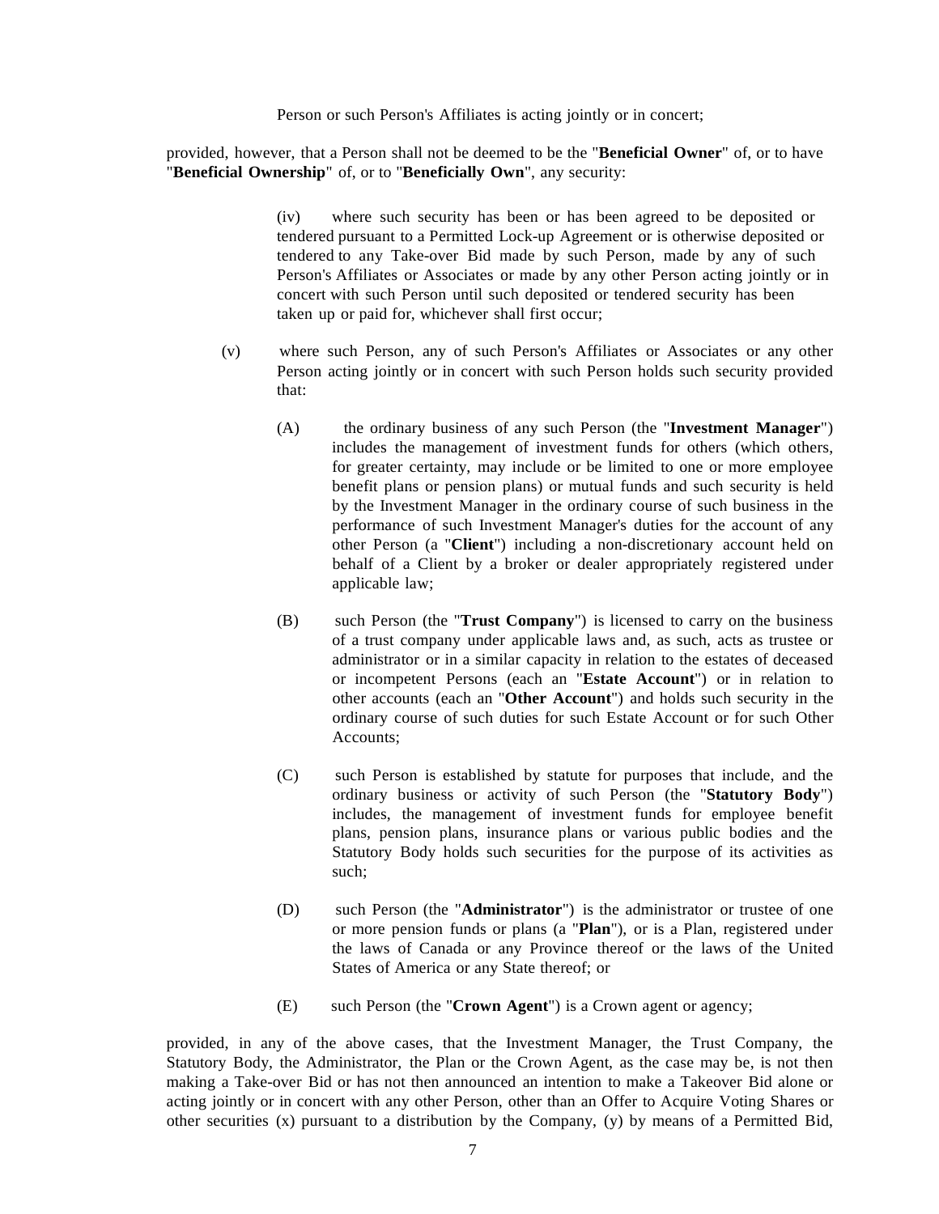Person or such Person's Affiliates is acting jointly or in concert;

provided, however, that a Person shall not be deemed to be the "**Beneficial Owner**" of, or to have "**Beneficial Ownership**" of, or to "**Beneficially Own**", any security:

(iv) where such security has been or has been agreed to be deposited or tendered pursuant to a Permitted Lock-up Agreement or is otherwise deposited or tendered to any Take-over Bid made by such Person, made by any of such Person's Affiliates or Associates or made by any other Person acting jointly or in concert with such Person until such deposited or tendered security has been taken up or paid for, whichever shall first occur;

(v) where such Person, any of such Person's Affiliates or Associates or any other Person acting jointly or in concert with such Person holds such security provided that:

(A) the ordinary business of any such Person (the "**Investment Manager**") includes the management of investment funds for others (which others, for greater certainty, may include or be limited to one or more employee benefit plans or pension plans) or mutual funds and such security is held by the Investment Manager in the ordinary course of such business in the performance of such Investment Manager's duties for the account of any other Person (a "**Client**") including a non-discretionary account held on behalf of a Client by a broker or dealer appropriately registered under applicable law;

(B) such Person (the "**Trust Company**") is licensed to carry on the business of a trust company under applicable laws and, as such, acts as trustee or administrator or in a similar capacity in relation to the estates of deceased or incompetent Persons (each an "**Estate Account**") or in relation to other accounts (each an "**Other Account**") and holds such security in the ordinary course of such duties for such Estate Account or for such Other Accounts;

(C) such Person is established by statute for purposes that include, and the ordinary business or activity of such Person (the "**Statutory Body**") includes, the management of investment funds for employee benefit plans, pension plans, insurance plans or various public bodies and the Statutory Body holds such securities for the purpose of its activities as such;

(D) such Person (the "**Administrator**") is the administrator or trustee of one or more pension funds or plans (a "**Plan**"), or is a Plan, registered under the laws of Canada or any Province thereof or the laws of the United States of America or any State thereof; or

(E) such Person (the "**Crown Agent**") is a Crown agent or agency;

provided, in any of the above cases, that the Investment Manager, the Trust Company, the Statutory Body, the Administrator, the Plan or the Crown Agent, as the case may be, is not then making a Take-over Bid or has not then announced an intention to make a Takeover Bid alone or acting jointly or in concert with any other Person, other than an Offer to Acquire Voting Shares or other securities (x) pursuant to a distribution by the Company, (y) by means of a Permitted Bid,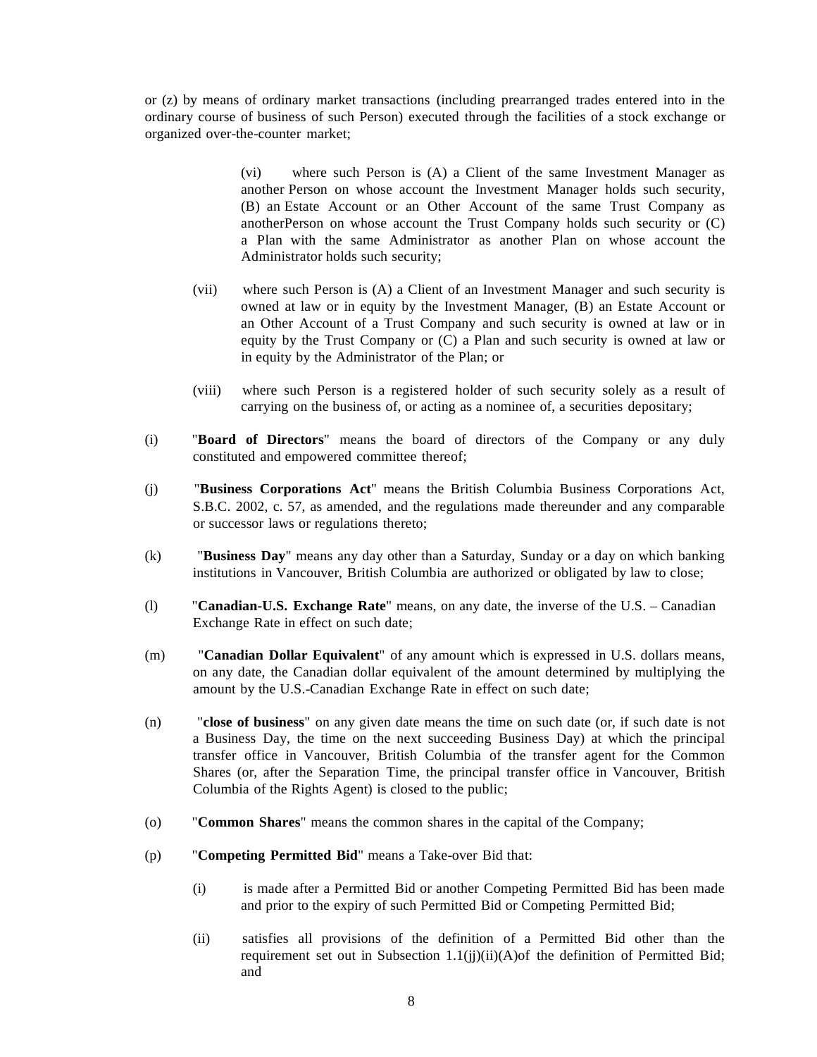or (z) by means of ordinary market transactions (including prearranged trades entered into in the ordinary course of business of such Person) executed through the facilities of a stock exchange or organized over-the-counter market;

> (vi) where such Person is (A) a Client of the same Investment Manager as another Person on whose account the Investment Manager holds such security, (B) an Estate Account or an Other Account of the same Trust Company as anotherPerson on whose account the Trust Company holds such security or (C) a Plan with the same Administrator as another Plan on whose account the Administrator holds such security;

(vii) where such Person is (A) a Client of an Investment Manager and such security is owned at law or in equity by the Investment Manager, (B) an Estate Account or an Other Account of a Trust Company and such security is owned at law or in equity by the Trust Company or (C) a Plan and such security is owned at law or in equity by the Administrator of the Plan; or

(viii) where such Person is a registered holder of such security solely as a result of carrying on the business of, or acting as a nominee of, a securities depositary;

(i) "**Board of Directors**" means the board of directors of the Company or any duly constituted and empowered committee thereof;

(j) "**Business Corporations Act**" means the British Columbia Business Corporations Act, S.B.C. 2002, c. 57, as amended, and the regulations made thereunder and any comparable or successor laws or regulations thereto;

(k) "**Business Day**" means any day other than a Saturday, Sunday or a day on which banking institutions in Vancouver, British Columbia are authorized or obligated by law to close;

(l) "**Canadian-U.S. Exchange Rate**" means, on any date, the inverse of the U.S. – Canadian Exchange Rate in effect on such date;

(m) "**Canadian Dollar Equivalent**" of any amount which is expressed in U.S. dollars means, on any date, the Canadian dollar equivalent of the amount determined by multiplying the amount by the U.S.-Canadian Exchange Rate in effect on such date;

(n) "**close of business**" on any given date means the time on such date (or, if such date is not a Business Day, the time on the next succeeding Business Day) at which the principal transfer office in Vancouver, British Columbia of the transfer agent for the Common Shares (or, after the Separation Time, the principal transfer office in Vancouver, British Columbia of the Rights Agent) is closed to the public;

(o) "**Common Shares**" means the common shares in the capital of the Company;

(p) "**Competing Permitted Bid**" means a Take-over Bid that:

(i) is made after a Permitted Bid or another Competing Permitted Bid has been made and prior to the expiry of such Permitted Bid or Competing Permitted Bid;

(ii) satisfies all provisions of the definition of a Permitted Bid other than the requirement set out in Subsection 1.1(jj)(ii)(A)of the definition of Permitted Bid; and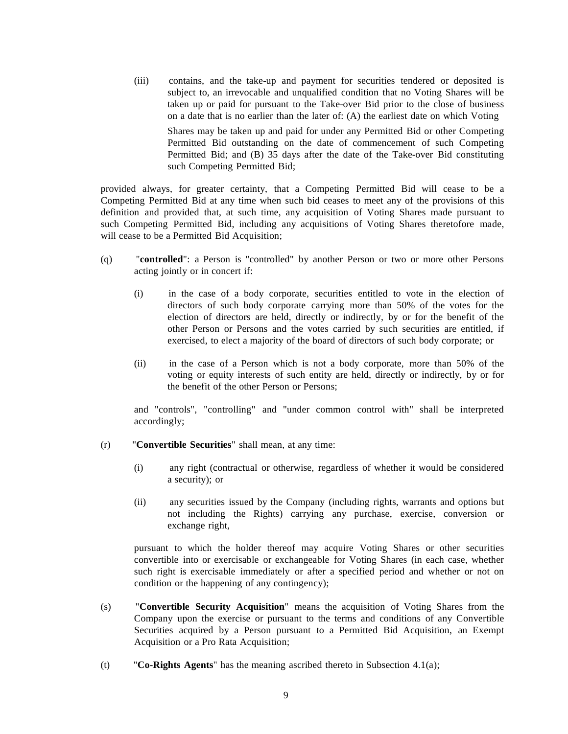(iii) contains, and the take-up and payment for securities tendered or deposited is subject to, an irrevocable and unqualified condition that no Voting Shares will be taken up or paid for pursuant to the Take-over Bid prior to the close of business on a date that is no earlier than the later of: (A) the earliest date on which Voting Shares may be taken up and paid for under any Permitted Bid or other Competing Permitted Bid outstanding on the date of commencement of such Competing Permitted Bid; and (B) 35 days after the date of the Take-over Bid constituting such Competing Permitted Bid;

provided always, for greater certainty, that a Competing Permitted Bid will cease to be a Competing Permitted Bid at any time when such bid ceases to meet any of the provisions of this definition and provided that, at such time, any acquisition of Voting Shares made pursuant to such Competing Permitted Bid, including any acquisitions of Voting Shares theretofore made, will cease to be a Permitted Bid Acquisition;

(q) "**controlled**": a Person is "controlled" by another Person or two or more other Persons acting jointly or in concert if:

(i) in the case of a body corporate, securities entitled to vote in the election of directors of such body corporate carrying more than 50% of the votes for the election of directors are held, directly or indirectly, by or for the benefit of the other Person or Persons and the votes carried by such securities are entitled, if exercised, to elect a majority of the board of directors of such body corporate; or

(ii) in the case of a Person which is not a body corporate, more than 50% of the voting or equity interests of such entity are held, directly or indirectly, by or for the benefit of the other Person or Persons;

and "controls", "controlling" and "under common control with" shall be interpreted accordingly;

(r) "**Convertible Securities**" shall mean, at any time:

(i) any right (contractual or otherwise, regardless of whether it would be considered a security); or

(ii) any securities issued by the Company (including rights, warrants and options but not including the Rights) carrying any purchase, exercise, conversion or exchange right,

pursuant to which the holder thereof may acquire Voting Shares or other securities convertible into or exercisable or exchangeable for Voting Shares (in each case, whether such right is exercisable immediately or after a specified period and whether or not on condition or the happening of any contingency);

(s) "**Convertible Security Acquisition**" means the acquisition of Voting Shares from the Company upon the exercise or pursuant to the terms and conditions of any Convertible Securities acquired by a Person pursuant to a Permitted Bid Acquisition, an Exempt Acquisition or a Pro Rata Acquisition;

(t) "**Co-Rights Agents**" has the meaning ascribed thereto in Subsection 4.1(a);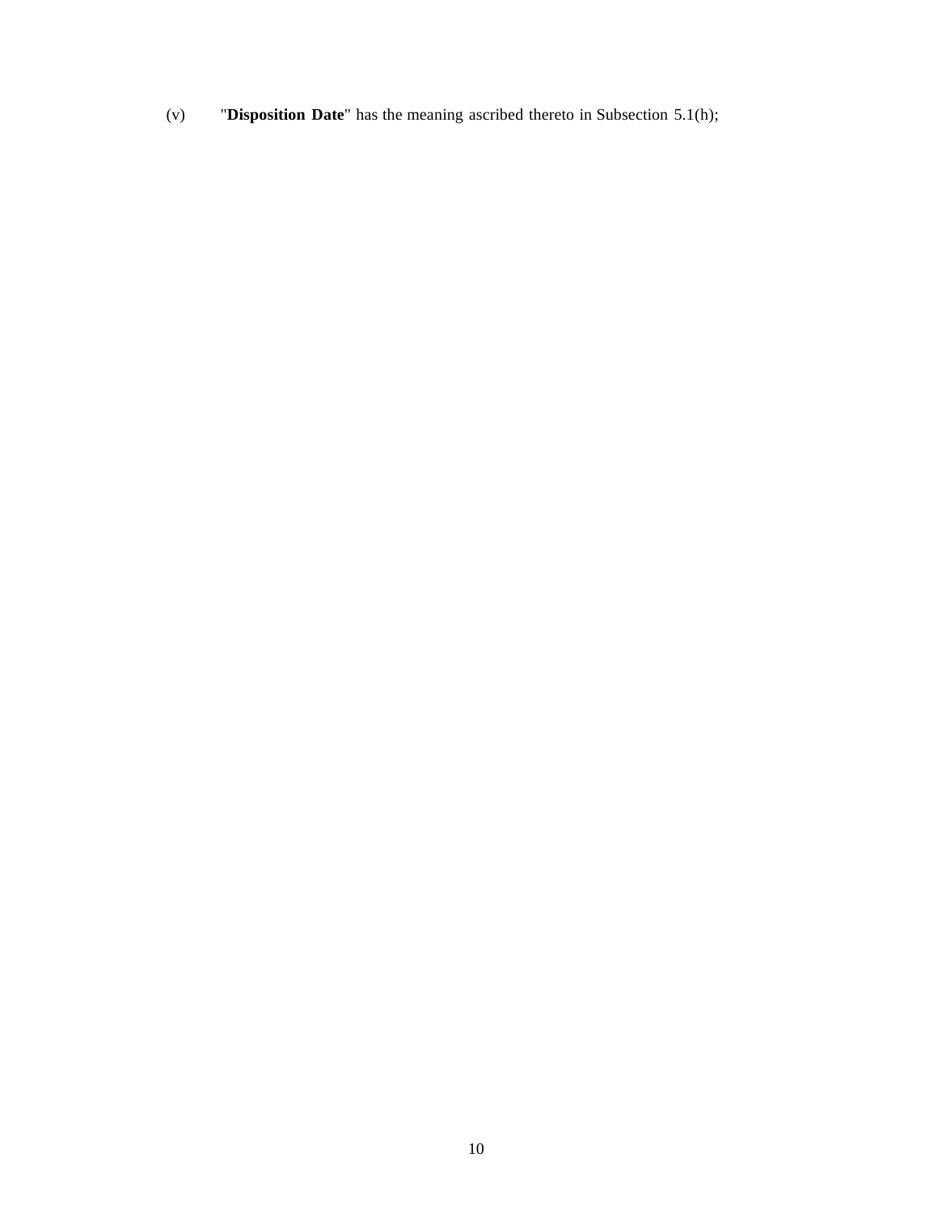(v) "**Disposition Date**" has the meaning ascribed thereto in Subsection 5.1(h);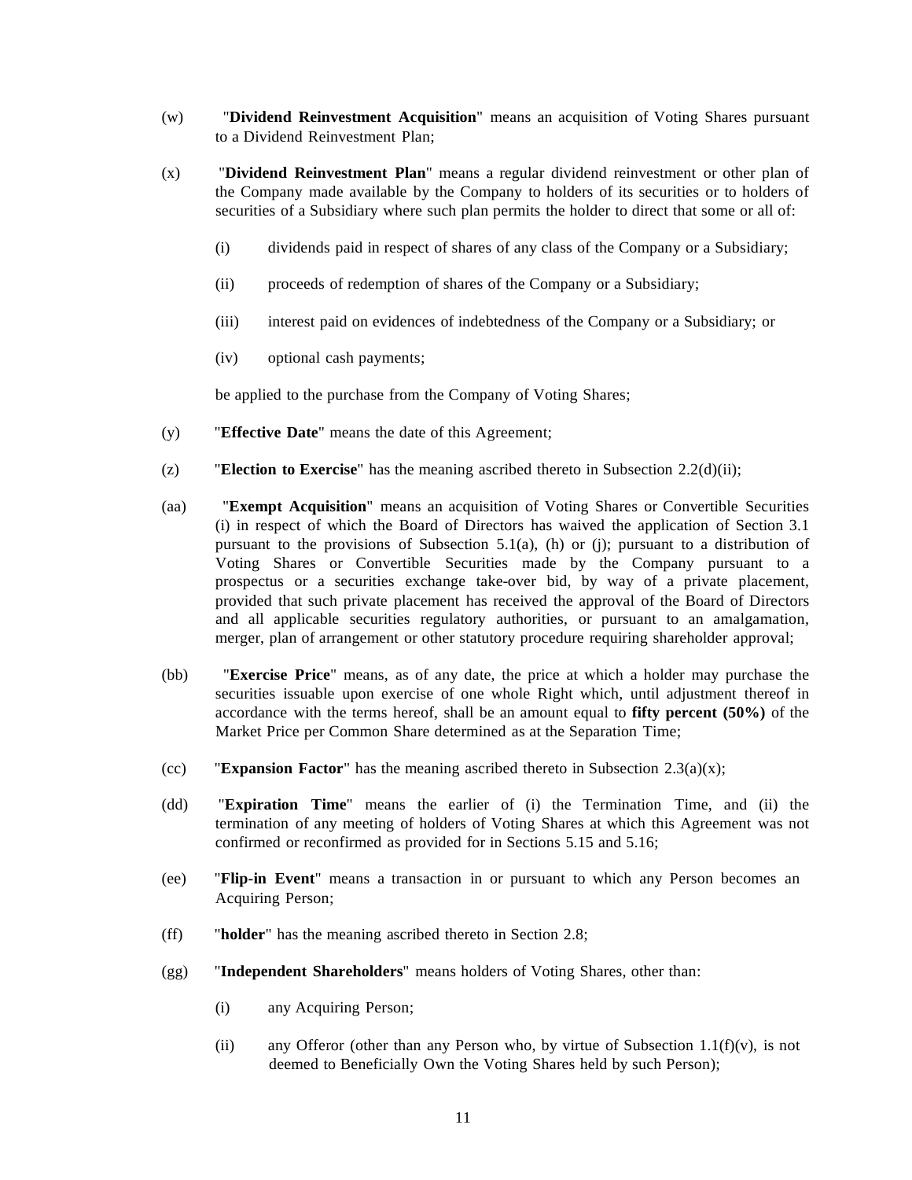(w) "**Dividend Reinvestment Acquisition**" means an acquisition of Voting Shares pursuant to a Dividend Reinvestment Plan;

(x) "**Dividend Reinvestment Plan**" means a regular dividend reinvestment or other plan of the Company made available by the Company to holders of its securities or to holders of securities of a Subsidiary where such plan permits the holder to direct that some or all of:

(i) dividends paid in respect of shares of any class of the Company or a Subsidiary;

(ii) proceeds of redemption of shares of the Company or a Subsidiary;

(iii) interest paid on evidences of indebtedness of the Company or a Subsidiary; or

(iv) optional cash payments;

be applied to the purchase from the Company of Voting Shares;

(y) "**Effective Date**" means the date of this Agreement;

(z) "**Election to Exercise**" has the meaning ascribed thereto in Subsection 2.2(d)(ii);

(aa) "**Exempt Acquisition**" means an acquisition of Voting Shares or Convertible Securities (i) in respect of which the Board of Directors has waived the application of Section 3.1 pursuant to the provisions of Subsection 5.1(a), (h) or (j); pursuant to a distribution of Voting Shares or Convertible Securities made by the Company pursuant to a prospectus or a securities exchange take-over bid, by way of a private placement, provided that such private placement has received the approval of the Board of Directors and all applicable securities regulatory authorities, or pursuant to an amalgamation, merger, plan of arrangement or other statutory procedure requiring shareholder approval;

(bb) "**Exercise Price**" means, as of any date, the price at which a holder may purchase the securities issuable upon exercise of one whole Right which, until adjustment thereof in accordance with the terms hereof, shall be an amount equal to **fifty percent (50%)** of the Market Price per Common Share determined as at the Separation Time;

(cc) "**Expansion Factor**" has the meaning ascribed thereto in Subsection 2.3(a)(x);

(dd) "**Expiration Time**" means the earlier of (i) the Termination Time, and (ii) the termination of any meeting of holders of Voting Shares at which this Agreement was not confirmed or reconfirmed as provided for in Sections 5.15 and 5.16;

(ee) "**Flip-in Event**" means a transaction in or pursuant to which any Person becomes an Acquiring Person;

(ff) "**holder**" has the meaning ascribed thereto in Section 2.8;

(gg) "**Independent Shareholders**" means holders of Voting Shares, other than:

(i) any Acquiring Person;

(ii) any Offeror (other than any Person who, by virtue of Subsection 1.1(f)(v), is not deemed to Beneficially Own the Voting Shares held by such Person);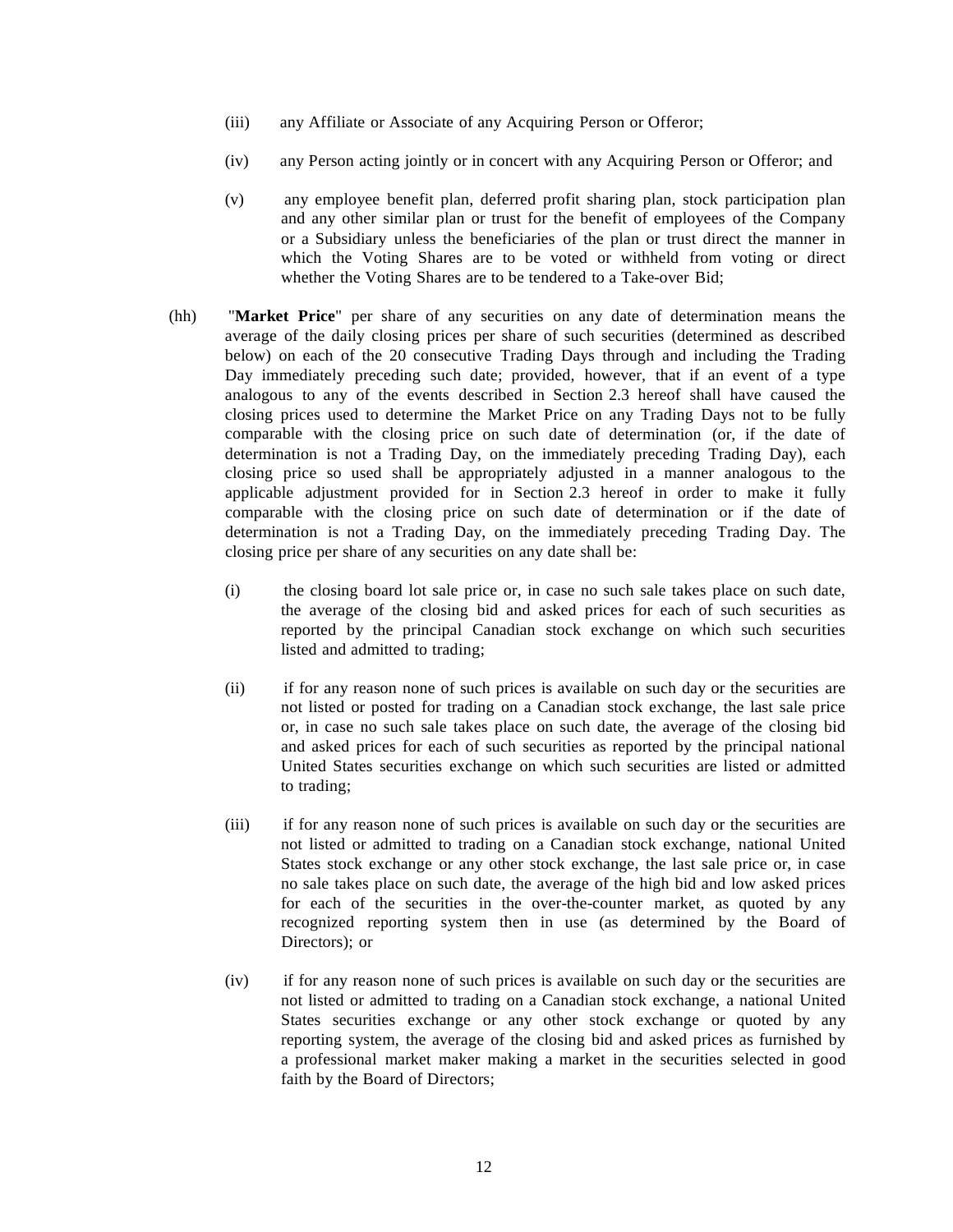(iii) any Affiliate or Associate of any Acquiring Person or Offeror;

(iv) any Person acting jointly or in concert with any Acquiring Person or Offeror; and

(v) any employee benefit plan, deferred profit sharing plan, stock participation plan and any other similar plan or trust for the benefit of employees of the Company or a Subsidiary unless the beneficiaries of the plan or trust direct the manner in which the Voting Shares are to be voted or withheld from voting or direct whether the Voting Shares are to be tendered to a Take-over Bid;

(hh) "**Market Price**" per share of any securities on any date of determination means the average of the daily closing prices per share of such securities (determined as described below) on each of the 20 consecutive Trading Days through and including the Trading Day immediately preceding such date; provided, however, that if an event of a type analogous to any of the events described in Section 2.3 hereof shall have caused the closing prices used to determine the Market Price on any Trading Days not to be fully comparable with the closing price on such date of determination (or, if the date of determination is not a Trading Day, on the immediately preceding Trading Day), each closing price so used shall be appropriately adjusted in a manner analogous to the applicable adjustment provided for in Section 2.3 hereof in order to make it fully comparable with the closing price on such date of determination or if the date of determination is not a Trading Day, on the immediately preceding Trading Day. The closing price per share of any securities on any date shall be:

(i) the closing board lot sale price or, in case no such sale takes place on such date, the average of the closing bid and asked prices for each of such securities as reported by the principal Canadian stock exchange on which such securities listed and admitted to trading;

(ii) if for any reason none of such prices is available on such day or the securities are not listed or posted for trading on a Canadian stock exchange, the last sale price or, in case no such sale takes place on such date, the average of the closing bid and asked prices for each of such securities as reported by the principal national United States securities exchange on which such securities are listed or admitted to trading;

(iii) if for any reason none of such prices is available on such day or the securities are not listed or admitted to trading on a Canadian stock exchange, national United States stock exchange or any other stock exchange, the last sale price or, in case no sale takes place on such date, the average of the high bid and low asked prices for each of the securities in the over-the-counter market, as quoted by any recognized reporting system then in use (as determined by the Board of Directors); or

(iv) if for any reason none of such prices is available on such day or the securities are not listed or admitted to trading on a Canadian stock exchange, a national United States securities exchange or any other stock exchange or quoted by any reporting system, the average of the closing bid and asked prices as furnished by a professional market maker making a market in the securities selected in good faith by the Board of Directors;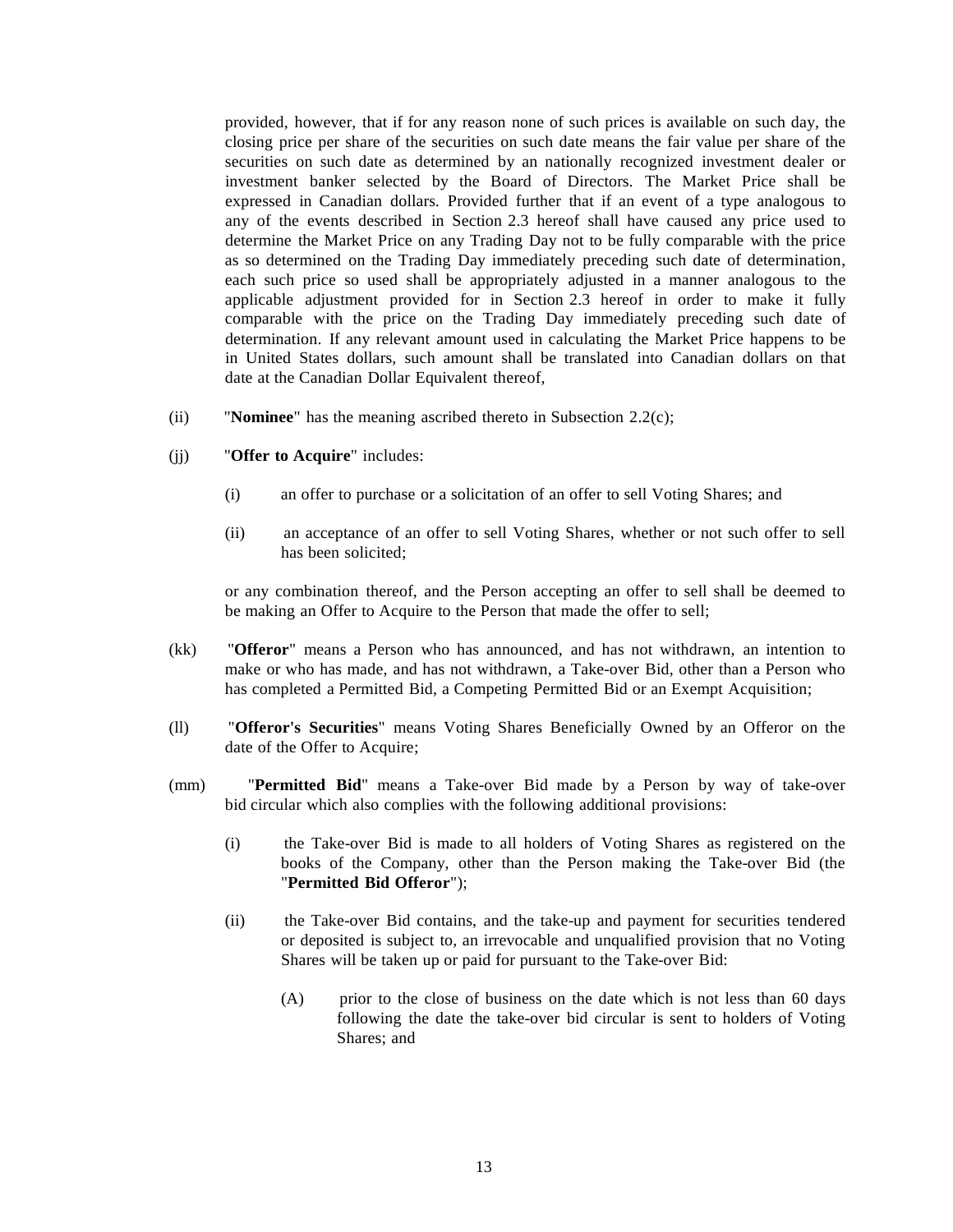provided, however, that if for any reason none of such prices is available on such day, the closing price per share of the securities on such date means the fair value per share of the securities on such date as determined by an nationally recognized investment dealer or investment banker selected by the Board of Directors. The Market Price shall be expressed in Canadian dollars. Provided further that if an event of a type analogous to any of the events described in Section 2.3 hereof shall have caused any price used to determine the Market Price on any Trading Day not to be fully comparable with the price as so determined on the Trading Day immediately preceding such date of determination, each such price so used shall be appropriately adjusted in a manner analogous to the applicable adjustment provided for in Section 2.3 hereof in order to make it fully comparable with the price on the Trading Day immediately preceding such date of determination. If any relevant amount used in calculating the Market Price happens to be in United States dollars, such amount shall be translated into Canadian dollars on that date at the Canadian Dollar Equivalent thereof,

(ii) "**Nominee**" has the meaning ascribed thereto in Subsection 2.2(c);

(jj) "**Offer to Acquire**" includes:

   (i) an offer to purchase or a solicitation of an offer to sell Voting Shares; and

   (ii) an acceptance of an offer to sell Voting Shares, whether or not such offer to sell has been solicited;

   or any combination thereof, and the Person accepting an offer to sell shall be deemed to be making an Offer to Acquire to the Person that made the offer to sell;

(kk) "**Offeror**" means a Person who has announced, and has not withdrawn, an intention to make or who has made, and has not withdrawn, a Take-over Bid, other than a Person who has completed a Permitted Bid, a Competing Permitted Bid or an Exempt Acquisition;

(ll) "**Offeror's Securities**" means Voting Shares Beneficially Owned by an Offeror on the date of the Offer to Acquire;

(mm) "**Permitted Bid**" means a Take-over Bid made by a Person by way of take-over bid circular which also complies with the following additional provisions:

   (i) the Take-over Bid is made to all holders of Voting Shares as registered on the books of the Company, other than the Person making the Take-over Bid (the "**Permitted Bid Offeror**");

   (ii) the Take-over Bid contains, and the take-up and payment for securities tendered or deposited is subject to, an irrevocable and unqualified provision that no Voting Shares will be taken up or paid for pursuant to the Take-over Bid:

      (A) prior to the close of business on the date which is not less than 60 days following the date the take-over bid circular is sent to holders of Voting Shares; and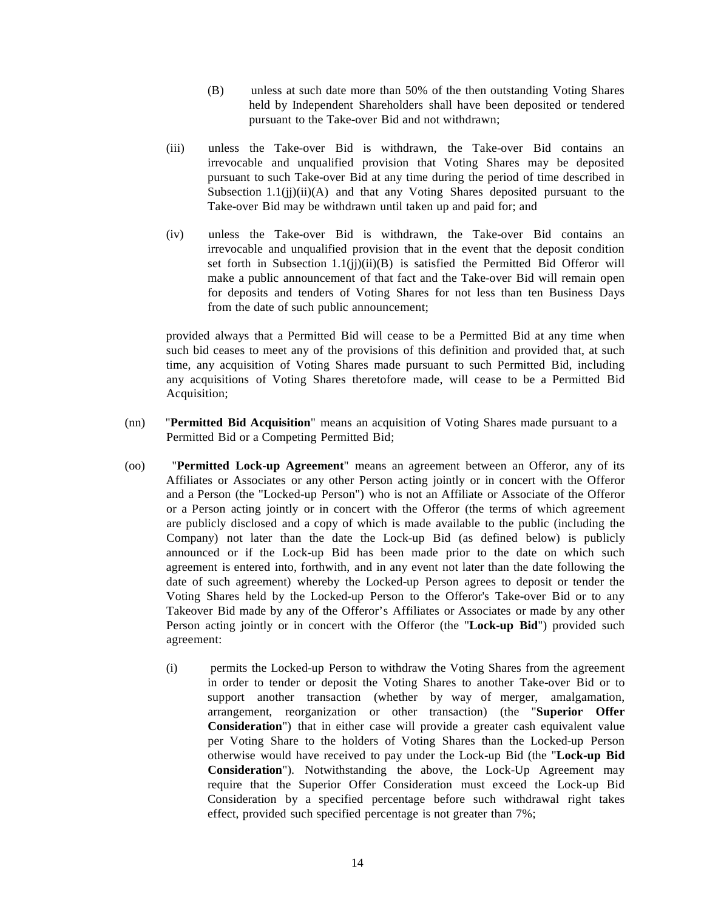(B) unless at such date more than 50% of the then outstanding Voting Shares held by Independent Shareholders shall have been deposited or tendered pursuant to the Take-over Bid and not withdrawn;

(iii) unless the Take-over Bid is withdrawn, the Take-over Bid contains an irrevocable and unqualified provision that Voting Shares may be deposited pursuant to such Take-over Bid at any time during the period of time described in Subsection 1.1(jj)(ii)(A) and that any Voting Shares deposited pursuant to the Take-over Bid may be withdrawn until taken up and paid for; and

(iv) unless the Take-over Bid is withdrawn, the Take-over Bid contains an irrevocable and unqualified provision that in the event that the deposit condition set forth in Subsection 1.1(jj)(ii)(B) is satisfied the Permitted Bid Offeror will make a public announcement of that fact and the Take-over Bid will remain open for deposits and tenders of Voting Shares for not less than ten Business Days from the date of such public announcement;

provided always that a Permitted Bid will cease to be a Permitted Bid at any time when such bid ceases to meet any of the provisions of this definition and provided that, at such time, any acquisition of Voting Shares made pursuant to such Permitted Bid, including any acquisitions of Voting Shares theretofore made, will cease to be a Permitted Bid Acquisition;

(nn) "**Permitted Bid Acquisition**" means an acquisition of Voting Shares made pursuant to a Permitted Bid or a Competing Permitted Bid;

(oo) "**Permitted Lock-up Agreement**" means an agreement between an Offeror, any of its Affiliates or Associates or any other Person acting jointly or in concert with the Offeror and a Person (the "Locked-up Person") who is not an Affiliate or Associate of the Offeror or a Person acting jointly or in concert with the Offeror (the terms of which agreement are publicly disclosed and a copy of which is made available to the public (including the Company) not later than the date the Lock-up Bid (as defined below) is publicly announced or if the Lock-up Bid has been made prior to the date on which such agreement is entered into, forthwith, and in any event not later than the date following the date of such agreement) whereby the Locked-up Person agrees to deposit or tender the Voting Shares held by the Locked-up Person to the Offeror's Take-over Bid or to any Takeover Bid made by any of the Offeror's Affiliates or Associates or made by any other Person acting jointly or in concert with the Offeror (the "**Lock-up Bid**") provided such agreement:

(i) permits the Locked-up Person to withdraw the Voting Shares from the agreement in order to tender or deposit the Voting Shares to another Take-over Bid or to support another transaction (whether by way of merger, amalgamation, arrangement, reorganization or other transaction) (the "**Superior Offer Consideration**") that in either case will provide a greater cash equivalent value per Voting Share to the holders of Voting Shares than the Locked-up Person otherwise would have received to pay under the Lock-up Bid (the "**Lock-up Bid Consideration**"). Notwithstanding the above, the Lock-Up Agreement may require that the Superior Offer Consideration must exceed the Lock-up Bid Consideration by a specified percentage before such withdrawal right takes effect, provided such specified percentage is not greater than 7%;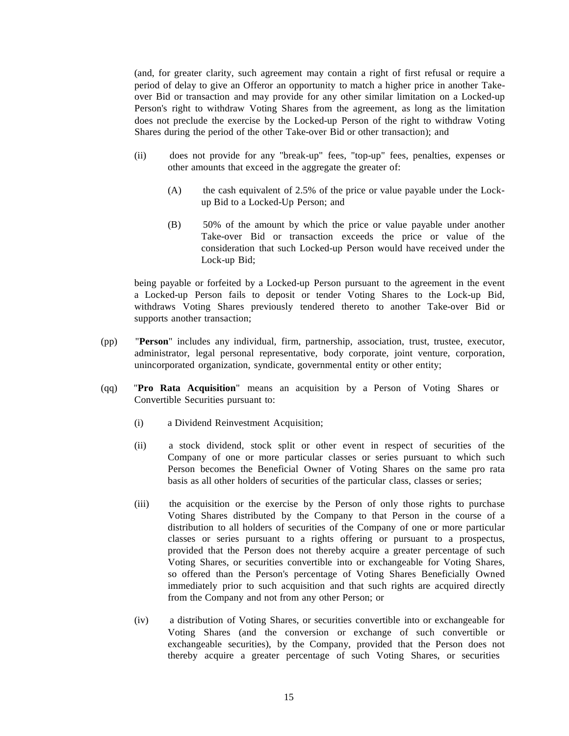(and, for greater clarity, such agreement may contain a right of first refusal or require a period of delay to give an Offeror an opportunity to match a higher price in another Take-over Bid or transaction and may provide for any other similar limitation on a Locked-up Person's right to withdraw Voting Shares from the agreement, as long as the limitation does not preclude the exercise by the Locked-up Person of the right to withdraw Voting Shares during the period of the other Take-over Bid or other transaction); and

(ii) does not provide for any "break-up" fees, "top-up" fees, penalties, expenses or other amounts that exceed in the aggregate the greater of:

(A) the cash equivalent of 2.5% of the price or value payable under the Lock-up Bid to a Locked-Up Person; and

(B) 50% of the amount by which the price or value payable under another Take-over Bid or transaction exceeds the price or value of the consideration that such Locked-up Person would have received under the Lock-up Bid;

being payable or forfeited by a Locked-up Person pursuant to the agreement in the event a Locked-up Person fails to deposit or tender Voting Shares to the Lock-up Bid, withdraws Voting Shares previously tendered thereto to another Take-over Bid or supports another transaction;

(pp) "**Person**" includes any individual, firm, partnership, association, trust, trustee, executor, administrator, legal personal representative, body corporate, joint venture, corporation, unincorporated organization, syndicate, governmental entity or other entity;

(qq) "**Pro Rata Acquisition**" means an acquisition by a Person of Voting Shares or Convertible Securities pursuant to:

(i) a Dividend Reinvestment Acquisition;

(ii) a stock dividend, stock split or other event in respect of securities of the Company of one or more particular classes or series pursuant to which such Person becomes the Beneficial Owner of Voting Shares on the same pro rata basis as all other holders of securities of the particular class, classes or series;

(iii) the acquisition or the exercise by the Person of only those rights to purchase Voting Shares distributed by the Company to that Person in the course of a distribution to all holders of securities of the Company of one or more particular classes or series pursuant to a rights offering or pursuant to a prospectus, provided that the Person does not thereby acquire a greater percentage of such Voting Shares, or securities convertible into or exchangeable for Voting Shares, so offered than the Person's percentage of Voting Shares Beneficially Owned immediately prior to such acquisition and that such rights are acquired directly from the Company and not from any other Person; or

(iv) a distribution of Voting Shares, or securities convertible into or exchangeable for Voting Shares (and the conversion or exchange of such convertible or exchangeable securities), by the Company, provided that the Person does not thereby acquire a greater percentage of such Voting Shares, or securities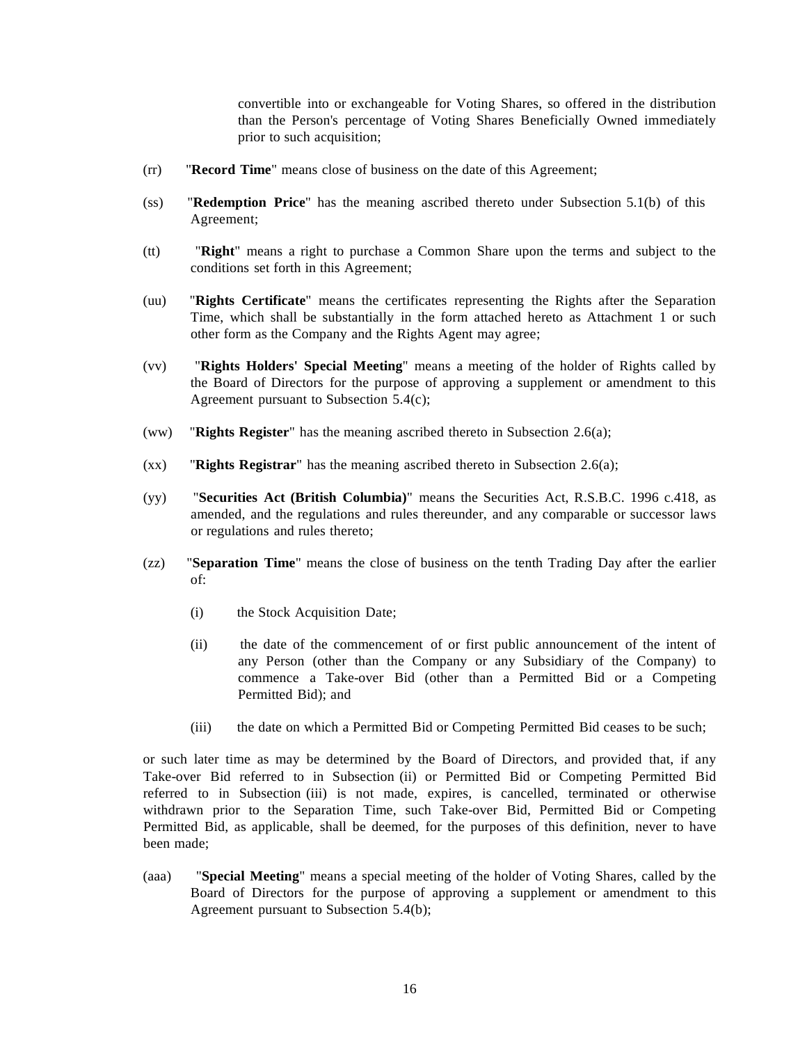convertible into or exchangeable for Voting Shares, so offered in the distribution than the Person's percentage of Voting Shares Beneficially Owned immediately prior to such acquisition;

(rr) "**Record Time**" means close of business on the date of this Agreement;

(ss) "**Redemption Price**" has the meaning ascribed thereto under Subsection 5.1(b) of this Agreement;

(tt) "**Right**" means a right to purchase a Common Share upon the terms and subject to the conditions set forth in this Agreement;

(uu) "**Rights Certificate**" means the certificates representing the Rights after the Separation Time, which shall be substantially in the form attached hereto as Attachment 1 or such other form as the Company and the Rights Agent may agree;

(vv) "**Rights Holders' Special Meeting**" means a meeting of the holder of Rights called by the Board of Directors for the purpose of approving a supplement or amendment to this Agreement pursuant to Subsection 5.4(c);

(ww) "**Rights Register**" has the meaning ascribed thereto in Subsection 2.6(a);

(xx) "**Rights Registrar**" has the meaning ascribed thereto in Subsection 2.6(a);

(yy) "**Securities Act (British Columbia)**" means the Securities Act, R.S.B.C. 1996 c.418, as amended, and the regulations and rules thereunder, and any comparable or successor laws or regulations and rules thereto;

(zz) "**Separation Time**" means the close of business on the tenth Trading Day after the earlier of:

(i) the Stock Acquisition Date;

(ii) the date of the commencement of or first public announcement of the intent of any Person (other than the Company or any Subsidiary of the Company) to commence a Take-over Bid (other than a Permitted Bid or a Competing Permitted Bid); and

(iii) the date on which a Permitted Bid or Competing Permitted Bid ceases to be such;

or such later time as may be determined by the Board of Directors, and provided that, if any Take-over Bid referred to in Subsection (ii) or Permitted Bid or Competing Permitted Bid referred to in Subsection (iii) is not made, expires, is cancelled, terminated or otherwise withdrawn prior to the Separation Time, such Take-over Bid, Permitted Bid or Competing Permitted Bid, as applicable, shall be deemed, for the purposes of this definition, never to have been made;

(aaa) "**Special Meeting**" means a special meeting of the holder of Voting Shares, called by the Board of Directors for the purpose of approving a supplement or amendment to this Agreement pursuant to Subsection 5.4(b);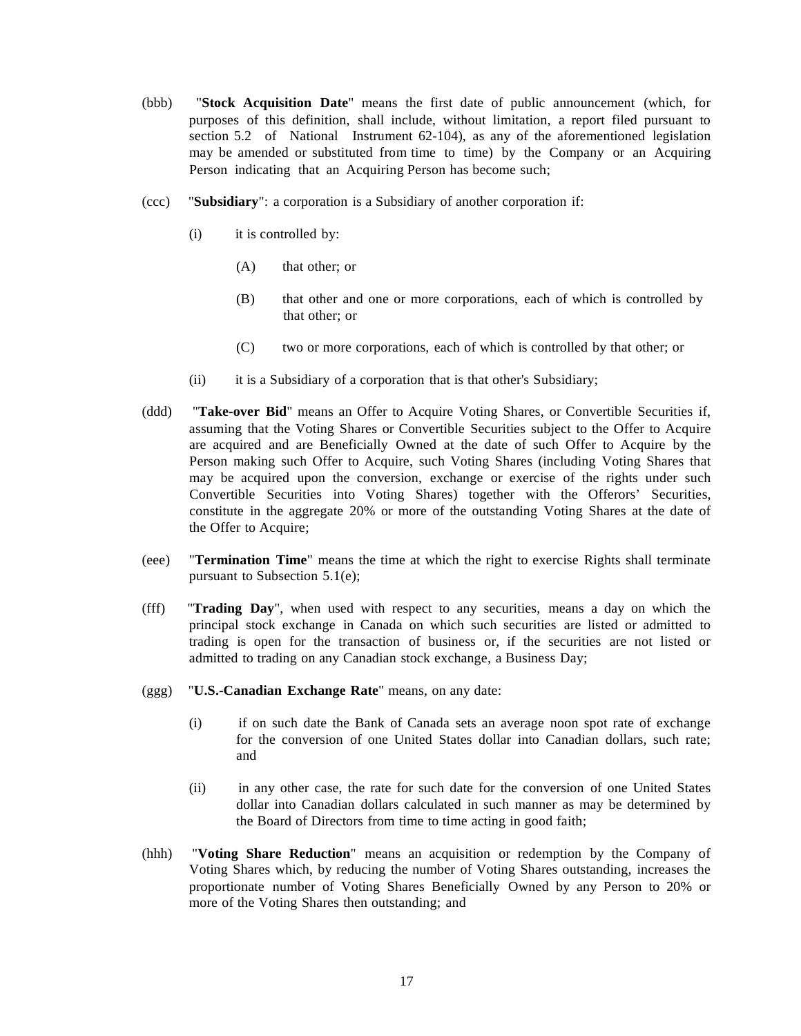(bbb) "**Stock Acquisition Date**" means the first date of public announcement (which, for purposes of this definition, shall include, without limitation, a report filed pursuant to section 5.2 of National Instrument 62-104), as any of the aforementioned legislation may be amended or substituted from time to time) by the Company or an Acquiring Person indicating that an Acquiring Person has become such;

(ccc) "**Subsidiary**": a corporation is a Subsidiary of another corporation if:

- (i) it is controlled by:
  - (A) that other; or
  - (B) that other and one or more corporations, each of which is controlled by that other; or
  - (C) two or more corporations, each of which is controlled by that other; or
- (ii) it is a Subsidiary of a corporation that is that other's Subsidiary;

(ddd) "**Take-over Bid**" means an Offer to Acquire Voting Shares, or Convertible Securities if, assuming that the Voting Shares or Convertible Securities subject to the Offer to Acquire are acquired and are Beneficially Owned at the date of such Offer to Acquire by the Person making such Offer to Acquire, such Voting Shares (including Voting Shares that may be acquired upon the conversion, exchange or exercise of the rights under such Convertible Securities into Voting Shares) together with the Offerors' Securities, constitute in the aggregate 20% or more of the outstanding Voting Shares at the date of the Offer to Acquire;

(eee) "**Termination Time**" means the time at which the right to exercise Rights shall terminate pursuant to Subsection 5.1(e);

(fff) "**Trading Day**", when used with respect to any securities, means a day on which the principal stock exchange in Canada on which such securities are listed or admitted to trading is open for the transaction of business or, if the securities are not listed or admitted to trading on any Canadian stock exchange, a Business Day;

(ggg) "**U.S.-Canadian Exchange Rate**" means, on any date:

- (i) if on such date the Bank of Canada sets an average noon spot rate of exchange for the conversion of one United States dollar into Canadian dollars, such rate; and
- (ii) in any other case, the rate for such date for the conversion of one United States dollar into Canadian dollars calculated in such manner as may be determined by the Board of Directors from time to time acting in good faith;

(hhh) "**Voting Share Reduction**" means an acquisition or redemption by the Company of Voting Shares which, by reducing the number of Voting Shares outstanding, increases the proportionate number of Voting Shares Beneficially Owned by any Person to 20% or more of the Voting Shares then outstanding; and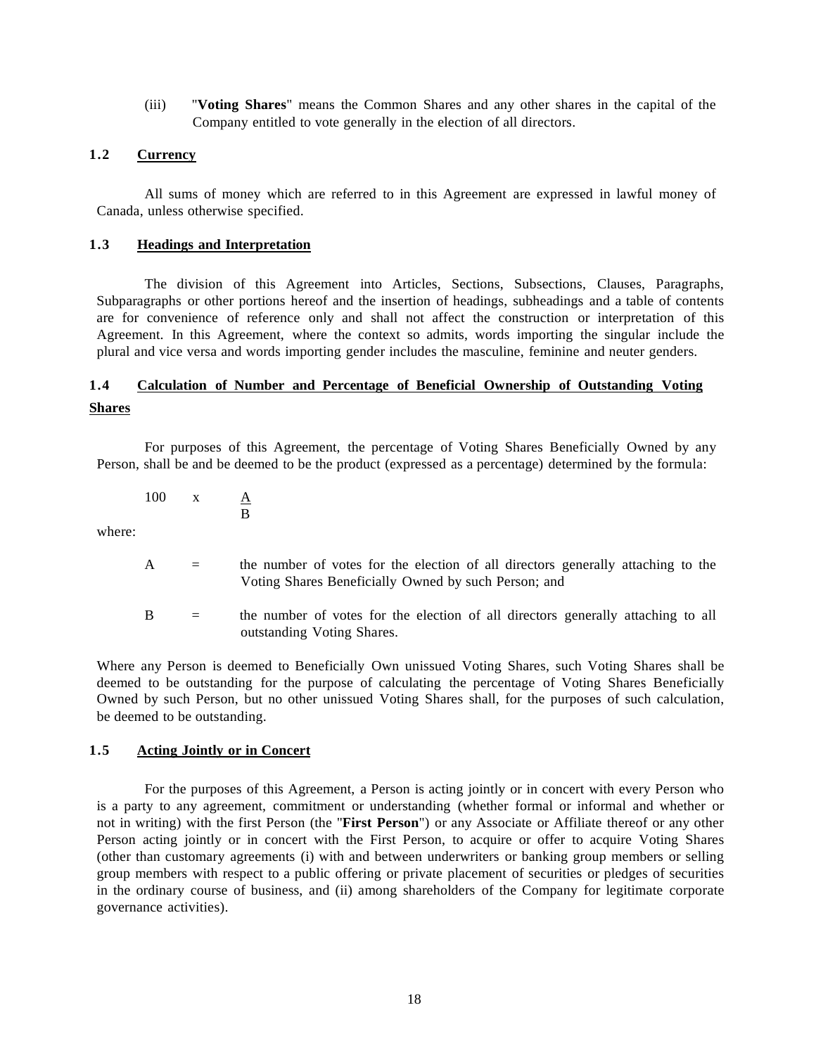(iii) "**Voting Shares**" means the Common Shares and any other shares in the capital of the Company entitled to vote generally in the election of all directors.

### 1.2 Currency

All sums of money which are referred to in this Agreement are expressed in lawful money of Canada, unless otherwise specified.

### 1.3 Headings and Interpretation

The division of this Agreement into Articles, Sections, Subsections, Clauses, Paragraphs, Subparagraphs or other portions hereof and the insertion of headings, subheadings and a table of contents are for convenience of reference only and shall not affect the construction or interpretation of this Agreement. In this Agreement, where the context so admits, words importing the singular include the plural and vice versa and words importing gender includes the masculine, feminine and neuter genders.

### 1.4 Calculation of Number and Percentage of Beneficial Ownership of Outstanding Voting Shares

For purposes of this Agreement, the percentage of Voting Shares Beneficially Owned by any Person, shall be and be deemed to be the product (expressed as a percentage) determined by the formula:

$$100 \times \frac{A}{B}$$

where:

A = the number of votes for the election of all directors generally attaching to the Voting Shares Beneficially Owned by such Person; and

B = the number of votes for the election of all directors generally attaching to all outstanding Voting Shares.

Where any Person is deemed to Beneficially Own unissued Voting Shares, such Voting Shares shall be deemed to be outstanding for the purpose of calculating the percentage of Voting Shares Beneficially Owned by such Person, but no other unissued Voting Shares shall, for the purposes of such calculation, be deemed to be outstanding.

### 1.5 Acting Jointly or in Concert

For the purposes of this Agreement, a Person is acting jointly or in concert with every Person who is a party to any agreement, commitment or understanding (whether formal or informal and whether or not in writing) with the first Person (the "**First Person**") or any Associate or Affiliate thereof or any other Person acting jointly or in concert with the First Person, to acquire or offer to acquire Voting Shares (other than customary agreements (i) with and between underwriters or banking group members or selling group members with respect to a public offering or private placement of securities or pledges of securities in the ordinary course of business, and (ii) among shareholders of the Company for legitimate corporate governance activities).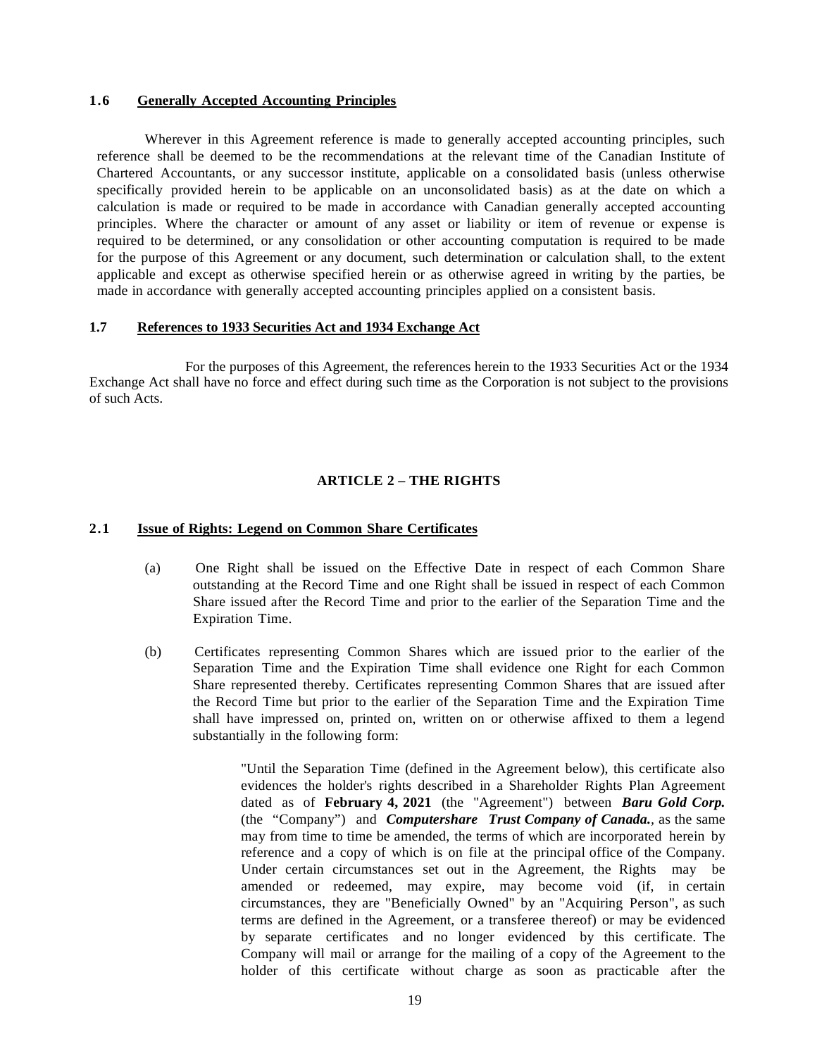### 1.6 <u>Generally Accepted Accounting Principles</u>

Wherever in this Agreement reference is made to generally accepted accounting principles, such reference shall be deemed to be the recommendations at the relevant time of the Canadian Institute of Chartered Accountants, or any successor institute, applicable on a consolidated basis (unless otherwise specifically provided herein to be applicable on an unconsolidated basis) as at the date on which a calculation is made or required to be made in accordance with Canadian generally accepted accounting principles. Where the character or amount of any asset or liability or item of revenue or expense is required to be determined, or any consolidation or other accounting computation is required to be made for the purpose of this Agreement or any document, such determination or calculation shall, to the extent applicable and except as otherwise specified herein or as otherwise agreed in writing by the parties, be made in accordance with generally accepted accounting principles applied on a consistent basis.

### 1.7 <u>References to 1933 Securities Act and 1934 Exchange Act</u>

For the purposes of this Agreement, the references herein to the 1933 Securities Act or the 1934 Exchange Act shall have no force and effect during such time as the Corporation is not subject to the provisions of such Acts.

## ARTICLE 2 – THE RIGHTS

### 2.1 <u>Issue of Rights: Legend on Common Share Certificates</u>

(a) One Right shall be issued on the Effective Date in respect of each Common Share outstanding at the Record Time and one Right shall be issued in respect of each Common Share issued after the Record Time and prior to the earlier of the Separation Time and the Expiration Time.

(b) Certificates representing Common Shares which are issued prior to the earlier of the Separation Time and the Expiration Time shall evidence one Right for each Common Share represented thereby. Certificates representing Common Shares that are issued after the Record Time but prior to the earlier of the Separation Time and the Expiration Time shall have impressed on, printed on, written on or otherwise affixed to them a legend substantially in the following form:

> "Until the Separation Time (defined in the Agreement below), this certificate also evidences the holder's rights described in a Shareholder Rights Plan Agreement dated as of **February 4, 2021** (the "Agreement") between ***Baru Gold Corp.*** (the "Company") and ***Computershare Trust Company of Canada.***, as the same may from time to time be amended, the terms of which are incorporated herein by reference and a copy of which is on file at the principal office of the Company. Under certain circumstances set out in the Agreement, the Rights may be amended or redeemed, may expire, may become void (if, in certain circumstances, they are "Beneficially Owned" by an "Acquiring Person", as such terms are defined in the Agreement, or a transferee thereof) or may be evidenced by separate certificates and no longer evidenced by this certificate. The Company will mail or arrange for the mailing of a copy of the Agreement to the holder of this certificate without charge as soon as practicable after the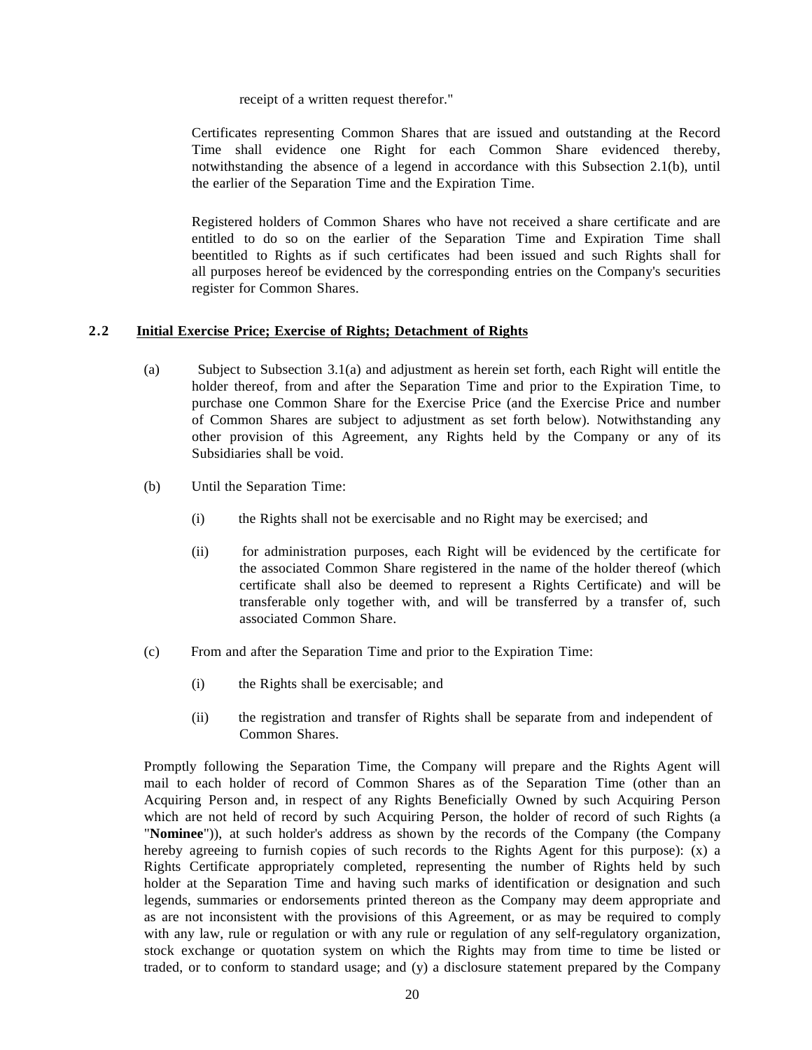receipt of a written request therefor."

Certificates representing Common Shares that are issued and outstanding at the Record Time shall evidence one Right for each Common Share evidenced thereby, notwithstanding the absence of a legend in accordance with this Subsection 2.1(b), until the earlier of the Separation Time and the Expiration Time.

Registered holders of Common Shares who have not received a share certificate and are entitled to do so on the earlier of the Separation Time and Expiration Time shall beentitled to Rights as if such certificates had been issued and such Rights shall for all purposes hereof be evidenced by the corresponding entries on the Company's securities register for Common Shares.

## 2.2 Initial Exercise Price; Exercise of Rights; Detachment of Rights

(a) Subject to Subsection 3.1(a) and adjustment as herein set forth, each Right will entitle the holder thereof, from and after the Separation Time and prior to the Expiration Time, to purchase one Common Share for the Exercise Price (and the Exercise Price and number of Common Shares are subject to adjustment as set forth below). Notwithstanding any other provision of this Agreement, any Rights held by the Company or any of its Subsidiaries shall be void.

(b) Until the Separation Time:

(i) the Rights shall not be exercisable and no Right may be exercised; and

(ii) for administration purposes, each Right will be evidenced by the certificate for the associated Common Share registered in the name of the holder thereof (which certificate shall also be deemed to represent a Rights Certificate) and will be transferable only together with, and will be transferred by a transfer of, such associated Common Share.

(c) From and after the Separation Time and prior to the Expiration Time:

(i) the Rights shall be exercisable; and

(ii) the registration and transfer of Rights shall be separate from and independent of Common Shares.

Promptly following the Separation Time, the Company will prepare and the Rights Agent will mail to each holder of record of Common Shares as of the Separation Time (other than an Acquiring Person and, in respect of any Rights Beneficially Owned by such Acquiring Person which are not held of record by such Acquiring Person, the holder of record of such Rights (a "**Nominee**")), at such holder's address as shown by the records of the Company (the Company hereby agreeing to furnish copies of such records to the Rights Agent for this purpose): (x) a Rights Certificate appropriately completed, representing the number of Rights held by such holder at the Separation Time and having such marks of identification or designation and such legends, summaries or endorsements printed thereon as the Company may deem appropriate and as are not inconsistent with the provisions of this Agreement, or as may be required to comply with any law, rule or regulation or with any rule or regulation of any self-regulatory organization, stock exchange or quotation system on which the Rights may from time to time be listed or traded, or to conform to standard usage; and (y) a disclosure statement prepared by the Company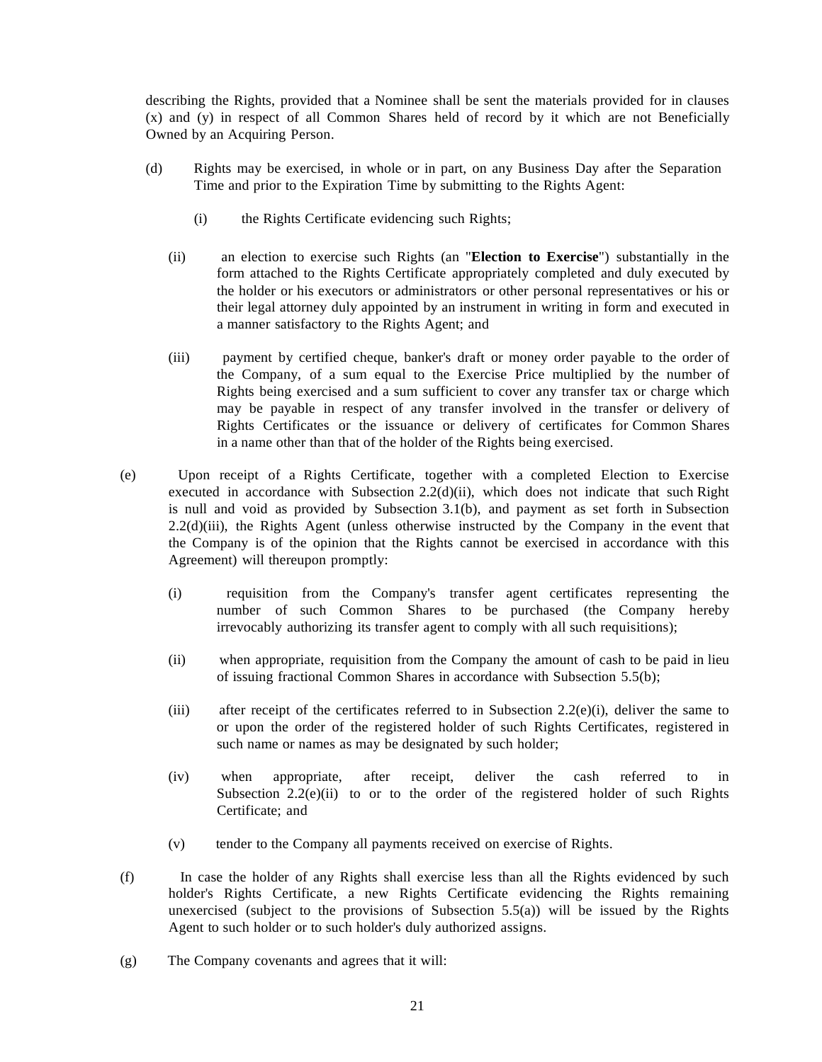describing the Rights, provided that a Nominee shall be sent the materials provided for in clauses (x) and (y) in respect of all Common Shares held of record by it which are not Beneficially Owned by an Acquiring Person.

(d) Rights may be exercised, in whole or in part, on any Business Day after the Separation Time and prior to the Expiration Time by submitting to the Rights Agent:

(i) the Rights Certificate evidencing such Rights;

(ii) an election to exercise such Rights (an "**Election to Exercise**") substantially in the form attached to the Rights Certificate appropriately completed and duly executed by the holder or his executors or administrators or other personal representatives or his or their legal attorney duly appointed by an instrument in writing in form and executed in a manner satisfactory to the Rights Agent; and

(iii) payment by certified cheque, banker's draft or money order payable to the order of the Company, of a sum equal to the Exercise Price multiplied by the number of Rights being exercised and a sum sufficient to cover any transfer tax or charge which may be payable in respect of any transfer involved in the transfer or delivery of Rights Certificates or the issuance or delivery of certificates for Common Shares in a name other than that of the holder of the Rights being exercised.

(e) Upon receipt of a Rights Certificate, together with a completed Election to Exercise executed in accordance with Subsection 2.2(d)(ii), which does not indicate that such Right is null and void as provided by Subsection 3.1(b), and payment as set forth in Subsection 2.2(d)(iii), the Rights Agent (unless otherwise instructed by the Company in the event that the Company is of the opinion that the Rights cannot be exercised in accordance with this Agreement) will thereupon promptly:

(i) requisition from the Company's transfer agent certificates representing the number of such Common Shares to be purchased (the Company hereby irrevocably authorizing its transfer agent to comply with all such requisitions);

(ii) when appropriate, requisition from the Company the amount of cash to be paid in lieu of issuing fractional Common Shares in accordance with Subsection 5.5(b);

(iii) after receipt of the certificates referred to in Subsection 2.2(e)(i), deliver the same to or upon the order of the registered holder of such Rights Certificates, registered in such name or names as may be designated by such holder;

(iv) when appropriate, after receipt, deliver the cash referred to in Subsection 2.2(e)(ii) to or to the order of the registered holder of such Rights Certificate; and

(v) tender to the Company all payments received on exercise of Rights.

(f) In case the holder of any Rights shall exercise less than all the Rights evidenced by such holder's Rights Certificate, a new Rights Certificate evidencing the Rights remaining unexercised (subject to the provisions of Subsection 5.5(a)) will be issued by the Rights Agent to such holder or to such holder's duly authorized assigns.

(g) The Company covenants and agrees that it will: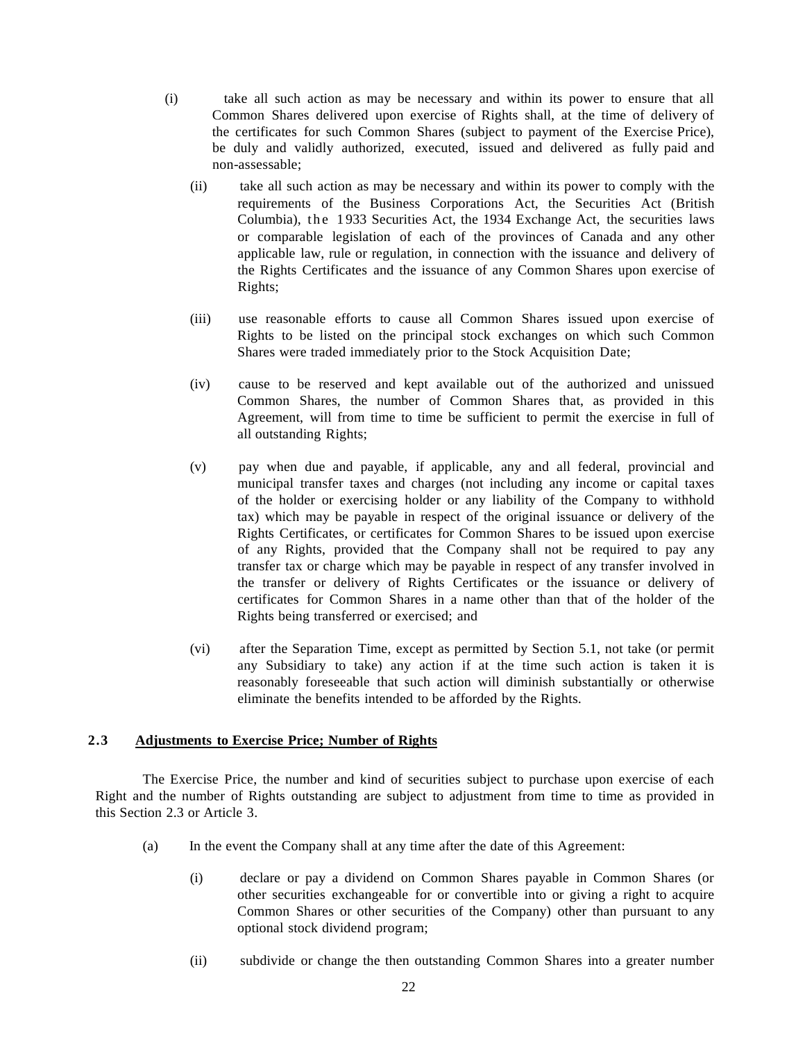(i) take all such action as may be necessary and within its power to ensure that all Common Shares delivered upon exercise of Rights shall, at the time of delivery of the certificates for such Common Shares (subject to payment of the Exercise Price), be duly and validly authorized, executed, issued and delivered as fully paid and non-assessable;

(ii) take all such action as may be necessary and within its power to comply with the requirements of the Business Corporations Act, the Securities Act (British Columbia), the 1933 Securities Act, the 1934 Exchange Act, the securities laws or comparable legislation of each of the provinces of Canada and any other applicable law, rule or regulation, in connection with the issuance and delivery of the Rights Certificates and the issuance of any Common Shares upon exercise of Rights;

(iii) use reasonable efforts to cause all Common Shares issued upon exercise of Rights to be listed on the principal stock exchanges on which such Common Shares were traded immediately prior to the Stock Acquisition Date;

(iv) cause to be reserved and kept available out of the authorized and unissued Common Shares, the number of Common Shares that, as provided in this Agreement, will from time to time be sufficient to permit the exercise in full of all outstanding Rights;

(v) pay when due and payable, if applicable, any and all federal, provincial and municipal transfer taxes and charges (not including any income or capital taxes of the holder or exercising holder or any liability of the Company to withhold tax) which may be payable in respect of the original issuance or delivery of the Rights Certificates, or certificates for Common Shares to be issued upon exercise of any Rights, provided that the Company shall not be required to pay any transfer tax or charge which may be payable in respect of any transfer involved in the transfer or delivery of Rights Certificates or the issuance or delivery of certificates for Common Shares in a name other than that of the holder of the Rights being transferred or exercised; and

(vi) after the Separation Time, except as permitted by Section 5.1, not take (or permit any Subsidiary to take) any action if at the time such action is taken it is reasonably foreseeable that such action will diminish substantially or otherwise eliminate the benefits intended to be afforded by the Rights.

## 2.3 Adjustments to Exercise Price; Number of Rights

The Exercise Price, the number and kind of securities subject to purchase upon exercise of each Right and the number of Rights outstanding are subject to adjustment from time to time as provided in this Section 2.3 or Article 3.

(a) In the event the Company shall at any time after the date of this Agreement:

(i) declare or pay a dividend on Common Shares payable in Common Shares (or other securities exchangeable for or convertible into or giving a right to acquire Common Shares or other securities of the Company) other than pursuant to any optional stock dividend program;

(ii) subdivide or change the then outstanding Common Shares into a greater number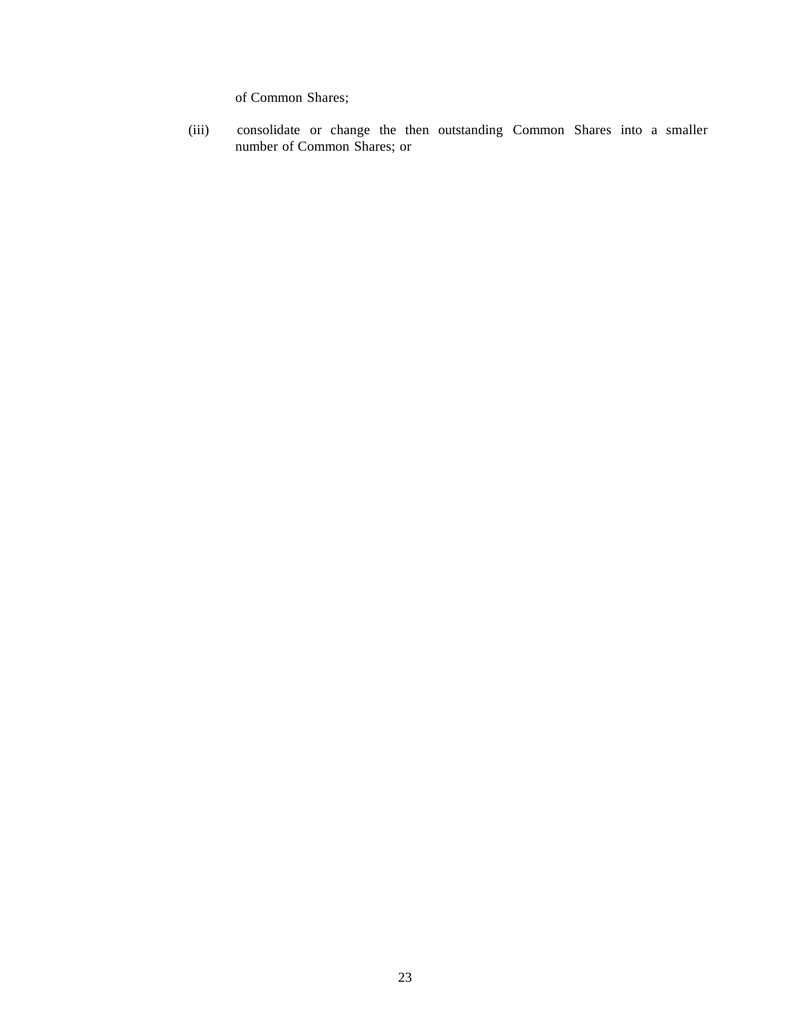of Common Shares;

(iii) consolidate or change the then outstanding Common Shares into a smaller number of Common Shares; or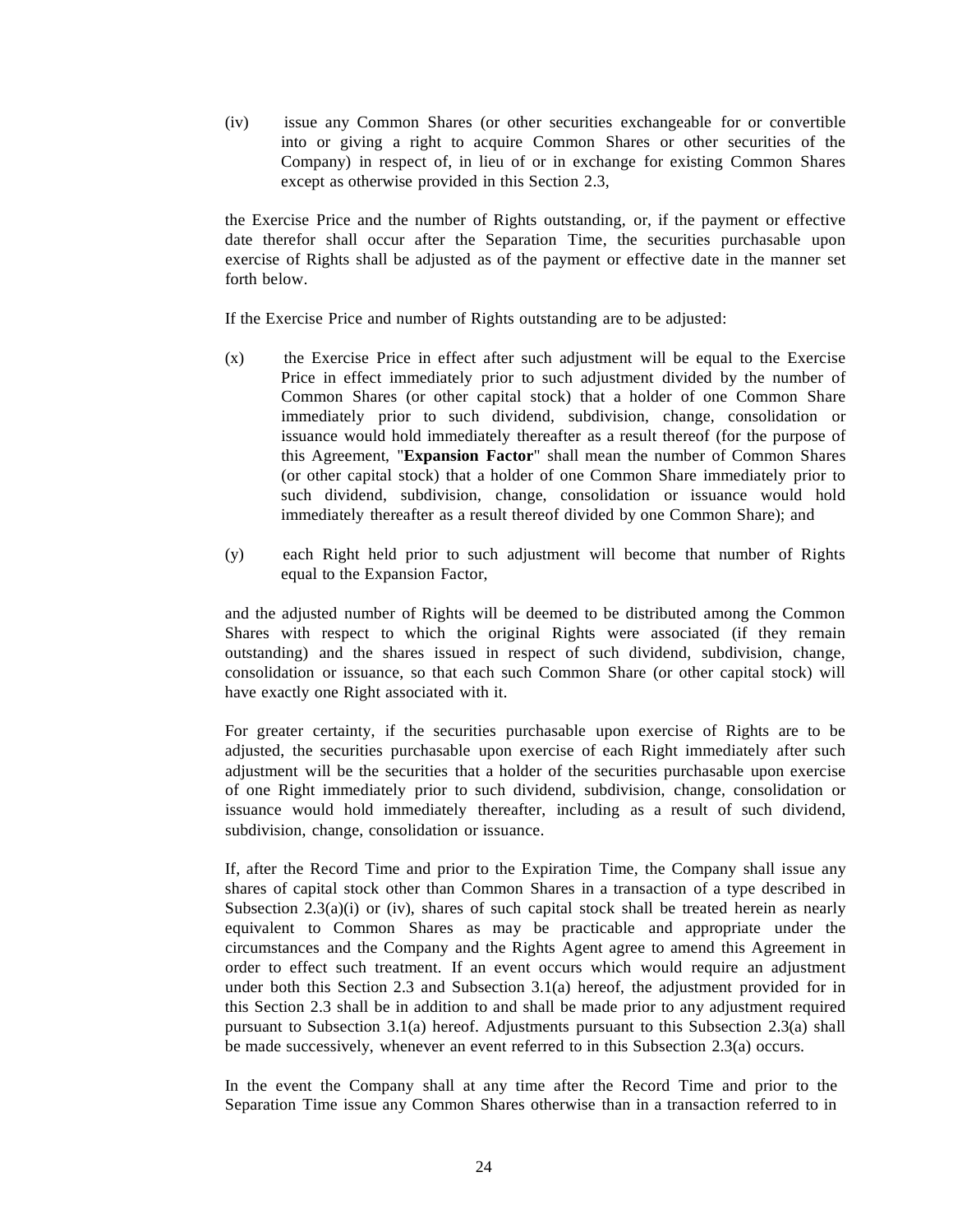(iv) issue any Common Shares (or other securities exchangeable for or convertible into or giving a right to acquire Common Shares or other securities of the Company) in respect of, in lieu of or in exchange for existing Common Shares except as otherwise provided in this Section 2.3,

the Exercise Price and the number of Rights outstanding, or, if the payment or effective date therefor shall occur after the Separation Time, the securities purchasable upon exercise of Rights shall be adjusted as of the payment or effective date in the manner set forth below.

If the Exercise Price and number of Rights outstanding are to be adjusted:

(x) the Exercise Price in effect after such adjustment will be equal to the Exercise Price in effect immediately prior to such adjustment divided by the number of Common Shares (or other capital stock) that a holder of one Common Share immediately prior to such dividend, subdivision, change, consolidation or issuance would hold immediately thereafter as a result thereof (for the purpose of this Agreement, "**Expansion Factor**" shall mean the number of Common Shares (or other capital stock) that a holder of one Common Share immediately prior to such dividend, subdivision, change, consolidation or issuance would hold immediately thereafter as a result thereof divided by one Common Share); and

(y) each Right held prior to such adjustment will become that number of Rights equal to the Expansion Factor,

and the adjusted number of Rights will be deemed to be distributed among the Common Shares with respect to which the original Rights were associated (if they remain outstanding) and the shares issued in respect of such dividend, subdivision, change, consolidation or issuance, so that each such Common Share (or other capital stock) will have exactly one Right associated with it.

For greater certainty, if the securities purchasable upon exercise of Rights are to be adjusted, the securities purchasable upon exercise of each Right immediately after such adjustment will be the securities that a holder of the securities purchasable upon exercise of one Right immediately prior to such dividend, subdivision, change, consolidation or issuance would hold immediately thereafter, including as a result of such dividend, subdivision, change, consolidation or issuance.

If, after the Record Time and prior to the Expiration Time, the Company shall issue any shares of capital stock other than Common Shares in a transaction of a type described in Subsection 2.3(a)(i) or (iv), shares of such capital stock shall be treated herein as nearly equivalent to Common Shares as may be practicable and appropriate under the circumstances and the Company and the Rights Agent agree to amend this Agreement in order to effect such treatment. If an event occurs which would require an adjustment under both this Section 2.3 and Subsection 3.1(a) hereof, the adjustment provided for in this Section 2.3 shall be in addition to and shall be made prior to any adjustment required pursuant to Subsection 3.1(a) hereof. Adjustments pursuant to this Subsection 2.3(a) shall be made successively, whenever an event referred to in this Subsection 2.3(a) occurs.

In the event the Company shall at any time after the Record Time and prior to the Separation Time issue any Common Shares otherwise than in a transaction referred to in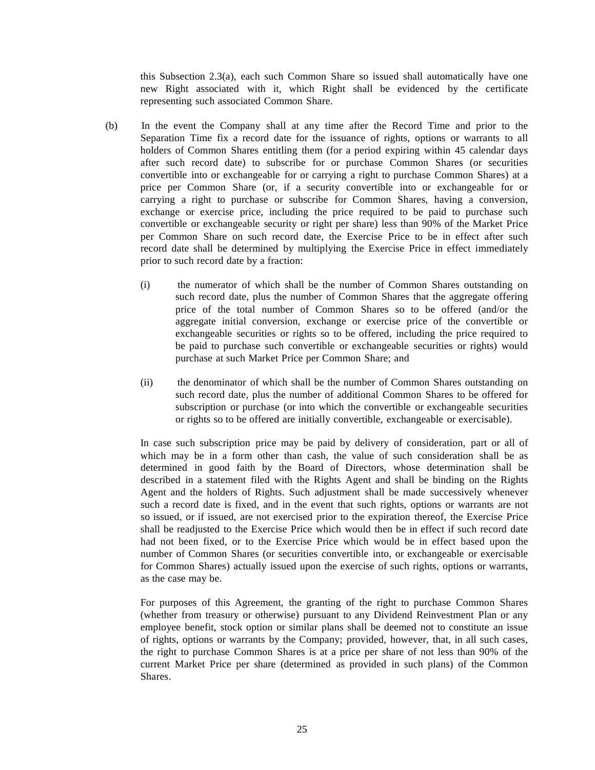this Subsection 2.3(a), each such Common Share so issued shall automatically have one new Right associated with it, which Right shall be evidenced by the certificate representing such associated Common Share.

(b) In the event the Company shall at any time after the Record Time and prior to the Separation Time fix a record date for the issuance of rights, options or warrants to all holders of Common Shares entitling them (for a period expiring within 45 calendar days after such record date) to subscribe for or purchase Common Shares (or securities convertible into or exchangeable for or carrying a right to purchase Common Shares) at a price per Common Share (or, if a security convertible into or exchangeable for or carrying a right to purchase or subscribe for Common Shares, having a conversion, exchange or exercise price, including the price required to be paid to purchase such convertible or exchangeable security or right per share) less than 90% of the Market Price per Common Share on such record date, the Exercise Price to be in effect after such record date shall be determined by multiplying the Exercise Price in effect immediately prior to such record date by a fraction:

   (i) the numerator of which shall be the number of Common Shares outstanding on such record date, plus the number of Common Shares that the aggregate offering price of the total number of Common Shares so to be offered (and/or the aggregate initial conversion, exchange or exercise price of the convertible or exchangeable securities or rights so to be offered, including the price required to be paid to purchase such convertible or exchangeable securities or rights) would purchase at such Market Price per Common Share; and

   (ii) the denominator of which shall be the number of Common Shares outstanding on such record date, plus the number of additional Common Shares to be offered for subscription or purchase (or into which the convertible or exchangeable securities or rights so to be offered are initially convertible, exchangeable or exercisable).

   In case such subscription price may be paid by delivery of consideration, part or all of which may be in a form other than cash, the value of such consideration shall be as determined in good faith by the Board of Directors, whose determination shall be described in a statement filed with the Rights Agent and shall be binding on the Rights Agent and the holders of Rights. Such adjustment shall be made successively whenever such a record date is fixed, and in the event that such rights, options or warrants are not so issued, or if issued, are not exercised prior to the expiration thereof, the Exercise Price shall be readjusted to the Exercise Price which would then be in effect if such record date had not been fixed, or to the Exercise Price which would be in effect based upon the number of Common Shares (or securities convertible into, or exchangeable or exercisable for Common Shares) actually issued upon the exercise of such rights, options or warrants, as the case may be.

   For purposes of this Agreement, the granting of the right to purchase Common Shares (whether from treasury or otherwise) pursuant to any Dividend Reinvestment Plan or any employee benefit, stock option or similar plans shall be deemed not to constitute an issue of rights, options or warrants by the Company; provided, however, that, in all such cases, the right to purchase Common Shares is at a price per share of not less than 90% of the current Market Price per share (determined as provided in such plans) of the Common Shares.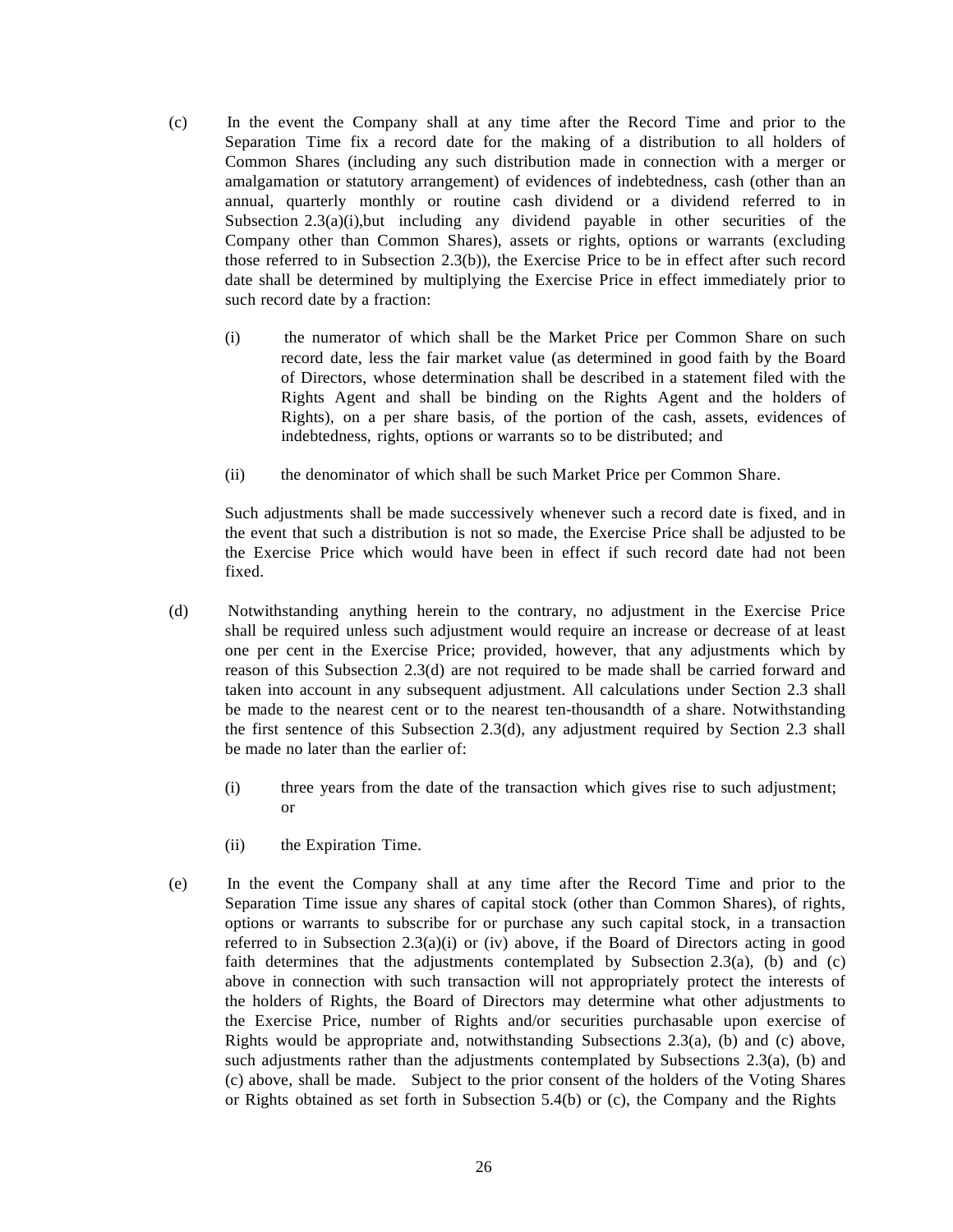(c) In the event the Company shall at any time after the Record Time and prior to the Separation Time fix a record date for the making of a distribution to all holders of Common Shares (including any such distribution made in connection with a merger or amalgamation or statutory arrangement) of evidences of indebtedness, cash (other than an annual, quarterly monthly or routine cash dividend or a dividend referred to in Subsection 2.3(a)(i),but including any dividend payable in other securities of the Company other than Common Shares), assets or rights, options or warrants (excluding those referred to in Subsection 2.3(b)), the Exercise Price to be in effect after such record date shall be determined by multiplying the Exercise Price in effect immediately prior to such record date by a fraction:

   (i) the numerator of which shall be the Market Price per Common Share on such record date, less the fair market value (as determined in good faith by the Board of Directors, whose determination shall be described in a statement filed with the Rights Agent and shall be binding on the Rights Agent and the holders of Rights), on a per share basis, of the portion of the cash, assets, evidences of indebtedness, rights, options or warrants so to be distributed; and

   (ii) the denominator of which shall be such Market Price per Common Share.

   Such adjustments shall be made successively whenever such a record date is fixed, and in the event that such a distribution is not so made, the Exercise Price shall be adjusted to be the Exercise Price which would have been in effect if such record date had not been fixed.

(d) Notwithstanding anything herein to the contrary, no adjustment in the Exercise Price shall be required unless such adjustment would require an increase or decrease of at least one per cent in the Exercise Price; provided, however, that any adjustments which by reason of this Subsection 2.3(d) are not required to be made shall be carried forward and taken into account in any subsequent adjustment. All calculations under Section 2.3 shall be made to the nearest cent or to the nearest ten-thousandth of a share. Notwithstanding the first sentence of this Subsection 2.3(d), any adjustment required by Section 2.3 shall be made no later than the earlier of:

   (i) three years from the date of the transaction which gives rise to such adjustment; or

   (ii) the Expiration Time.

(e) In the event the Company shall at any time after the Record Time and prior to the Separation Time issue any shares of capital stock (other than Common Shares), of rights, options or warrants to subscribe for or purchase any such capital stock, in a transaction referred to in Subsection 2.3(a)(i) or (iv) above, if the Board of Directors acting in good faith determines that the adjustments contemplated by Subsection 2.3(a), (b) and (c) above in connection with such transaction will not appropriately protect the interests of the holders of Rights, the Board of Directors may determine what other adjustments to the Exercise Price, number of Rights and/or securities purchasable upon exercise of Rights would be appropriate and, notwithstanding Subsections 2.3(a), (b) and (c) above, such adjustments rather than the adjustments contemplated by Subsections 2.3(a), (b) and (c) above, shall be made. Subject to the prior consent of the holders of the Voting Shares or Rights obtained as set forth in Subsection 5.4(b) or (c), the Company and the Rights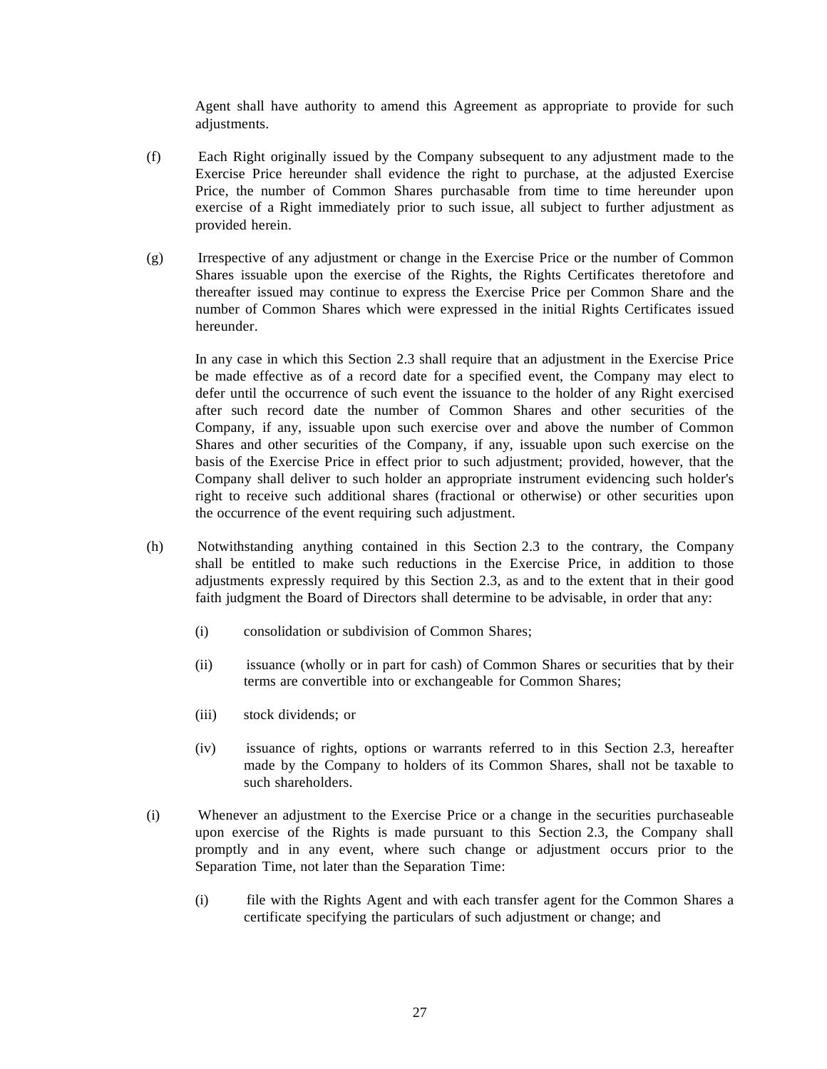Agent shall have authority to amend this Agreement as appropriate to provide for such adjustments.

(f) Each Right originally issued by the Company subsequent to any adjustment made to the Exercise Price hereunder shall evidence the right to purchase, at the adjusted Exercise Price, the number of Common Shares purchasable from time to time hereunder upon exercise of a Right immediately prior to such issue, all subject to further adjustment as provided herein.

(g) Irrespective of any adjustment or change in the Exercise Price or the number of Common Shares issuable upon the exercise of the Rights, the Rights Certificates theretofore and thereafter issued may continue to express the Exercise Price per Common Share and the number of Common Shares which were expressed in the initial Rights Certificates issued hereunder.

In any case in which this Section 2.3 shall require that an adjustment in the Exercise Price be made effective as of a record date for a specified event, the Company may elect to defer until the occurrence of such event the issuance to the holder of any Right exercised after such record date the number of Common Shares and other securities of the Company, if any, issuable upon such exercise over and above the number of Common Shares and other securities of the Company, if any, issuable upon such exercise on the basis of the Exercise Price in effect prior to such adjustment; provided, however, that the Company shall deliver to such holder an appropriate instrument evidencing such holder's right to receive such additional shares (fractional or otherwise) or other securities upon the occurrence of the event requiring such adjustment.

(h) Notwithstanding anything contained in this Section 2.3 to the contrary, the Company shall be entitled to make such reductions in the Exercise Price, in addition to those adjustments expressly required by this Section 2.3, as and to the extent that in their good faith judgment the Board of Directors shall determine to be advisable, in order that any:

(i) consolidation or subdivision of Common Shares;

(ii) issuance (wholly or in part for cash) of Common Shares or securities that by their terms are convertible into or exchangeable for Common Shares;

(iii) stock dividends; or

(iv) issuance of rights, options or warrants referred to in this Section 2.3, hereafter made by the Company to holders of its Common Shares, shall not be taxable to such shareholders.

(i) Whenever an adjustment to the Exercise Price or a change in the securities purchaseable upon exercise of the Rights is made pursuant to this Section 2.3, the Company shall promptly and in any event, where such change or adjustment occurs prior to the Separation Time, not later than the Separation Time:

(i) file with the Rights Agent and with each transfer agent for the Common Shares a certificate specifying the particulars of such adjustment or change; and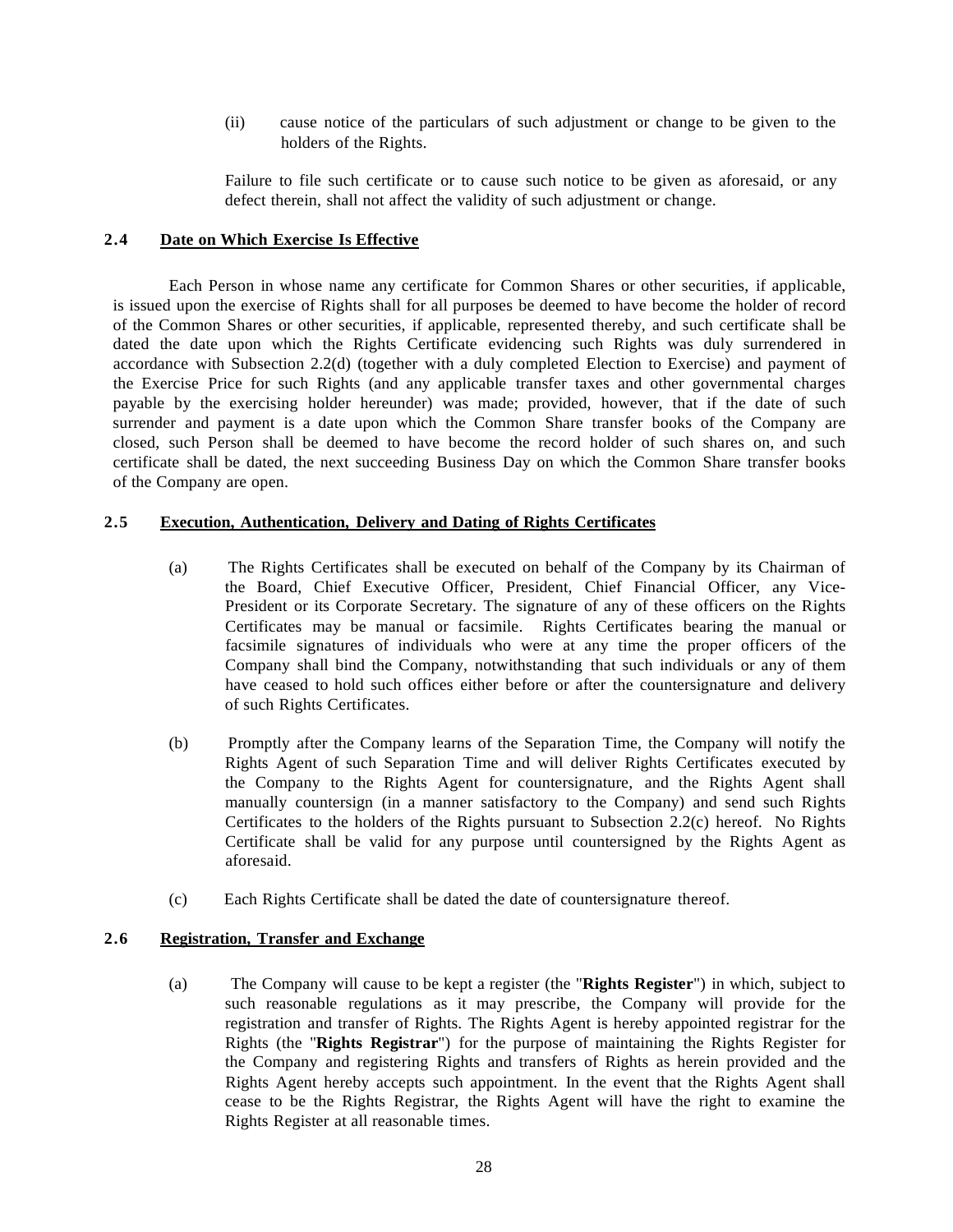(ii) cause notice of the particulars of such adjustment or change to be given to the holders of the Rights.

Failure to file such certificate or to cause such notice to be given as aforesaid, or any defect therein, shall not affect the validity of such adjustment or change.

### 2.4 Date on Which Exercise Is Effective

Each Person in whose name any certificate for Common Shares or other securities, if applicable, is issued upon the exercise of Rights shall for all purposes be deemed to have become the holder of record of the Common Shares or other securities, if applicable, represented thereby, and such certificate shall be dated the date upon which the Rights Certificate evidencing such Rights was duly surrendered in accordance with Subsection 2.2(d) (together with a duly completed Election to Exercise) and payment of the Exercise Price for such Rights (and any applicable transfer taxes and other governmental charges payable by the exercising holder hereunder) was made; provided, however, that if the date of such surrender and payment is a date upon which the Common Share transfer books of the Company are closed, such Person shall be deemed to have become the record holder of such shares on, and such certificate shall be dated, the next succeeding Business Day on which the Common Share transfer books of the Company are open.

### 2.5 Execution, Authentication, Delivery and Dating of Rights Certificates

(a) The Rights Certificates shall be executed on behalf of the Company by its Chairman of the Board, Chief Executive Officer, President, Chief Financial Officer, any Vice-President or its Corporate Secretary. The signature of any of these officers on the Rights Certificates may be manual or facsimile. Rights Certificates bearing the manual or facsimile signatures of individuals who were at any time the proper officers of the Company shall bind the Company, notwithstanding that such individuals or any of them have ceased to hold such offices either before or after the countersignature and delivery of such Rights Certificates.

(b) Promptly after the Company learns of the Separation Time, the Company will notify the Rights Agent of such Separation Time and will deliver Rights Certificates executed by the Company to the Rights Agent for countersignature, and the Rights Agent shall manually countersign (in a manner satisfactory to the Company) and send such Rights Certificates to the holders of the Rights pursuant to Subsection 2.2(c) hereof. No Rights Certificate shall be valid for any purpose until countersigned by the Rights Agent as aforesaid.

(c) Each Rights Certificate shall be dated the date of countersignature thereof.

### 2.6 Registration, Transfer and Exchange

(a) The Company will cause to be kept a register (the "**Rights Register**") in which, subject to such reasonable regulations as it may prescribe, the Company will provide for the registration and transfer of Rights. The Rights Agent is hereby appointed registrar for the Rights (the "**Rights Registrar**") for the purpose of maintaining the Rights Register for the Company and registering Rights and transfers of Rights as herein provided and the Rights Agent hereby accepts such appointment. In the event that the Rights Agent shall cease to be the Rights Registrar, the Rights Agent will have the right to examine the Rights Register at all reasonable times.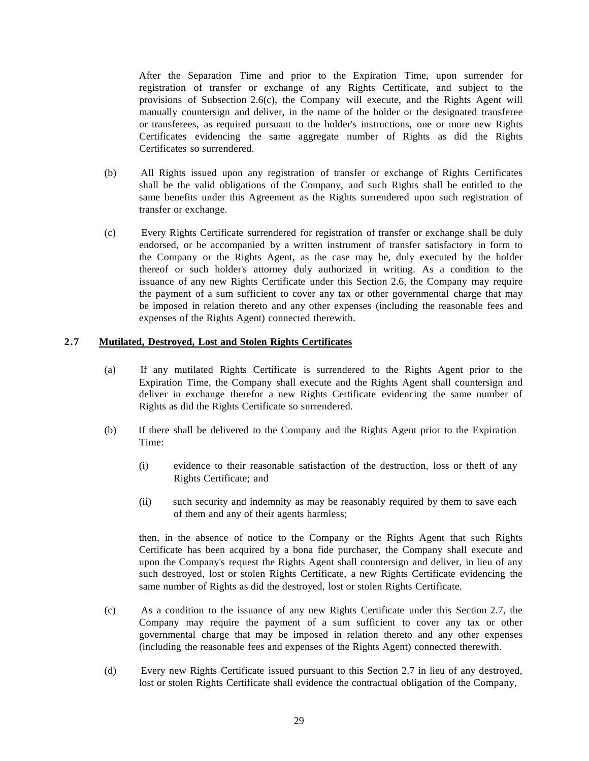After the Separation Time and prior to the Expiration Time, upon surrender for registration of transfer or exchange of any Rights Certificate, and subject to the provisions of Subsection 2.6(c), the Company will execute, and the Rights Agent will manually countersign and deliver, in the name of the holder or the designated transferee or transferees, as required pursuant to the holder's instructions, one or more new Rights Certificates evidencing the same aggregate number of Rights as did the Rights Certificates so surrendered.

(b) All Rights issued upon any registration of transfer or exchange of Rights Certificates shall be the valid obligations of the Company, and such Rights shall be entitled to the same benefits under this Agreement as the Rights surrendered upon such registration of transfer or exchange.

(c) Every Rights Certificate surrendered for registration of transfer or exchange shall be duly endorsed, or be accompanied by a written instrument of transfer satisfactory in form to the Company or the Rights Agent, as the case may be, duly executed by the holder thereof or such holder's attorney duly authorized in writing. As a condition to the issuance of any new Rights Certificate under this Section 2.6, the Company may require the payment of a sum sufficient to cover any tax or other governmental charge that may be imposed in relation thereto and any other expenses (including the reasonable fees and expenses of the Rights Agent) connected therewith.

## 2.7 <u>Mutilated, Destroyed, Lost and Stolen Rights Certificates</u>

(a) If any mutilated Rights Certificate is surrendered to the Rights Agent prior to the Expiration Time, the Company shall execute and the Rights Agent shall countersign and deliver in exchange therefor a new Rights Certificate evidencing the same number of Rights as did the Rights Certificate so surrendered.

(b) If there shall be delivered to the Company and the Rights Agent prior to the Expiration Time:

(i) evidence to their reasonable satisfaction of the destruction, loss or theft of any Rights Certificate; and

(ii) such security and indemnity as may be reasonably required by them to save each of them and any of their agents harmless;

then, in the absence of notice to the Company or the Rights Agent that such Rights Certificate has been acquired by a bona fide purchaser, the Company shall execute and upon the Company's request the Rights Agent shall countersign and deliver, in lieu of any such destroyed, lost or stolen Rights Certificate, a new Rights Certificate evidencing the same number of Rights as did the destroyed, lost or stolen Rights Certificate.

(c) As a condition to the issuance of any new Rights Certificate under this Section 2.7, the Company may require the payment of a sum sufficient to cover any tax or other governmental charge that may be imposed in relation thereto and any other expenses (including the reasonable fees and expenses of the Rights Agent) connected therewith.

(d) Every new Rights Certificate issued pursuant to this Section 2.7 in lieu of any destroyed, lost or stolen Rights Certificate shall evidence the contractual obligation of the Company,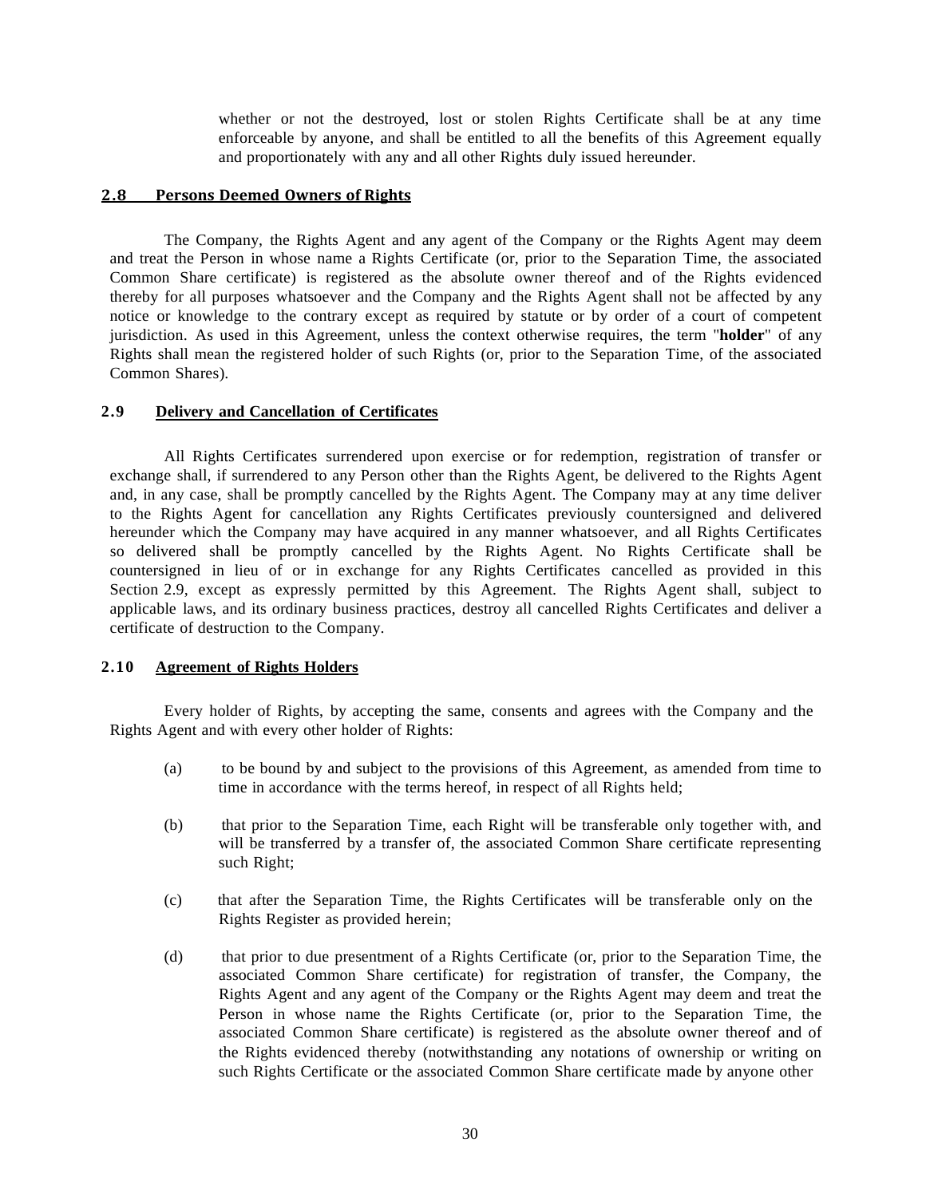whether or not the destroyed, lost or stolen Rights Certificate shall be at any time enforceable by anyone, and shall be entitled to all the benefits of this Agreement equally and proportionately with any and all other Rights duly issued hereunder.

### 2.8 Persons Deemed Owners of Rights

The Company, the Rights Agent and any agent of the Company or the Rights Agent may deem and treat the Person in whose name a Rights Certificate (or, prior to the Separation Time, the associated Common Share certificate) is registered as the absolute owner thereof and of the Rights evidenced thereby for all purposes whatsoever and the Company and the Rights Agent shall not be affected by any notice or knowledge to the contrary except as required by statute or by order of a court of competent jurisdiction. As used in this Agreement, unless the context otherwise requires, the term "**holder**" of any Rights shall mean the registered holder of such Rights (or, prior to the Separation Time, of the associated Common Shares).

### 2.9 Delivery and Cancellation of Certificates

All Rights Certificates surrendered upon exercise or for redemption, registration of transfer or exchange shall, if surrendered to any Person other than the Rights Agent, be delivered to the Rights Agent and, in any case, shall be promptly cancelled by the Rights Agent. The Company may at any time deliver to the Rights Agent for cancellation any Rights Certificates previously countersigned and delivered hereunder which the Company may have acquired in any manner whatsoever, and all Rights Certificates so delivered shall be promptly cancelled by the Rights Agent. No Rights Certificate shall be countersigned in lieu of or in exchange for any Rights Certificates cancelled as provided in this Section 2.9, except as expressly permitted by this Agreement. The Rights Agent shall, subject to applicable laws, and its ordinary business practices, destroy all cancelled Rights Certificates and deliver a certificate of destruction to the Company.

### 2.10 Agreement of Rights Holders

Every holder of Rights, by accepting the same, consents and agrees with the Company and the Rights Agent and with every other holder of Rights:

(a) to be bound by and subject to the provisions of this Agreement, as amended from time to time in accordance with the terms hereof, in respect of all Rights held;

(b) that prior to the Separation Time, each Right will be transferable only together with, and will be transferred by a transfer of, the associated Common Share certificate representing such Right;

(c) that after the Separation Time, the Rights Certificates will be transferable only on the Rights Register as provided herein;

(d) that prior to due presentment of a Rights Certificate (or, prior to the Separation Time, the associated Common Share certificate) for registration of transfer, the Company, the Rights Agent and any agent of the Company or the Rights Agent may deem and treat the Person in whose name the Rights Certificate (or, prior to the Separation Time, the associated Common Share certificate) is registered as the absolute owner thereof and of the Rights evidenced thereby (notwithstanding any notations of ownership or writing on such Rights Certificate or the associated Common Share certificate made by anyone other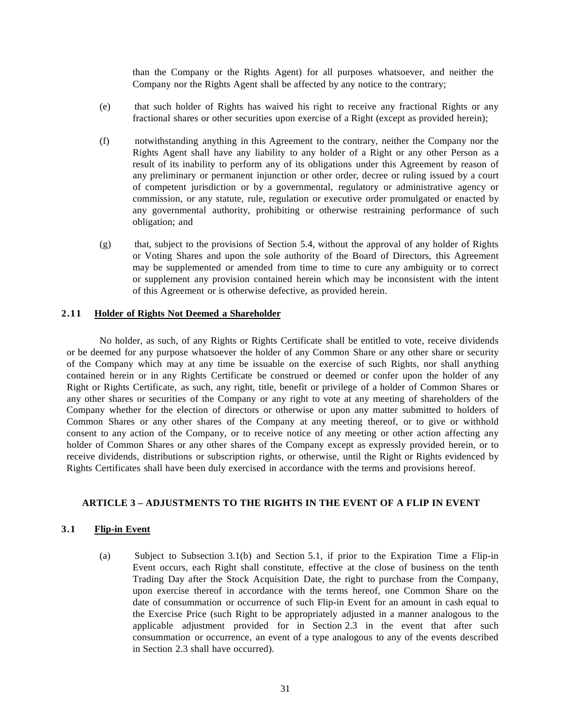than the Company or the Rights Agent) for all purposes whatsoever, and neither the Company nor the Rights Agent shall be affected by any notice to the contrary;

(e) that such holder of Rights has waived his right to receive any fractional Rights or any fractional shares or other securities upon exercise of a Right (except as provided herein);

(f) notwithstanding anything in this Agreement to the contrary, neither the Company nor the Rights Agent shall have any liability to any holder of a Right or any other Person as a result of its inability to perform any of its obligations under this Agreement by reason of any preliminary or permanent injunction or other order, decree or ruling issued by a court of competent jurisdiction or by a governmental, regulatory or administrative agency or commission, or any statute, rule, regulation or executive order promulgated or enacted by any governmental authority, prohibiting or otherwise restraining performance of such obligation; and

(g) that, subject to the provisions of Section 5.4, without the approval of any holder of Rights or Voting Shares and upon the sole authority of the Board of Directors, this Agreement may be supplemented or amended from time to time to cure any ambiguity or to correct or supplement any provision contained herein which may be inconsistent with the intent of this Agreement or is otherwise defective, as provided herein.

### 2.11 Holder of Rights Not Deemed a Shareholder

No holder, as such, of any Rights or Rights Certificate shall be entitled to vote, receive dividends or be deemed for any purpose whatsoever the holder of any Common Share or any other share or security of the Company which may at any time be issuable on the exercise of such Rights, nor shall anything contained herein or in any Rights Certificate be construed or deemed or confer upon the holder of any Right or Rights Certificate, as such, any right, title, benefit or privilege of a holder of Common Shares or any other shares or securities of the Company or any right to vote at any meeting of shareholders of the Company whether for the election of directors or otherwise or upon any matter submitted to holders of Common Shares or any other shares of the Company at any meeting thereof, or to give or withhold consent to any action of the Company, or to receive notice of any meeting or other action affecting any holder of Common Shares or any other shares of the Company except as expressly provided herein, or to receive dividends, distributions or subscription rights, or otherwise, until the Right or Rights evidenced by Rights Certificates shall have been duly exercised in accordance with the terms and provisions hereof.

## ARTICLE 3 – ADJUSTMENTS TO THE RIGHTS IN THE EVENT OF A FLIP IN EVENT

### 3.1 Flip-in Event

(a) Subject to Subsection 3.1(b) and Section 5.1, if prior to the Expiration Time a Flip-in Event occurs, each Right shall constitute, effective at the close of business on the tenth Trading Day after the Stock Acquisition Date, the right to purchase from the Company, upon exercise thereof in accordance with the terms hereof, one Common Share on the date of consummation or occurrence of such Flip-in Event for an amount in cash equal to the Exercise Price (such Right to be appropriately adjusted in a manner analogous to the applicable adjustment provided for in Section 2.3 in the event that after such consummation or occurrence, an event of a type analogous to any of the events described in Section 2.3 shall have occurred).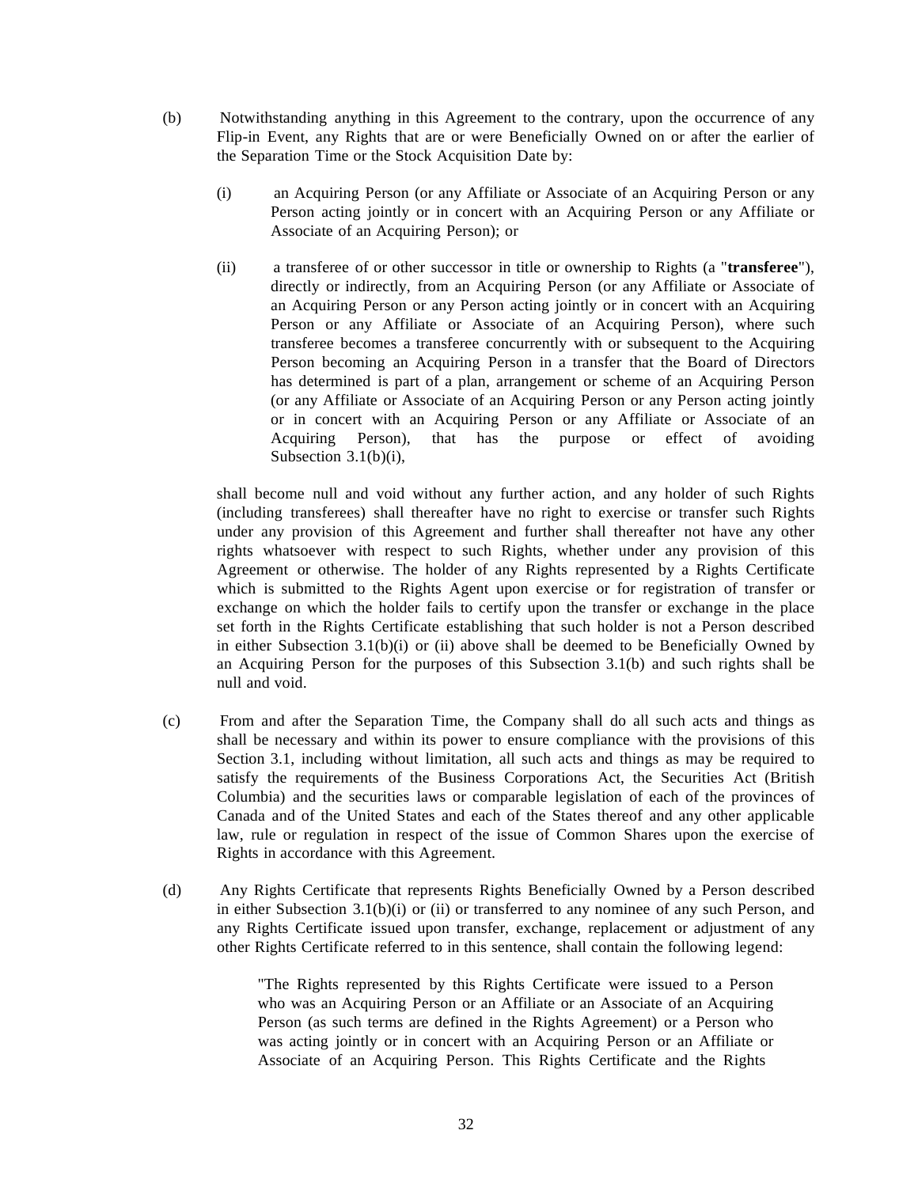(b) Notwithstanding anything in this Agreement to the contrary, upon the occurrence of any Flip-in Event, any Rights that are or were Beneficially Owned on or after the earlier of the Separation Time or the Stock Acquisition Date by:

   (i) an Acquiring Person (or any Affiliate or Associate of an Acquiring Person or any Person acting jointly or in concert with an Acquiring Person or any Affiliate or Associate of an Acquiring Person); or

   (ii) a transferee of or other successor in title or ownership to Rights (a "**transferee**"), directly or indirectly, from an Acquiring Person (or any Affiliate or Associate of an Acquiring Person or any Person acting jointly or in concert with an Acquiring Person or any Affiliate or Associate of an Acquiring Person), where such transferee becomes a transferee concurrently with or subsequent to the Acquiring Person becoming an Acquiring Person in a transfer that the Board of Directors has determined is part of a plan, arrangement or scheme of an Acquiring Person (or any Affiliate or Associate of an Acquiring Person or any Person acting jointly or in concert with an Acquiring Person or any Affiliate or Associate of an Acquiring Person), that has the purpose or effect of avoiding Subsection 3.1(b)(i),

   shall become null and void without any further action, and any holder of such Rights (including transferees) shall thereafter have no right to exercise or transfer such Rights under any provision of this Agreement and further shall thereafter not have any other rights whatsoever with respect to such Rights, whether under any provision of this Agreement or otherwise. The holder of any Rights represented by a Rights Certificate which is submitted to the Rights Agent upon exercise or for registration of transfer or exchange on which the holder fails to certify upon the transfer or exchange in the place set forth in the Rights Certificate establishing that such holder is not a Person described in either Subsection 3.1(b)(i) or (ii) above shall be deemed to be Beneficially Owned by an Acquiring Person for the purposes of this Subsection 3.1(b) and such rights shall be null and void.

(c) From and after the Separation Time, the Company shall do all such acts and things as shall be necessary and within its power to ensure compliance with the provisions of this Section 3.1, including without limitation, all such acts and things as may be required to satisfy the requirements of the Business Corporations Act, the Securities Act (British Columbia) and the securities laws or comparable legislation of each of the provinces of Canada and of the United States and each of the States thereof and any other applicable law, rule or regulation in respect of the issue of Common Shares upon the exercise of Rights in accordance with this Agreement.

(d) Any Rights Certificate that represents Rights Beneficially Owned by a Person described in either Subsection 3.1(b)(i) or (ii) or transferred to any nominee of any such Person, and any Rights Certificate issued upon transfer, exchange, replacement or adjustment of any other Rights Certificate referred to in this sentence, shall contain the following legend:

   > "The Rights represented by this Rights Certificate were issued to a Person who was an Acquiring Person or an Affiliate or an Associate of an Acquiring Person (as such terms are defined in the Rights Agreement) or a Person who was acting jointly or in concert with an Acquiring Person or an Affiliate or Associate of an Acquiring Person. This Rights Certificate and the Rights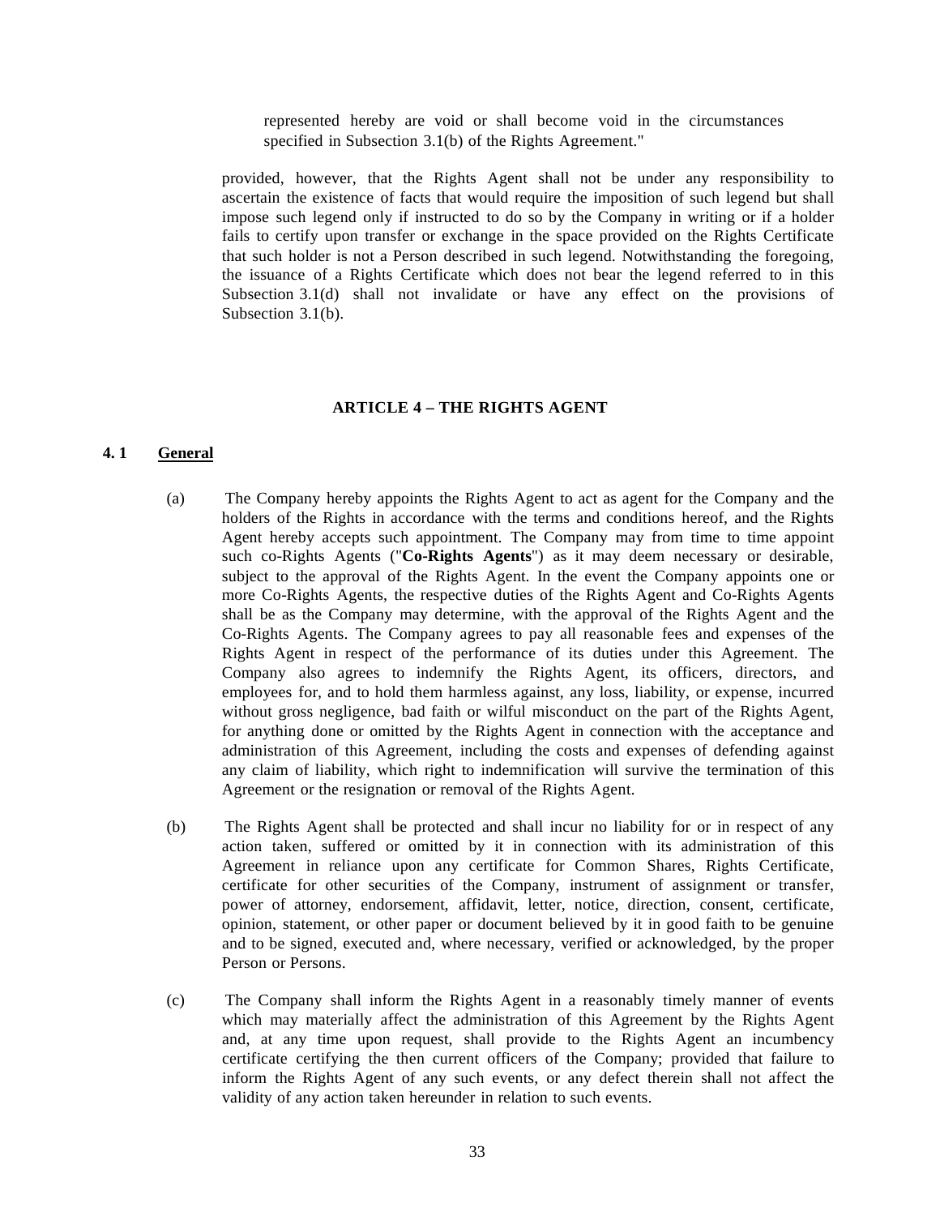represented hereby are void or shall become void in the circumstances specified in Subsection 3.1(b) of the Rights Agreement."

provided, however, that the Rights Agent shall not be under any responsibility to ascertain the existence of facts that would require the imposition of such legend but shall impose such legend only if instructed to do so by the Company in writing or if a holder fails to certify upon transfer or exchange in the space provided on the Rights Certificate that such holder is not a Person described in such legend. Notwithstanding the foregoing, the issuance of a Rights Certificate which does not bear the legend referred to in this Subsection 3.1(d) shall not invalidate or have any effect on the provisions of Subsection 3.1(b).

## ARTICLE 4 – THE RIGHTS AGENT

### 4. 1 General

(a) The Company hereby appoints the Rights Agent to act as agent for the Company and the holders of the Rights in accordance with the terms and conditions hereof, and the Rights Agent hereby accepts such appointment. The Company may from time to time appoint such co-Rights Agents ("**Co-Rights Agents**") as it may deem necessary or desirable, subject to the approval of the Rights Agent. In the event the Company appoints one or more Co-Rights Agents, the respective duties of the Rights Agent and Co-Rights Agents shall be as the Company may determine, with the approval of the Rights Agent and the Co-Rights Agents. The Company agrees to pay all reasonable fees and expenses of the Rights Agent in respect of the performance of its duties under this Agreement. The Company also agrees to indemnify the Rights Agent, its officers, directors, and employees for, and to hold them harmless against, any loss, liability, or expense, incurred without gross negligence, bad faith or wilful misconduct on the part of the Rights Agent, for anything done or omitted by the Rights Agent in connection with the acceptance and administration of this Agreement, including the costs and expenses of defending against any claim of liability, which right to indemnification will survive the termination of this Agreement or the resignation or removal of the Rights Agent.

(b) The Rights Agent shall be protected and shall incur no liability for or in respect of any action taken, suffered or omitted by it in connection with its administration of this Agreement in reliance upon any certificate for Common Shares, Rights Certificate, certificate for other securities of the Company, instrument of assignment or transfer, power of attorney, endorsement, affidavit, letter, notice, direction, consent, certificate, opinion, statement, or other paper or document believed by it in good faith to be genuine and to be signed, executed and, where necessary, verified or acknowledged, by the proper Person or Persons.

(c) The Company shall inform the Rights Agent in a reasonably timely manner of events which may materially affect the administration of this Agreement by the Rights Agent and, at any time upon request, shall provide to the Rights Agent an incumbency certificate certifying the then current officers of the Company; provided that failure to inform the Rights Agent of any such events, or any defect therein shall not affect the validity of any action taken hereunder in relation to such events.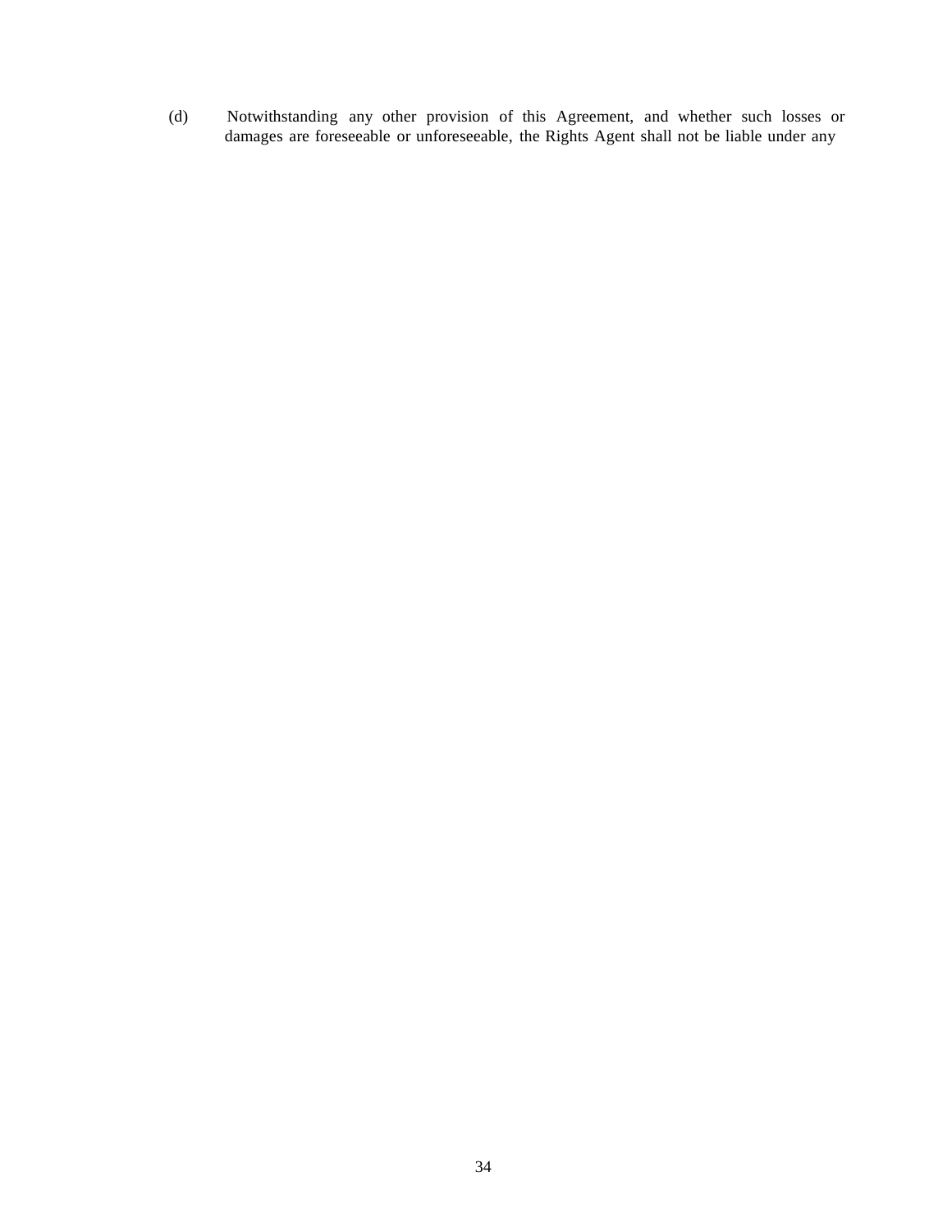(d) Notwithstanding any other provision of this Agreement, and whether such losses or damages are foreseeable or unforeseeable, the Rights Agent shall not be liable under any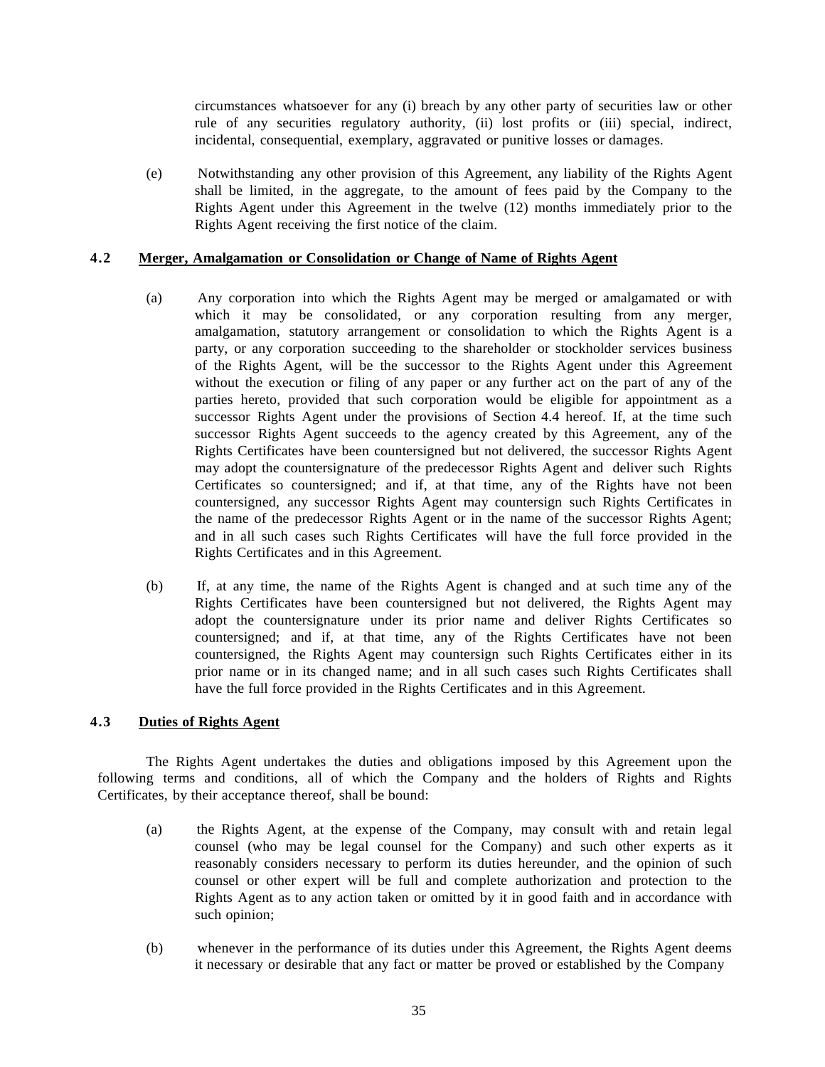circumstances whatsoever for any (i) breach by any other party of securities law or other rule of any securities regulatory authority, (ii) lost profits or (iii) special, indirect, incidental, consequential, exemplary, aggravated or punitive losses or damages.

(e) Notwithstanding any other provision of this Agreement, any liability of the Rights Agent shall be limited, in the aggregate, to the amount of fees paid by the Company to the Rights Agent under this Agreement in the twelve (12) months immediately prior to the Rights Agent receiving the first notice of the claim.

### 4.2 Merger, Amalgamation or Consolidation or Change of Name of Rights Agent

(a) Any corporation into which the Rights Agent may be merged or amalgamated or with which it may be consolidated, or any corporation resulting from any merger, amalgamation, statutory arrangement or consolidation to which the Rights Agent is a party, or any corporation succeeding to the shareholder or stockholder services business of the Rights Agent, will be the successor to the Rights Agent under this Agreement without the execution or filing of any paper or any further act on the part of any of the parties hereto, provided that such corporation would be eligible for appointment as a successor Rights Agent under the provisions of Section 4.4 hereof. If, at the time such successor Rights Agent succeeds to the agency created by this Agreement, any of the Rights Certificates have been countersigned but not delivered, the successor Rights Agent may adopt the countersignature of the predecessor Rights Agent and deliver such Rights Certificates so countersigned; and if, at that time, any of the Rights have not been countersigned, any successor Rights Agent may countersign such Rights Certificates in the name of the predecessor Rights Agent or in the name of the successor Rights Agent; and in all such cases such Rights Certificates will have the full force provided in the Rights Certificates and in this Agreement.

(b) If, at any time, the name of the Rights Agent is changed and at such time any of the Rights Certificates have been countersigned but not delivered, the Rights Agent may adopt the countersignature under its prior name and deliver Rights Certificates so countersigned; and if, at that time, any of the Rights Certificates have not been countersigned, the Rights Agent may countersign such Rights Certificates either in its prior name or in its changed name; and in all such cases such Rights Certificates shall have the full force provided in the Rights Certificates and in this Agreement.

### 4.3 Duties of Rights Agent

The Rights Agent undertakes the duties and obligations imposed by this Agreement upon the following terms and conditions, all of which the Company and the holders of Rights and Rights Certificates, by their acceptance thereof, shall be bound:

(a) the Rights Agent, at the expense of the Company, may consult with and retain legal counsel (who may be legal counsel for the Company) and such other experts as it reasonably considers necessary to perform its duties hereunder, and the opinion of such counsel or other expert will be full and complete authorization and protection to the Rights Agent as to any action taken or omitted by it in good faith and in accordance with such opinion;

(b) whenever in the performance of its duties under this Agreement, the Rights Agent deems it necessary or desirable that any fact or matter be proved or established by the Company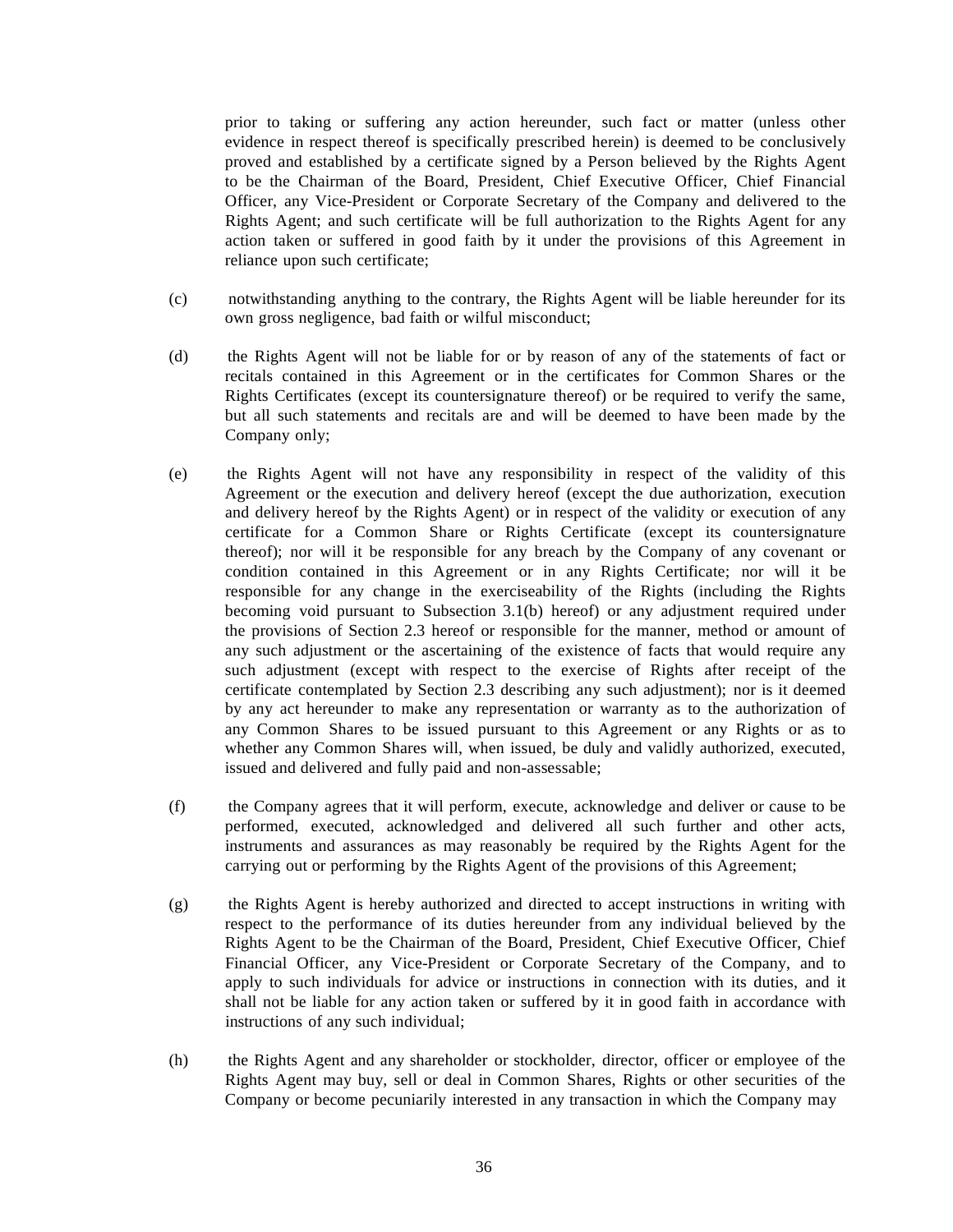prior to taking or suffering any action hereunder, such fact or matter (unless other evidence in respect thereof is specifically prescribed herein) is deemed to be conclusively proved and established by a certificate signed by a Person believed by the Rights Agent to be the Chairman of the Board, President, Chief Executive Officer, Chief Financial Officer, any Vice-President or Corporate Secretary of the Company and delivered to the Rights Agent; and such certificate will be full authorization to the Rights Agent for any action taken or suffered in good faith by it under the provisions of this Agreement in reliance upon such certificate;

(c) notwithstanding anything to the contrary, the Rights Agent will be liable hereunder for its own gross negligence, bad faith or wilful misconduct;

(d) the Rights Agent will not be liable for or by reason of any of the statements of fact or recitals contained in this Agreement or in the certificates for Common Shares or the Rights Certificates (except its countersignature thereof) or be required to verify the same, but all such statements and recitals are and will be deemed to have been made by the Company only;

(e) the Rights Agent will not have any responsibility in respect of the validity of this Agreement or the execution and delivery hereof (except the due authorization, execution and delivery hereof by the Rights Agent) or in respect of the validity or execution of any certificate for a Common Share or Rights Certificate (except its countersignature thereof); nor will it be responsible for any breach by the Company of any covenant or condition contained in this Agreement or in any Rights Certificate; nor will it be responsible for any change in the exerciseability of the Rights (including the Rights becoming void pursuant to Subsection 3.1(b) hereof) or any adjustment required under the provisions of Section 2.3 hereof or responsible for the manner, method or amount of any such adjustment or the ascertaining of the existence of facts that would require any such adjustment (except with respect to the exercise of Rights after receipt of the certificate contemplated by Section 2.3 describing any such adjustment); nor is it deemed by any act hereunder to make any representation or warranty as to the authorization of any Common Shares to be issued pursuant to this Agreement or any Rights or as to whether any Common Shares will, when issued, be duly and validly authorized, executed, issued and delivered and fully paid and non-assessable;

(f) the Company agrees that it will perform, execute, acknowledge and deliver or cause to be performed, executed, acknowledged and delivered all such further and other acts, instruments and assurances as may reasonably be required by the Rights Agent for the carrying out or performing by the Rights Agent of the provisions of this Agreement;

(g) the Rights Agent is hereby authorized and directed to accept instructions in writing with respect to the performance of its duties hereunder from any individual believed by the Rights Agent to be the Chairman of the Board, President, Chief Executive Officer, Chief Financial Officer, any Vice-President or Corporate Secretary of the Company, and to apply to such individuals for advice or instructions in connection with its duties, and it shall not be liable for any action taken or suffered by it in good faith in accordance with instructions of any such individual;

(h) the Rights Agent and any shareholder or stockholder, director, officer or employee of the Rights Agent may buy, sell or deal in Common Shares, Rights or other securities of the Company or become pecuniarily interested in any transaction in which the Company may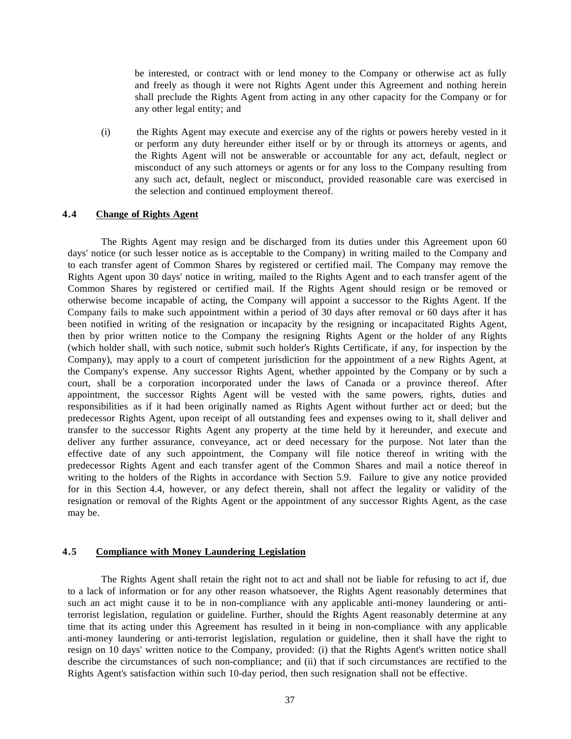be interested, or contract with or lend money to the Company or otherwise act as fully and freely as though it were not Rights Agent under this Agreement and nothing herein shall preclude the Rights Agent from acting in any other capacity for the Company or for any other legal entity; and

(i) the Rights Agent may execute and exercise any of the rights or powers hereby vested in it or perform any duty hereunder either itself or by or through its attorneys or agents, and the Rights Agent will not be answerable or accountable for any act, default, neglect or misconduct of any such attorneys or agents or for any loss to the Company resulting from any such act, default, neglect or misconduct, provided reasonable care was exercised in the selection and continued employment thereof.

### 4.4 Change of Rights Agent

The Rights Agent may resign and be discharged from its duties under this Agreement upon 60 days' notice (or such lesser notice as is acceptable to the Company) in writing mailed to the Company and to each transfer agent of Common Shares by registered or certified mail. The Company may remove the Rights Agent upon 30 days' notice in writing, mailed to the Rights Agent and to each transfer agent of the Common Shares by registered or certified mail. If the Rights Agent should resign or be removed or otherwise become incapable of acting, the Company will appoint a successor to the Rights Agent. If the Company fails to make such appointment within a period of 30 days after removal or 60 days after it has been notified in writing of the resignation or incapacity by the resigning or incapacitated Rights Agent, then by prior written notice to the Company the resigning Rights Agent or the holder of any Rights (which holder shall, with such notice, submit such holder's Rights Certificate, if any, for inspection by the Company), may apply to a court of competent jurisdiction for the appointment of a new Rights Agent, at the Company's expense. Any successor Rights Agent, whether appointed by the Company or by such a court, shall be a corporation incorporated under the laws of Canada or a province thereof. After appointment, the successor Rights Agent will be vested with the same powers, rights, duties and responsibilities as if it had been originally named as Rights Agent without further act or deed; but the predecessor Rights Agent, upon receipt of all outstanding fees and expenses owing to it, shall deliver and transfer to the successor Rights Agent any property at the time held by it hereunder, and execute and deliver any further assurance, conveyance, act or deed necessary for the purpose. Not later than the effective date of any such appointment, the Company will file notice thereof in writing with the predecessor Rights Agent and each transfer agent of the Common Shares and mail a notice thereof in writing to the holders of the Rights in accordance with Section 5.9. Failure to give any notice provided for in this Section 4.4, however, or any defect therein, shall not affect the legality or validity of the resignation or removal of the Rights Agent or the appointment of any successor Rights Agent, as the case may be.

### 4.5 Compliance with Money Laundering Legislation

The Rights Agent shall retain the right not to act and shall not be liable for refusing to act if, due to a lack of information or for any other reason whatsoever, the Rights Agent reasonably determines that such an act might cause it to be in non-compliance with any applicable anti-money laundering or anti-terrorist legislation, regulation or guideline. Further, should the Rights Agent reasonably determine at any time that its acting under this Agreement has resulted in it being in non-compliance with any applicable anti-money laundering or anti-terrorist legislation, regulation or guideline, then it shall have the right to resign on 10 days' written notice to the Company, provided: (i) that the Rights Agent's written notice shall describe the circumstances of such non-compliance; and (ii) that if such circumstances are rectified to the Rights Agent's satisfaction within such 10-day period, then such resignation shall not be effective.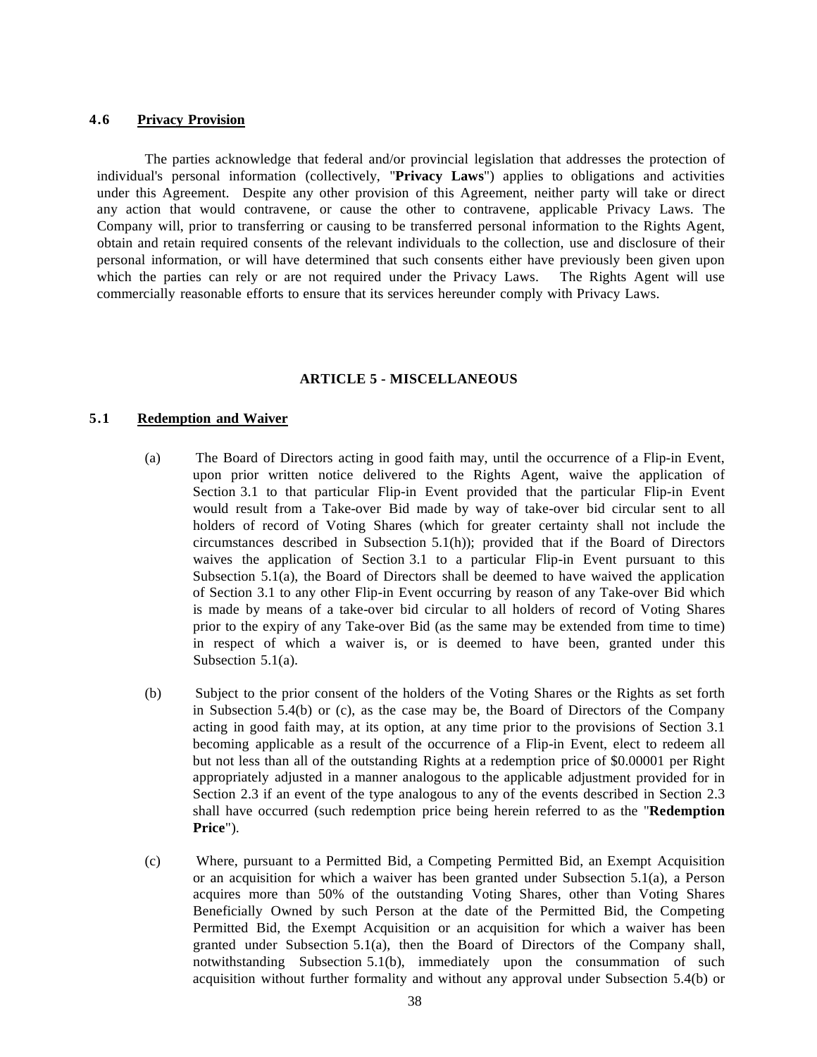### 4.6 Privacy Provision

The parties acknowledge that federal and/or provincial legislation that addresses the protection of individual's personal information (collectively, "**Privacy Laws**") applies to obligations and activities under this Agreement. Despite any other provision of this Agreement, neither party will take or direct any action that would contravene, or cause the other to contravene, applicable Privacy Laws. The Company will, prior to transferring or causing to be transferred personal information to the Rights Agent, obtain and retain required consents of the relevant individuals to the collection, use and disclosure of their personal information, or will have determined that such consents either have previously been given upon which the parties can rely or are not required under the Privacy Laws. The Rights Agent will use commercially reasonable efforts to ensure that its services hereunder comply with Privacy Laws.

## ARTICLE 5 - MISCELLANEOUS

### 5.1 Redemption and Waiver

(a) The Board of Directors acting in good faith may, until the occurrence of a Flip-in Event, upon prior written notice delivered to the Rights Agent, waive the application of Section 3.1 to that particular Flip-in Event provided that the particular Flip-in Event would result from a Take-over Bid made by way of take-over bid circular sent to all holders of record of Voting Shares (which for greater certainty shall not include the circumstances described in Subsection 5.1(h)); provided that if the Board of Directors waives the application of Section 3.1 to a particular Flip-in Event pursuant to this Subsection 5.1(a), the Board of Directors shall be deemed to have waived the application of Section 3.1 to any other Flip-in Event occurring by reason of any Take-over Bid which is made by means of a take-over bid circular to all holders of record of Voting Shares prior to the expiry of any Take-over Bid (as the same may be extended from time to time) in respect of which a waiver is, or is deemed to have been, granted under this Subsection 5.1(a).

(b) Subject to the prior consent of the holders of the Voting Shares or the Rights as set forth in Subsection 5.4(b) or (c), as the case may be, the Board of Directors of the Company acting in good faith may, at its option, at any time prior to the provisions of Section 3.1 becoming applicable as a result of the occurrence of a Flip-in Event, elect to redeem all but not less than all of the outstanding Rights at a redemption price of $0.00001 per Right appropriately adjusted in a manner analogous to the applicable adjustment provided for in Section 2.3 if an event of the type analogous to any of the events described in Section 2.3 shall have occurred (such redemption price being herein referred to as the "**Redemption Price**").

(c) Where, pursuant to a Permitted Bid, a Competing Permitted Bid, an Exempt Acquisition or an acquisition for which a waiver has been granted under Subsection 5.1(a), a Person acquires more than 50% of the outstanding Voting Shares, other than Voting Shares Beneficially Owned by such Person at the date of the Permitted Bid, the Competing Permitted Bid, the Exempt Acquisition or an acquisition for which a waiver has been granted under Subsection 5.1(a), then the Board of Directors of the Company shall, notwithstanding Subsection 5.1(b), immediately upon the consummation of such acquisition without further formality and without any approval under Subsection 5.4(b) or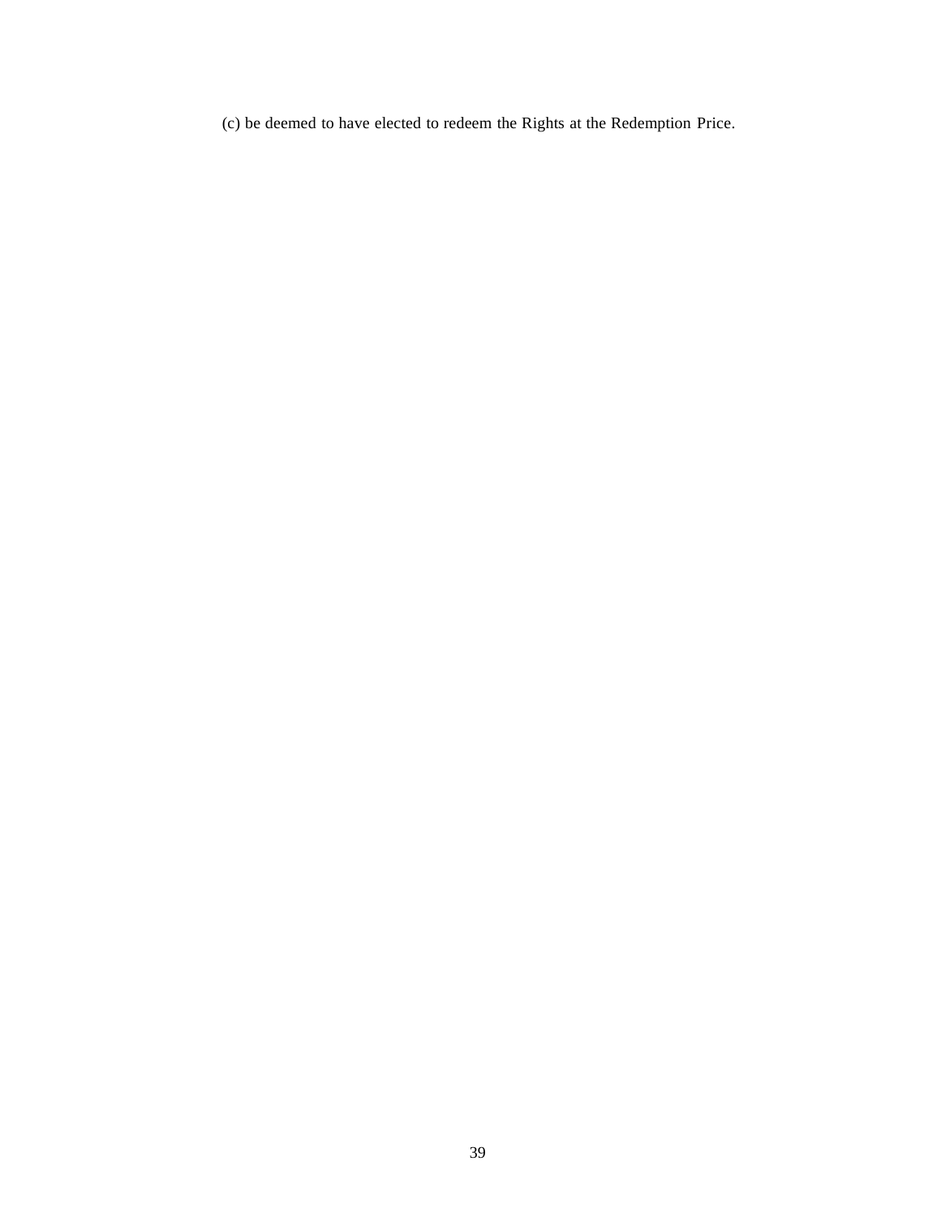(c) be deemed to have elected to redeem the Rights at the Redemption Price.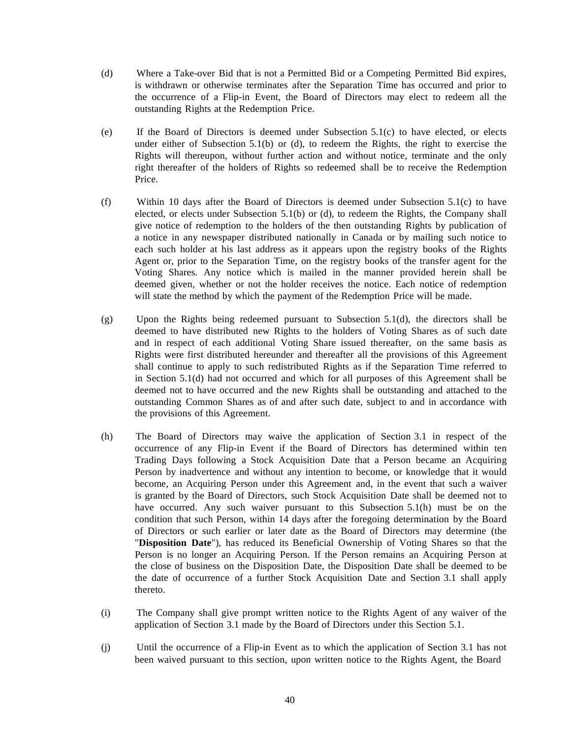(d) Where a Take-over Bid that is not a Permitted Bid or a Competing Permitted Bid expires, is withdrawn or otherwise terminates after the Separation Time has occurred and prior to the occurrence of a Flip-in Event, the Board of Directors may elect to redeem all the outstanding Rights at the Redemption Price.

(e) If the Board of Directors is deemed under Subsection 5.1(c) to have elected, or elects under either of Subsection 5.1(b) or (d), to redeem the Rights, the right to exercise the Rights will thereupon, without further action and without notice, terminate and the only right thereafter of the holders of Rights so redeemed shall be to receive the Redemption Price.

(f) Within 10 days after the Board of Directors is deemed under Subsection 5.1(c) to have elected, or elects under Subsection 5.1(b) or (d), to redeem the Rights, the Company shall give notice of redemption to the holders of the then outstanding Rights by publication of a notice in any newspaper distributed nationally in Canada or by mailing such notice to each such holder at his last address as it appears upon the registry books of the Rights Agent or, prior to the Separation Time, on the registry books of the transfer agent for the Voting Shares. Any notice which is mailed in the manner provided herein shall be deemed given, whether or not the holder receives the notice. Each notice of redemption will state the method by which the payment of the Redemption Price will be made.

(g) Upon the Rights being redeemed pursuant to Subsection 5.1(d), the directors shall be deemed to have distributed new Rights to the holders of Voting Shares as of such date and in respect of each additional Voting Share issued thereafter, on the same basis as Rights were first distributed hereunder and thereafter all the provisions of this Agreement shall continue to apply to such redistributed Rights as if the Separation Time referred to in Section 5.1(d) had not occurred and which for all purposes of this Agreement shall be deemed not to have occurred and the new Rights shall be outstanding and attached to the outstanding Common Shares as of and after such date, subject to and in accordance with the provisions of this Agreement.

(h) The Board of Directors may waive the application of Section 3.1 in respect of the occurrence of any Flip-in Event if the Board of Directors has determined within ten Trading Days following a Stock Acquisition Date that a Person became an Acquiring Person by inadvertence and without any intention to become, or knowledge that it would become, an Acquiring Person under this Agreement and, in the event that such a waiver is granted by the Board of Directors, such Stock Acquisition Date shall be deemed not to have occurred. Any such waiver pursuant to this Subsection 5.1(h) must be on the condition that such Person, within 14 days after the foregoing determination by the Board of Directors or such earlier or later date as the Board of Directors may determine (the "**Disposition Date**"), has reduced its Beneficial Ownership of Voting Shares so that the Person is no longer an Acquiring Person. If the Person remains an Acquiring Person at the close of business on the Disposition Date, the Disposition Date shall be deemed to be the date of occurrence of a further Stock Acquisition Date and Section 3.1 shall apply thereto.

(i) The Company shall give prompt written notice to the Rights Agent of any waiver of the application of Section 3.1 made by the Board of Directors under this Section 5.1.

(j) Until the occurrence of a Flip-in Event as to which the application of Section 3.1 has not been waived pursuant to this section, upon written notice to the Rights Agent, the Board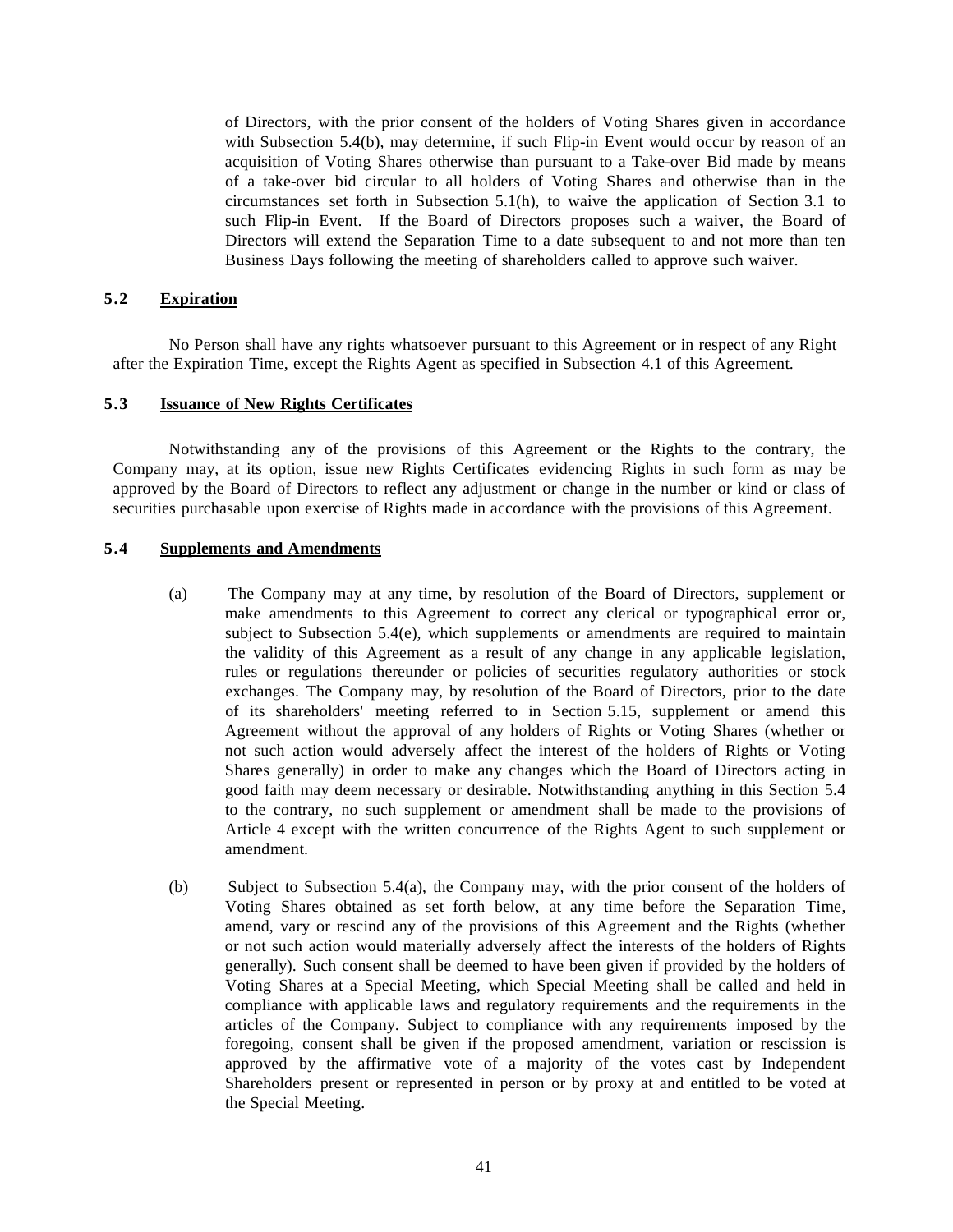of Directors, with the prior consent of the holders of Voting Shares given in accordance with Subsection 5.4(b), may determine, if such Flip-in Event would occur by reason of an acquisition of Voting Shares otherwise than pursuant to a Take-over Bid made by means of a take-over bid circular to all holders of Voting Shares and otherwise than in the circumstances set forth in Subsection 5.1(h), to waive the application of Section 3.1 to such Flip-in Event. If the Board of Directors proposes such a waiver, the Board of Directors will extend the Separation Time to a date subsequent to and not more than ten Business Days following the meeting of shareholders called to approve such waiver.

## 5.2 Expiration

No Person shall have any rights whatsoever pursuant to this Agreement or in respect of any Right after the Expiration Time, except the Rights Agent as specified in Subsection 4.1 of this Agreement.

## 5.3 Issuance of New Rights Certificates

Notwithstanding any of the provisions of this Agreement or the Rights to the contrary, the Company may, at its option, issue new Rights Certificates evidencing Rights in such form as may be approved by the Board of Directors to reflect any adjustment or change in the number or kind or class of securities purchasable upon exercise of Rights made in accordance with the provisions of this Agreement.

## 5.4 Supplements and Amendments

(a) The Company may at any time, by resolution of the Board of Directors, supplement or make amendments to this Agreement to correct any clerical or typographical error or, subject to Subsection 5.4(e), which supplements or amendments are required to maintain the validity of this Agreement as a result of any change in any applicable legislation, rules or regulations thereunder or policies of securities regulatory authorities or stock exchanges. The Company may, by resolution of the Board of Directors, prior to the date of its shareholders' meeting referred to in Section 5.15, supplement or amend this Agreement without the approval of any holders of Rights or Voting Shares (whether or not such action would adversely affect the interest of the holders of Rights or Voting Shares generally) in order to make any changes which the Board of Directors acting in good faith may deem necessary or desirable. Notwithstanding anything in this Section 5.4 to the contrary, no such supplement or amendment shall be made to the provisions of Article 4 except with the written concurrence of the Rights Agent to such supplement or amendment.

(b) Subject to Subsection 5.4(a), the Company may, with the prior consent of the holders of Voting Shares obtained as set forth below, at any time before the Separation Time, amend, vary or rescind any of the provisions of this Agreement and the Rights (whether or not such action would materially adversely affect the interests of the holders of Rights generally). Such consent shall be deemed to have been given if provided by the holders of Voting Shares at a Special Meeting, which Special Meeting shall be called and held in compliance with applicable laws and regulatory requirements and the requirements in the articles of the Company. Subject to compliance with any requirements imposed by the foregoing, consent shall be given if the proposed amendment, variation or rescission is approved by the affirmative vote of a majority of the votes cast by Independent Shareholders present or represented in person or by proxy at and entitled to be voted at the Special Meeting.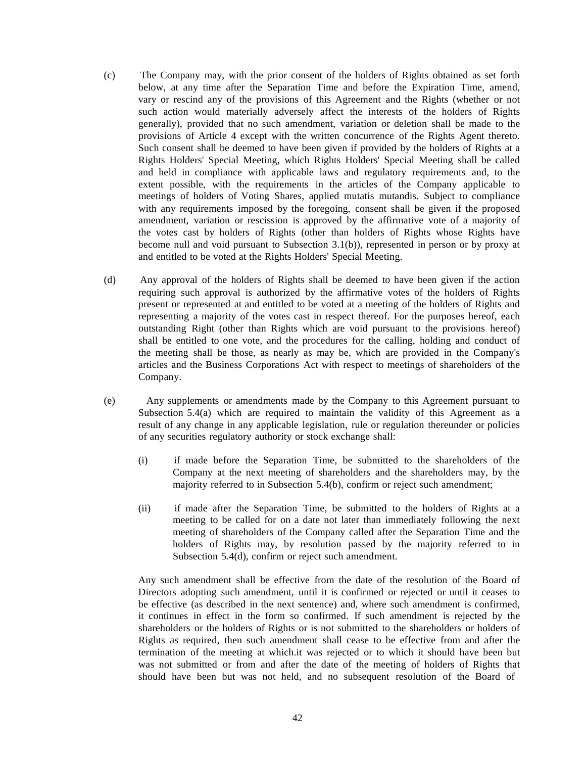(c) The Company may, with the prior consent of the holders of Rights obtained as set forth below, at any time after the Separation Time and before the Expiration Time, amend, vary or rescind any of the provisions of this Agreement and the Rights (whether or not such action would materially adversely affect the interests of the holders of Rights generally), provided that no such amendment, variation or deletion shall be made to the provisions of Article 4 except with the written concurrence of the Rights Agent thereto. Such consent shall be deemed to have been given if provided by the holders of Rights at a Rights Holders' Special Meeting, which Rights Holders' Special Meeting shall be called and held in compliance with applicable laws and regulatory requirements and, to the extent possible, with the requirements in the articles of the Company applicable to meetings of holders of Voting Shares, applied mutatis mutandis. Subject to compliance with any requirements imposed by the foregoing, consent shall be given if the proposed amendment, variation or rescission is approved by the affirmative vote of a majority of the votes cast by holders of Rights (other than holders of Rights whose Rights have become null and void pursuant to Subsection 3.1(b)), represented in person or by proxy at and entitled to be voted at the Rights Holders' Special Meeting.

(d) Any approval of the holders of Rights shall be deemed to have been given if the action requiring such approval is authorized by the affirmative votes of the holders of Rights present or represented at and entitled to be voted at a meeting of the holders of Rights and representing a majority of the votes cast in respect thereof. For the purposes hereof, each outstanding Right (other than Rights which are void pursuant to the provisions hereof) shall be entitled to one vote, and the procedures for the calling, holding and conduct of the meeting shall be those, as nearly as may be, which are provided in the Company's articles and the Business Corporations Act with respect to meetings of shareholders of the Company.

(e) Any supplements or amendments made by the Company to this Agreement pursuant to Subsection 5.4(a) which are required to maintain the validity of this Agreement as a result of any change in any applicable legislation, rule or regulation thereunder or policies of any securities regulatory authority or stock exchange shall:

   (i) if made before the Separation Time, be submitted to the shareholders of the Company at the next meeting of shareholders and the shareholders may, by the majority referred to in Subsection 5.4(b), confirm or reject such amendment;

   (ii) if made after the Separation Time, be submitted to the holders of Rights at a meeting to be called for on a date not later than immediately following the next meeting of shareholders of the Company called after the Separation Time and the holders of Rights may, by resolution passed by the majority referred to in Subsection 5.4(d), confirm or reject such amendment.

Any such amendment shall be effective from the date of the resolution of the Board of Directors adopting such amendment, until it is confirmed or rejected or until it ceases to be effective (as described in the next sentence) and, where such amendment is confirmed, it continues in effect in the form so confirmed. If such amendment is rejected by the shareholders or the holders of Rights or is not submitted to the shareholders or holders of Rights as required, then such amendment shall cease to be effective from and after the termination of the meeting at which.it was rejected or to which it should have been but was not submitted or from and after the date of the meeting of holders of Rights that should have been but was not held, and no subsequent resolution of the Board of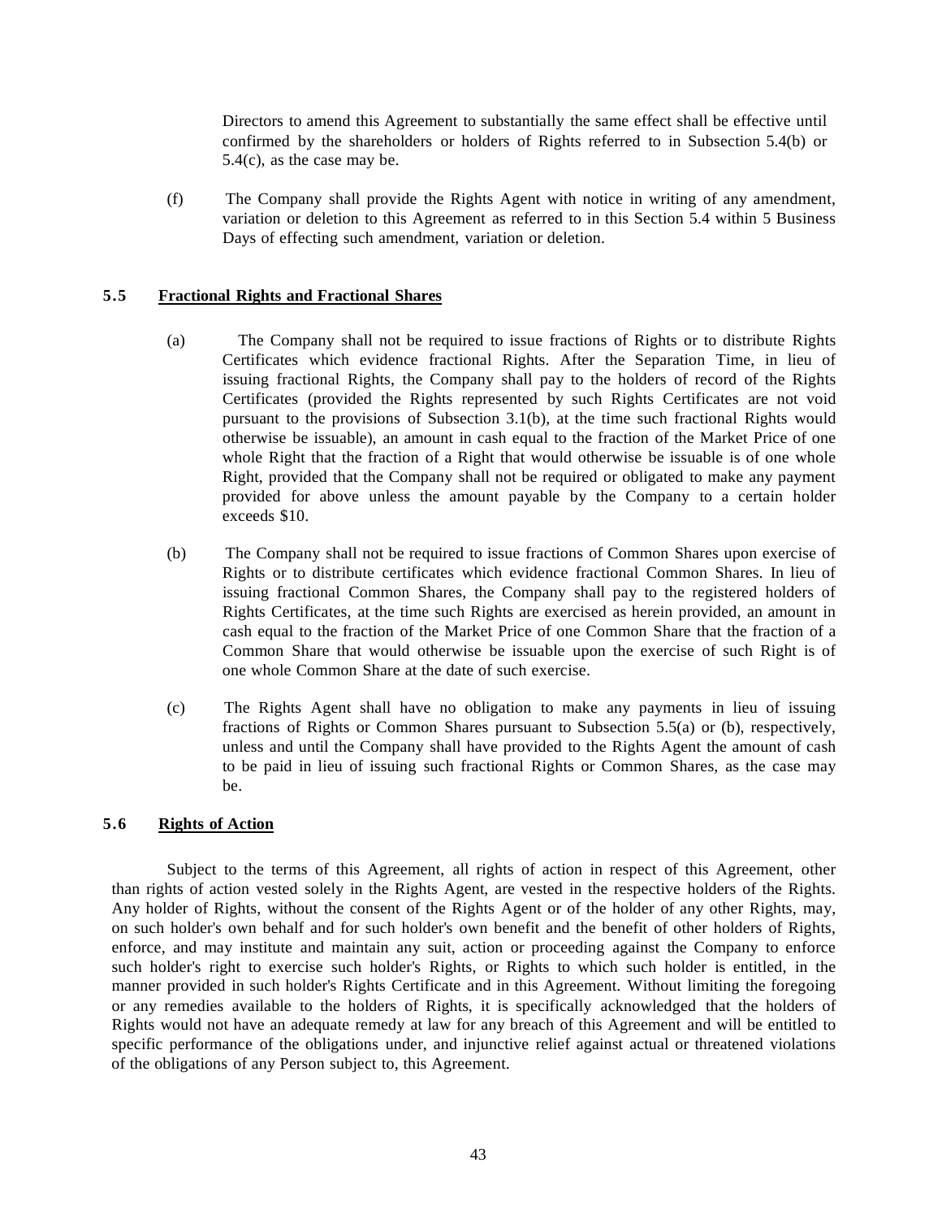Directors to amend this Agreement to substantially the same effect shall be effective until confirmed by the shareholders or holders of Rights referred to in Subsection 5.4(b) or 5.4(c), as the case may be.

(f) The Company shall provide the Rights Agent with notice in writing of any amendment, variation or deletion to this Agreement as referred to in this Section 5.4 within 5 Business Days of effecting such amendment, variation or deletion.

## 5.5 Fractional Rights and Fractional Shares

(a) The Company shall not be required to issue fractions of Rights or to distribute Rights Certificates which evidence fractional Rights. After the Separation Time, in lieu of issuing fractional Rights, the Company shall pay to the holders of record of the Rights Certificates (provided the Rights represented by such Rights Certificates are not void pursuant to the provisions of Subsection 3.1(b), at the time such fractional Rights would otherwise be issuable), an amount in cash equal to the fraction of the Market Price of one whole Right that the fraction of a Right that would otherwise be issuable is of one whole Right, provided that the Company shall not be required or obligated to make any payment provided for above unless the amount payable by the Company to a certain holder exceeds $10.

(b) The Company shall not be required to issue fractions of Common Shares upon exercise of Rights or to distribute certificates which evidence fractional Common Shares. In lieu of issuing fractional Common Shares, the Company shall pay to the registered holders of Rights Certificates, at the time such Rights are exercised as herein provided, an amount in cash equal to the fraction of the Market Price of one Common Share that the fraction of a Common Share that would otherwise be issuable upon the exercise of such Right is of one whole Common Share at the date of such exercise.

(c) The Rights Agent shall have no obligation to make any payments in lieu of issuing fractions of Rights or Common Shares pursuant to Subsection 5.5(a) or (b), respectively, unless and until the Company shall have provided to the Rights Agent the amount of cash to be paid in lieu of issuing such fractional Rights or Common Shares, as the case may be.

## 5.6 Rights of Action

Subject to the terms of this Agreement, all rights of action in respect of this Agreement, other than rights of action vested solely in the Rights Agent, are vested in the respective holders of the Rights. Any holder of Rights, without the consent of the Rights Agent or of the holder of any other Rights, may, on such holder's own behalf and for such holder's own benefit and the benefit of other holders of Rights, enforce, and may institute and maintain any suit, action or proceeding against the Company to enforce such holder's right to exercise such holder's Rights, or Rights to which such holder is entitled, in the manner provided in such holder's Rights Certificate and in this Agreement. Without limiting the foregoing or any remedies available to the holders of Rights, it is specifically acknowledged that the holders of Rights would not have an adequate remedy at law for any breach of this Agreement and will be entitled to specific performance of the obligations under, and injunctive relief against actual or threatened violations of the obligations of any Person subject to, this Agreement.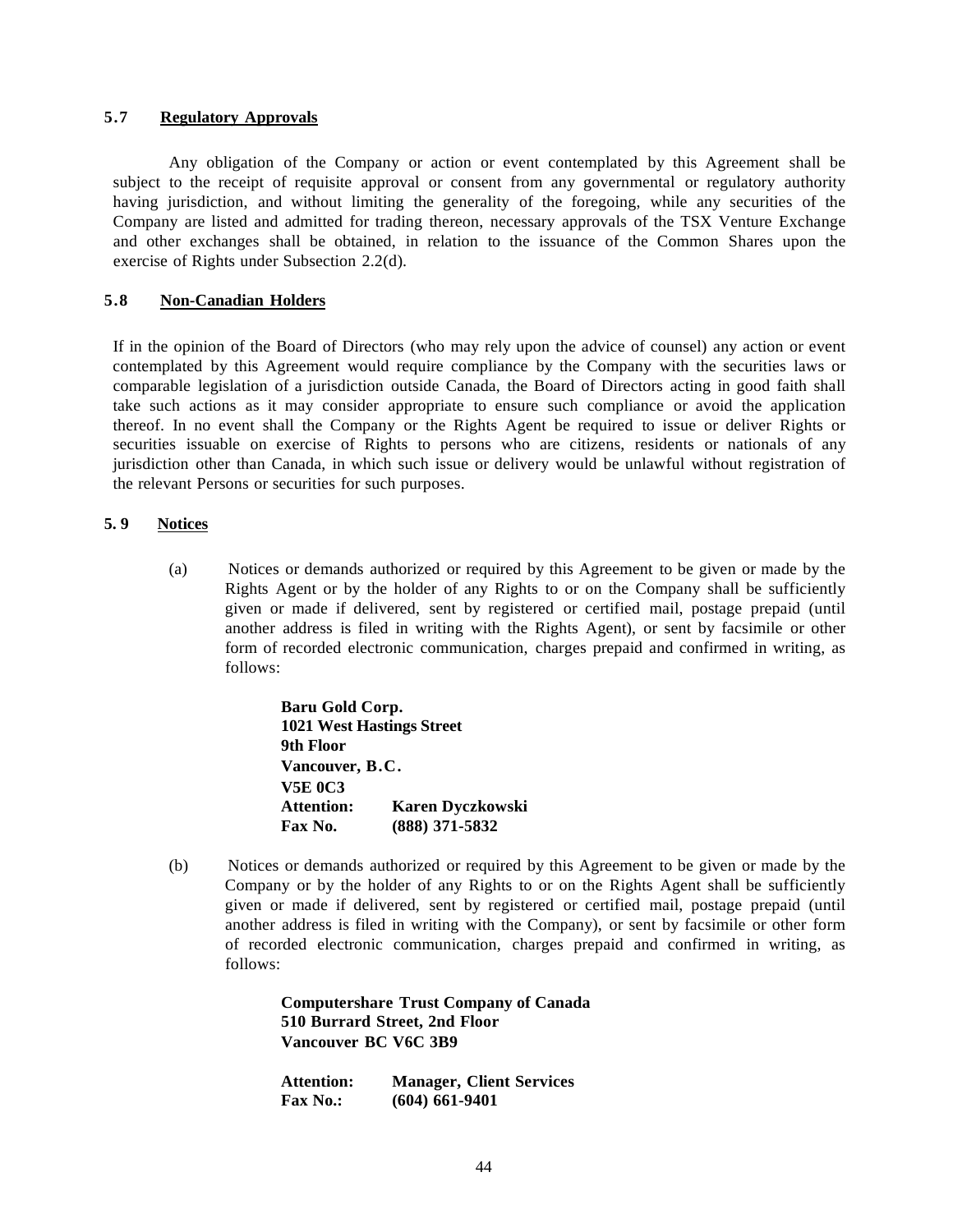### 5.7 Regulatory Approvals

Any obligation of the Company or action or event contemplated by this Agreement shall be subject to the receipt of requisite approval or consent from any governmental or regulatory authority having jurisdiction, and without limiting the generality of the foregoing, while any securities of the Company are listed and admitted for trading thereon, necessary approvals of the TSX Venture Exchange and other exchanges shall be obtained, in relation to the issuance of the Common Shares upon the exercise of Rights under Subsection 2.2(d).

### 5.8 Non-Canadian Holders

If in the opinion of the Board of Directors (who may rely upon the advice of counsel) any action or event contemplated by this Agreement would require compliance by the Company with the securities laws or comparable legislation of a jurisdiction outside Canada, the Board of Directors acting in good faith shall take such actions as it may consider appropriate to ensure such compliance or avoid the application thereof. In no event shall the Company or the Rights Agent be required to issue or deliver Rights or securities issuable on exercise of Rights to persons who are citizens, residents or nationals of any jurisdiction other than Canada, in which such issue or delivery would be unlawful without registration of the relevant Persons or securities for such purposes.

### 5.9 Notices

(a) Notices or demands authorized or required by this Agreement to be given or made by the Rights Agent or by the holder of any Rights to or on the Company shall be sufficiently given or made if delivered, sent by registered or certified mail, postage prepaid (until another address is filed in writing with the Rights Agent), or sent by facsimile or other form of recorded electronic communication, charges prepaid and confirmed in writing, as follows:

> **Baru Gold Corp.**
> **1021 West Hastings Street**
> **9th Floor**
> **Vancouver, B.C.**
> **V5E 0C3**
> **Attention: Karen Dyczkowski**
> **Fax No. (888) 371-5832**

(b) Notices or demands authorized or required by this Agreement to be given or made by the Company or by the holder of any Rights to or on the Rights Agent shall be sufficiently given or made if delivered, sent by registered or certified mail, postage prepaid (until another address is filed in writing with the Company), or sent by facsimile or other form of recorded electronic communication, charges prepaid and confirmed in writing, as follows:

> **Computershare Trust Company of Canada**
> **510 Burrard Street, 2nd Floor**
> **Vancouver BC V6C 3B9**
>
> **Attention: Manager, Client Services**
> **Fax No.: (604) 661-9401**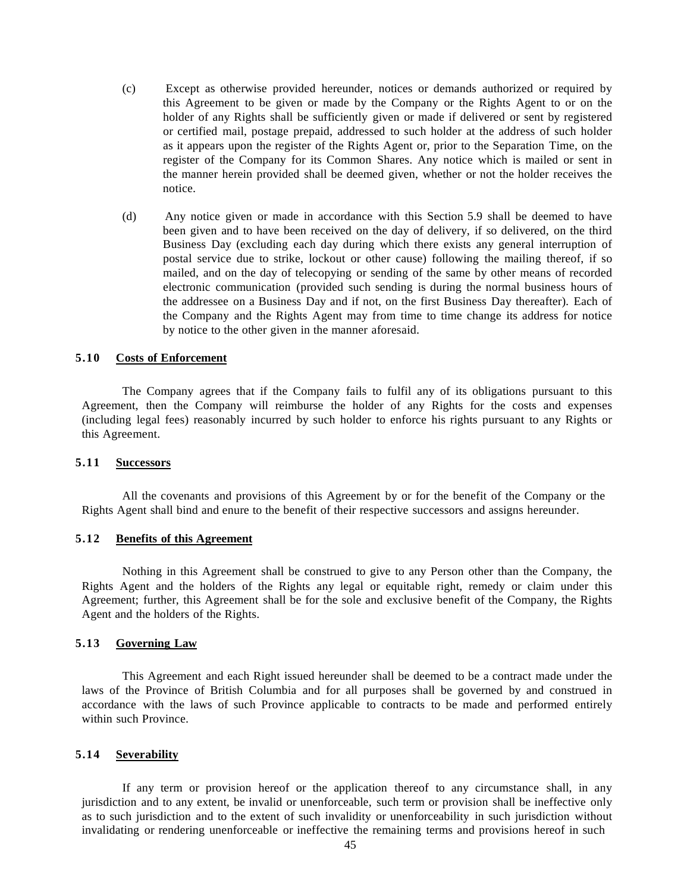(c) Except as otherwise provided hereunder, notices or demands authorized or required by this Agreement to be given or made by the Company or the Rights Agent to or on the holder of any Rights shall be sufficiently given or made if delivered or sent by registered or certified mail, postage prepaid, addressed to such holder at the address of such holder as it appears upon the register of the Rights Agent or, prior to the Separation Time, on the register of the Company for its Common Shares. Any notice which is mailed or sent in the manner herein provided shall be deemed given, whether or not the holder receives the notice.

(d) Any notice given or made in accordance with this Section 5.9 shall be deemed to have been given and to have been received on the day of delivery, if so delivered, on the third Business Day (excluding each day during which there exists any general interruption of postal service due to strike, lockout or other cause) following the mailing thereof, if so mailed, and on the day of telecopying or sending of the same by other means of recorded electronic communication (provided such sending is during the normal business hours of the addressee on a Business Day and if not, on the first Business Day thereafter). Each of the Company and the Rights Agent may from time to time change its address for notice by notice to the other given in the manner aforesaid.

### 5.10 Costs of Enforcement

The Company agrees that if the Company fails to fulfil any of its obligations pursuant to this Agreement, then the Company will reimburse the holder of any Rights for the costs and expenses (including legal fees) reasonably incurred by such holder to enforce his rights pursuant to any Rights or this Agreement.

### 5.11 Successors

All the covenants and provisions of this Agreement by or for the benefit of the Company or the Rights Agent shall bind and enure to the benefit of their respective successors and assigns hereunder.

### 5.12 Benefits of this Agreement

Nothing in this Agreement shall be construed to give to any Person other than the Company, the Rights Agent and the holders of the Rights any legal or equitable right, remedy or claim under this Agreement; further, this Agreement shall be for the sole and exclusive benefit of the Company, the Rights Agent and the holders of the Rights.

### 5.13 Governing Law

This Agreement and each Right issued hereunder shall be deemed to be a contract made under the laws of the Province of British Columbia and for all purposes shall be governed by and construed in accordance with the laws of such Province applicable to contracts to be made and performed entirely within such Province.

### 5.14 Severability

If any term or provision hereof or the application thereof to any circumstance shall, in any jurisdiction and to any extent, be invalid or unenforceable, such term or provision shall be ineffective only as to such jurisdiction and to the extent of such invalidity or unenforceability in such jurisdiction without invalidating or rendering unenforceable or ineffective the remaining terms and provisions hereof in such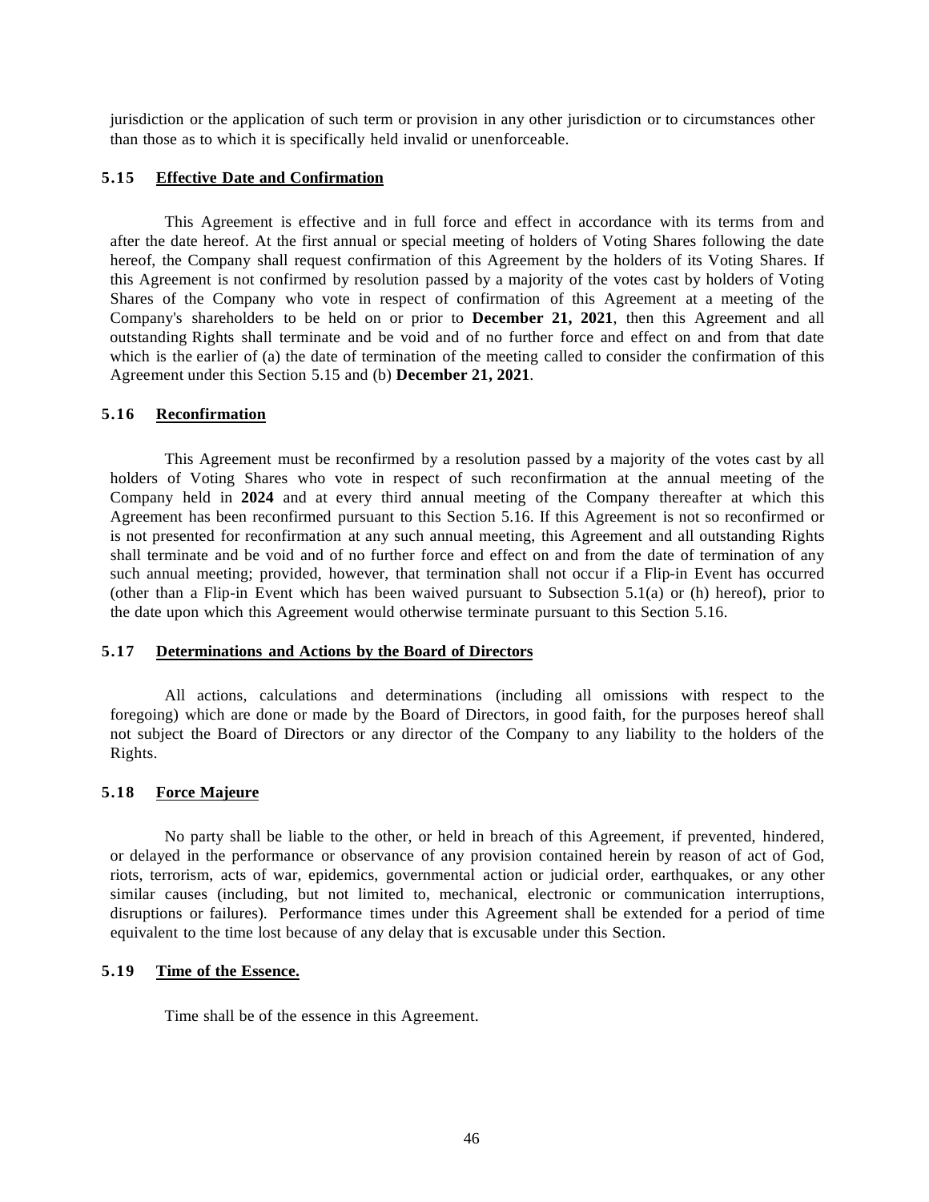jurisdiction or the application of such term or provision in any other jurisdiction or to circumstances other than those as to which it is specifically held invalid or unenforceable.

### 5.15 Effective Date and Confirmation

This Agreement is effective and in full force and effect in accordance with its terms from and after the date hereof. At the first annual or special meeting of holders of Voting Shares following the date hereof, the Company shall request confirmation of this Agreement by the holders of its Voting Shares. If this Agreement is not confirmed by resolution passed by a majority of the votes cast by holders of Voting Shares of the Company who vote in respect of confirmation of this Agreement at a meeting of the Company's shareholders to be held on or prior to **December 21, 2021**, then this Agreement and all outstanding Rights shall terminate and be void and of no further force and effect on and from that date which is the earlier of (a) the date of termination of the meeting called to consider the confirmation of this Agreement under this Section 5.15 and (b) **December 21, 2021**.

### 5.16 Reconfirmation

This Agreement must be reconfirmed by a resolution passed by a majority of the votes cast by all holders of Voting Shares who vote in respect of such reconfirmation at the annual meeting of the Company held in **2024** and at every third annual meeting of the Company thereafter at which this Agreement has been reconfirmed pursuant to this Section 5.16. If this Agreement is not so reconfirmed or is not presented for reconfirmation at any such annual meeting, this Agreement and all outstanding Rights shall terminate and be void and of no further force and effect on and from the date of termination of any such annual meeting; provided, however, that termination shall not occur if a Flip-in Event has occurred (other than a Flip-in Event which has been waived pursuant to Subsection 5.1(a) or (h) hereof), prior to the date upon which this Agreement would otherwise terminate pursuant to this Section 5.16.

### 5.17 Determinations and Actions by the Board of Directors

All actions, calculations and determinations (including all omissions with respect to the foregoing) which are done or made by the Board of Directors, in good faith, for the purposes hereof shall not subject the Board of Directors or any director of the Company to any liability to the holders of the Rights.

### 5.18 Force Majeure

No party shall be liable to the other, or held in breach of this Agreement, if prevented, hindered, or delayed in the performance or observance of any provision contained herein by reason of act of God, riots, terrorism, acts of war, epidemics, governmental action or judicial order, earthquakes, or any other similar causes (including, but not limited to, mechanical, electronic or communication interruptions, disruptions or failures). Performance times under this Agreement shall be extended for a period of time equivalent to the time lost because of any delay that is excusable under this Section.

### 5.19 Time of the Essence.

Time shall be of the essence in this Agreement.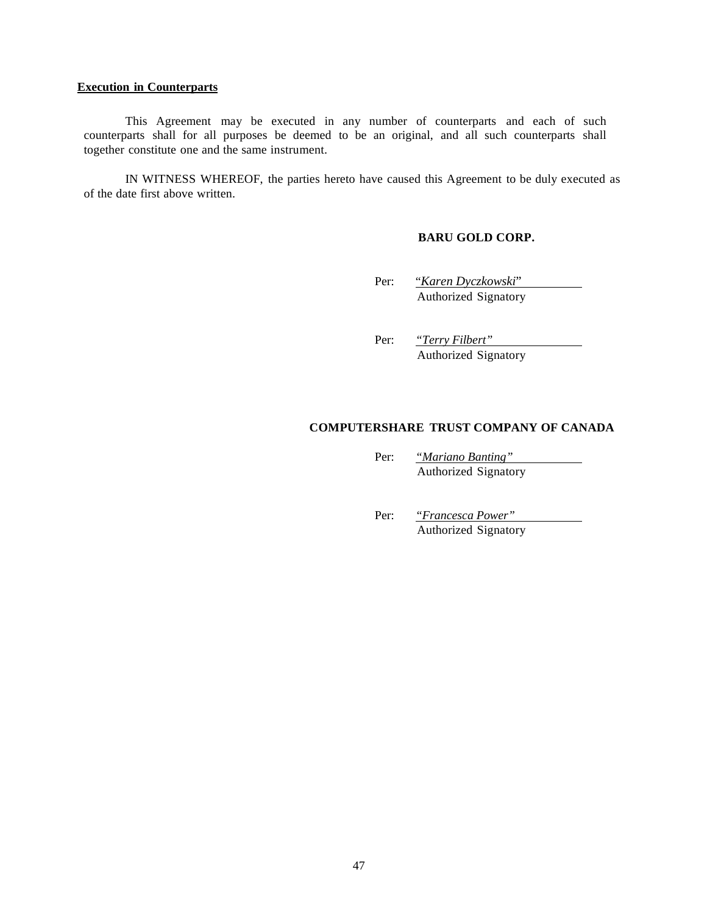**<u>Execution in Counterparts</u>**

This Agreement may be executed in any number of counterparts and each of such counterparts shall for all purposes be deemed to be an original, and all such counterparts shall together constitute one and the same instrument.

IN WITNESS WHEREOF, the parties hereto have caused this Agreement to be duly executed as of the date first above written.

**BARU GOLD CORP.**

Per: *"Karen Dyczkowski"*
Authorized Signatory

Per: *"Terry Filbert"*
Authorized Signatory

**COMPUTERSHARE TRUST COMPANY OF CANADA**

Per: *"Mariano Banting"*
Authorized Signatory

Per: *"Francesca Power"*
Authorized Signatory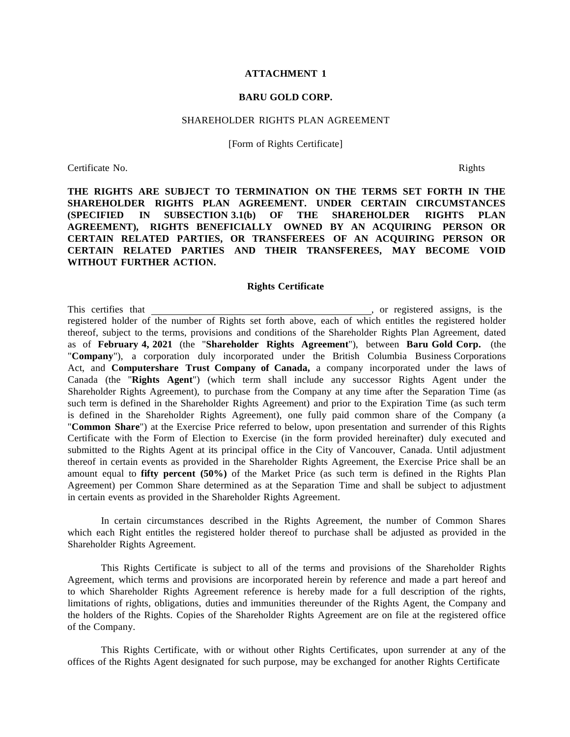**ATTACHMENT 1**

**BARU GOLD CORP.**

SHAREHOLDER RIGHTS PLAN AGREEMENT

[Form of Rights Certificate]

Certificate No. Rights

**THE RIGHTS ARE SUBJECT TO TERMINATION ON THE TERMS SET FORTH IN THE SHAREHOLDER RIGHTS PLAN AGREEMENT. UNDER CERTAIN CIRCUMSTANCES (SPECIFIED IN SUBSECTION 3.1(b) OF THE SHAREHOLDER RIGHTS PLAN AGREEMENT), RIGHTS BENEFICIALLY OWNED BY AN ACQUIRING PERSON OR CERTAIN RELATED PARTIES, OR TRANSFEREES OF AN ACQUIRING PERSON OR CERTAIN RELATED PARTIES AND THEIR TRANSFEREES, MAY BECOME VOID WITHOUT FURTHER ACTION.**

**Rights Certificate**

This certifies that \_\_\_\_\_\_\_\_\_\_\_\_\_\_\_\_\_\_\_\_\_\_\_\_\_\_\_\_\_\_\_\_\_\_\_\_\_\_\_\_, or registered assigns, is the registered holder of the number of Rights set forth above, each of which entitles the registered holder thereof, subject to the terms, provisions and conditions of the Shareholder Rights Plan Agreement, dated as of **February 4, 2021** (the "**Shareholder Rights Agreement**"), between **Baru Gold Corp.** (the "**Company**"), a corporation duly incorporated under the British Columbia Business Corporations Act, and **Computershare Trust Company of Canada,** a company incorporated under the laws of Canada (the "**Rights Agent**") (which term shall include any successor Rights Agent under the Shareholder Rights Agreement), to purchase from the Company at any time after the Separation Time (as such term is defined in the Shareholder Rights Agreement) and prior to the Expiration Time (as such term is defined in the Shareholder Rights Agreement), one fully paid common share of the Company (a "**Common Share**") at the Exercise Price referred to below, upon presentation and surrender of this Rights Certificate with the Form of Election to Exercise (in the form provided hereinafter) duly executed and submitted to the Rights Agent at its principal office in the City of Vancouver, Canada. Until adjustment thereof in certain events as provided in the Shareholder Rights Agreement, the Exercise Price shall be an amount equal to **fifty percent (50%)** of the Market Price (as such term is defined in the Rights Plan Agreement) per Common Share determined as at the Separation Time and shall be subject to adjustment in certain events as provided in the Shareholder Rights Agreement.

In certain circumstances described in the Rights Agreement, the number of Common Shares which each Right entitles the registered holder thereof to purchase shall be adjusted as provided in the Shareholder Rights Agreement.

This Rights Certificate is subject to all of the terms and provisions of the Shareholder Rights Agreement, which terms and provisions are incorporated herein by reference and made a part hereof and to which Shareholder Rights Agreement reference is hereby made for a full description of the rights, limitations of rights, obligations, duties and immunities thereunder of the Rights Agent, the Company and the holders of the Rights. Copies of the Shareholder Rights Agreement are on file at the registered office of the Company.

This Rights Certificate, with or without other Rights Certificates, upon surrender at any of the offices of the Rights Agent designated for such purpose, may be exchanged for another Rights Certificate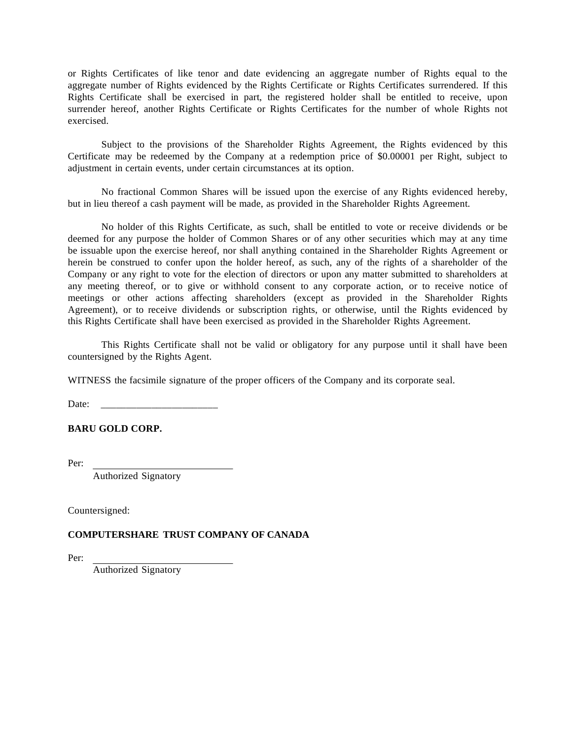or Rights Certificates of like tenor and date evidencing an aggregate number of Rights equal to the aggregate number of Rights evidenced by the Rights Certificate or Rights Certificates surrendered. If this Rights Certificate shall be exercised in part, the registered holder shall be entitled to receive, upon surrender hereof, another Rights Certificate or Rights Certificates for the number of whole Rights not exercised.

Subject to the provisions of the Shareholder Rights Agreement, the Rights evidenced by this Certificate may be redeemed by the Company at a redemption price of $0.00001 per Right, subject to adjustment in certain events, under certain circumstances at its option.

No fractional Common Shares will be issued upon the exercise of any Rights evidenced hereby, but in lieu thereof a cash payment will be made, as provided in the Shareholder Rights Agreement.

No holder of this Rights Certificate, as such, shall be entitled to vote or receive dividends or be deemed for any purpose the holder of Common Shares or of any other securities which may at any time be issuable upon the exercise hereof, nor shall anything contained in the Shareholder Rights Agreement or herein be construed to confer upon the holder hereof, as such, any of the rights of a shareholder of the Company or any right to vote for the election of directors or upon any matter submitted to shareholders at any meeting thereof, or to give or withhold consent to any corporate action, or to receive notice of meetings or other actions affecting shareholders (except as provided in the Shareholder Rights Agreement), or to receive dividends or subscription rights, or otherwise, until the Rights evidenced by this Rights Certificate shall have been exercised as provided in the Shareholder Rights Agreement.

This Rights Certificate shall not be valid or obligatory for any purpose until it shall have been countersigned by the Rights Agent.

WITNESS the facsimile signature of the proper officers of the Company and its corporate seal.

Date: ______________________

**BARU GOLD CORP.**

Per: ___________________________
Authorized Signatory

Countersigned:

**COMPUTERSHARE TRUST COMPANY OF CANADA**

Per: ___________________________
Authorized Signatory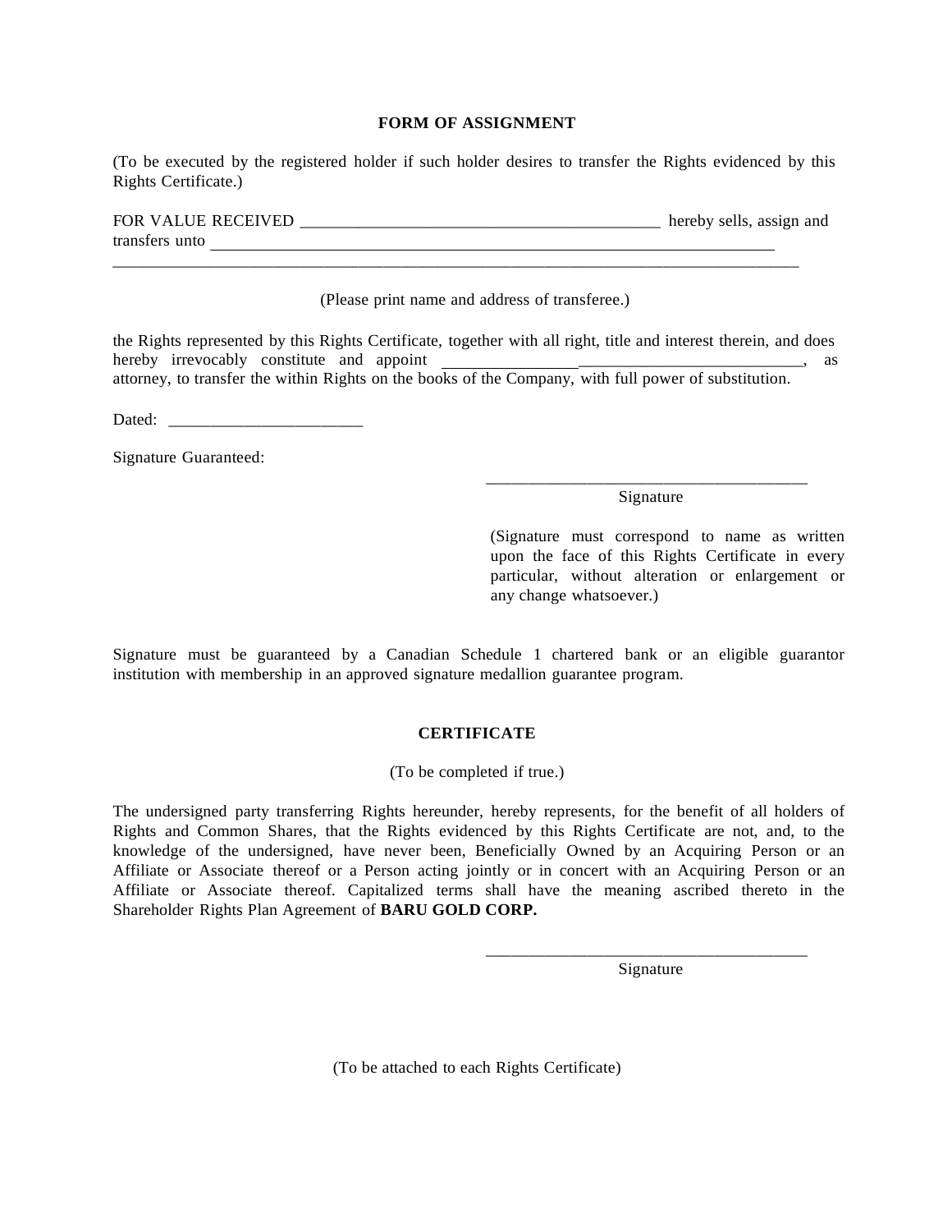**FORM OF ASSIGNMENT**

(To be executed by the registered holder if such holder desires to transfer the Rights evidenced by this Rights Certificate.)

FOR VALUE RECEIVED ___________________________________________ hereby sells, assign and transfers unto ______________________________________________________________________

_____________________________________________________________________________________

(Please print name and address of transferee.)

the Rights represented by this Rights Certificate, together with all right, title and interest therein, and does hereby irrevocably constitute and appoint __________________________________________, as attorney, to transfer the within Rights on the books of the Company, with full power of substitution.

Dated: _______________________

Signature Guaranteed:

_______________________________________
Signature

(Signature must correspond to name as written upon the face of this Rights Certificate in every particular, without alteration or enlargement or any change whatsoever.)

Signature must be guaranteed by a Canadian Schedule 1 chartered bank or an eligible guarantor institution with membership in an approved signature medallion guarantee program.

**CERTIFICATE**

(To be completed if true.)

The undersigned party transferring Rights hereunder, hereby represents, for the benefit of all holders of Rights and Common Shares, that the Rights evidenced by this Rights Certificate are not, and, to the knowledge of the undersigned, have never been, Beneficially Owned by an Acquiring Person or an Affiliate or Associate thereof or a Person acting jointly or in concert with an Acquiring Person or an Affiliate or Associate thereof. Capitalized terms shall have the meaning ascribed thereto in the Shareholder Rights Plan Agreement of **BARU GOLD CORP.**

_______________________________________
Signature

(To be attached to each Rights Certificate)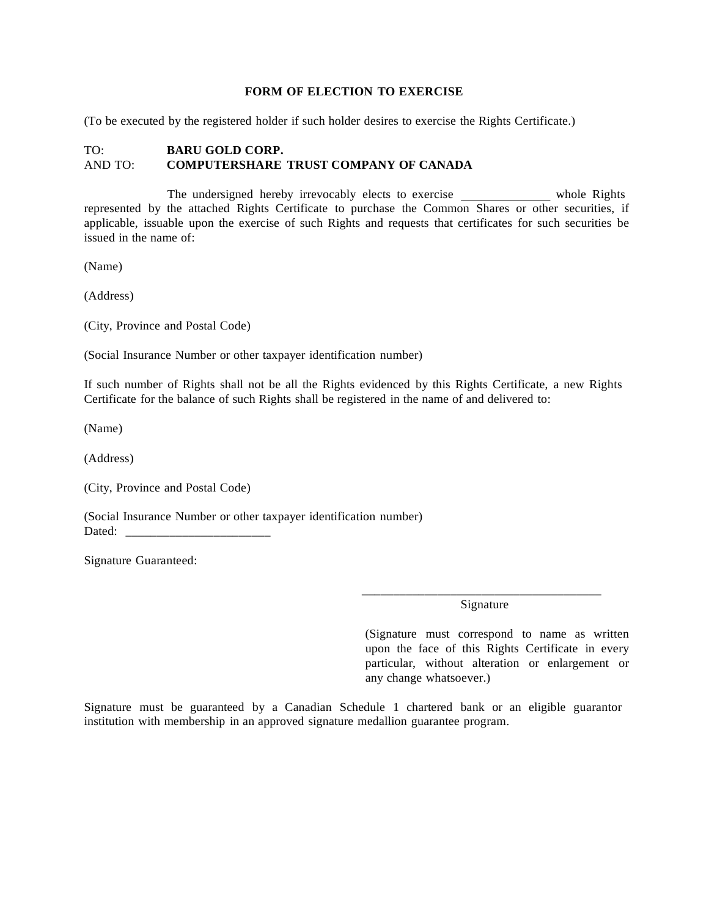**FORM OF ELECTION TO EXERCISE**

(To be executed by the registered holder if such holder desires to exercise the Rights Certificate.)

TO: **BARU GOLD CORP.**
AND TO: **COMPUTERSHARE TRUST COMPANY OF CANADA**

The undersigned hereby irrevocably elects to exercise ______________ whole Rights represented by the attached Rights Certificate to purchase the Common Shares or other securities, if applicable, issuable upon the exercise of such Rights and requests that certificates for such securities be issued in the name of:

(Name)

(Address)

(City, Province and Postal Code)

(Social Insurance Number or other taxpayer identification number)

If such number of Rights shall not be all the Rights evidenced by this Rights Certificate, a new Rights Certificate for the balance of such Rights shall be registered in the name of and delivered to:

(Name)

(Address)

(City, Province and Postal Code)

(Social Insurance Number or other taxpayer identification number)
Dated: ______________________

Signature Guaranteed:

_______________________________________
Signature

(Signature must correspond to name as written upon the face of this Rights Certificate in every particular, without alteration or enlargement or any change whatsoever.)

Signature must be guaranteed by a Canadian Schedule 1 chartered bank or an eligible guarantor institution with membership in an approved signature medallion guarantee program.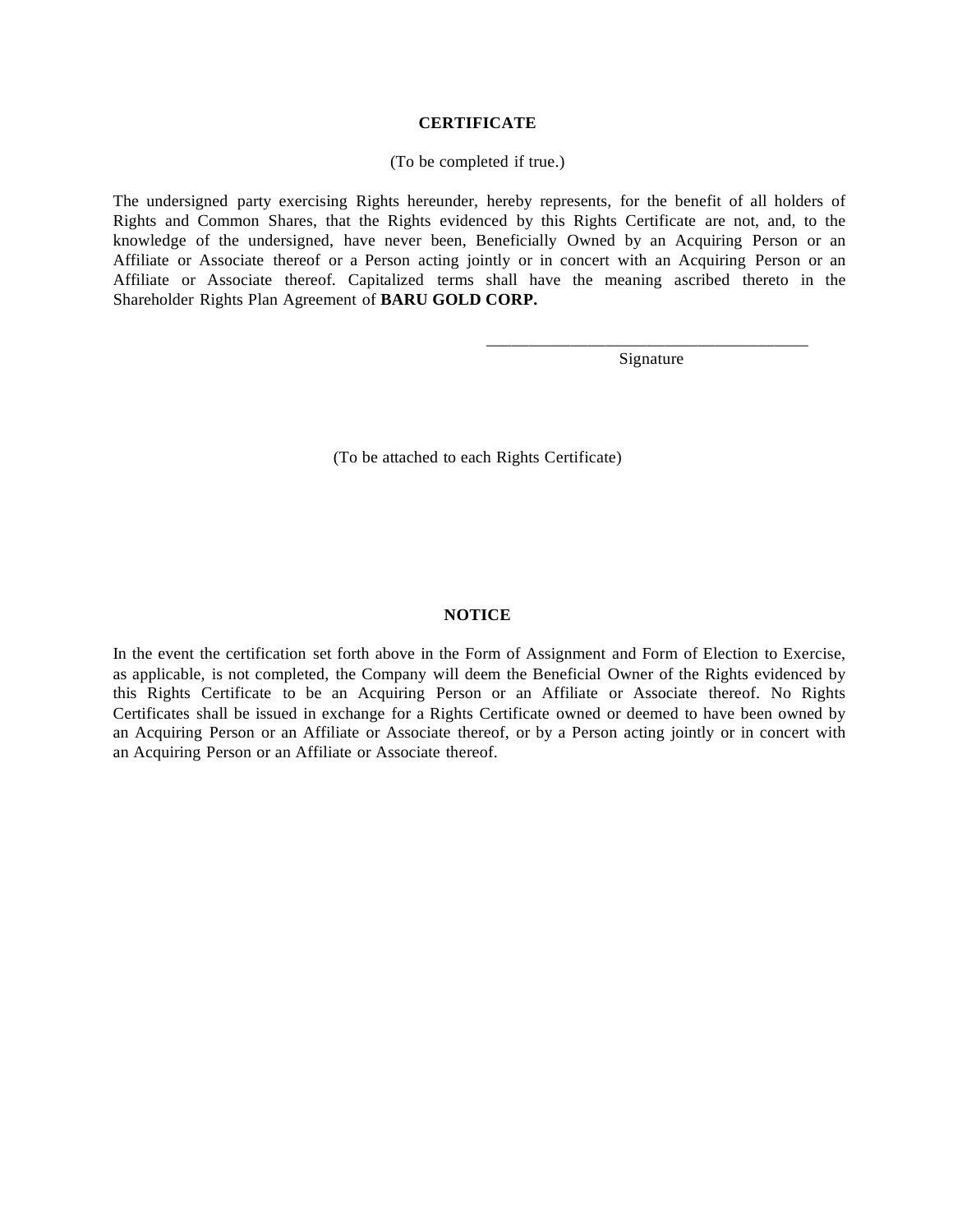## CERTIFICATE

(To be completed if true.)

The undersigned party exercising Rights hereunder, hereby represents, for the benefit of all holders of Rights and Common Shares, that the Rights evidenced by this Rights Certificate are not, and, to the knowledge of the undersigned, have never been, Beneficially Owned by an Acquiring Person or an Affiliate or Associate thereof or a Person acting jointly or in concert with an Acquiring Person or an Affiliate or Associate thereof. Capitalized terms shall have the meaning ascribed thereto in the Shareholder Rights Plan Agreement of **BARU GOLD CORP.**

\_\_\_\_\_\_\_\_\_\_\_\_\_\_\_\_\_\_\_\_\_\_\_\_\_\_\_\_\_\_\_\_\_\_\_\_\_\_\_\_
Signature

(To be attached to each Rights Certificate)

## NOTICE

In the event the certification set forth above in the Form of Assignment and Form of Election to Exercise, as applicable, is not completed, the Company will deem the Beneficial Owner of the Rights evidenced by this Rights Certificate to be an Acquiring Person or an Affiliate or Associate thereof. No Rights Certificates shall be issued in exchange for a Rights Certificate owned or deemed to have been owned by an Acquiring Person or an Affiliate or Associate thereof, or by a Person acting jointly or in concert with an Acquiring Person or an Affiliate or Associate thereof.